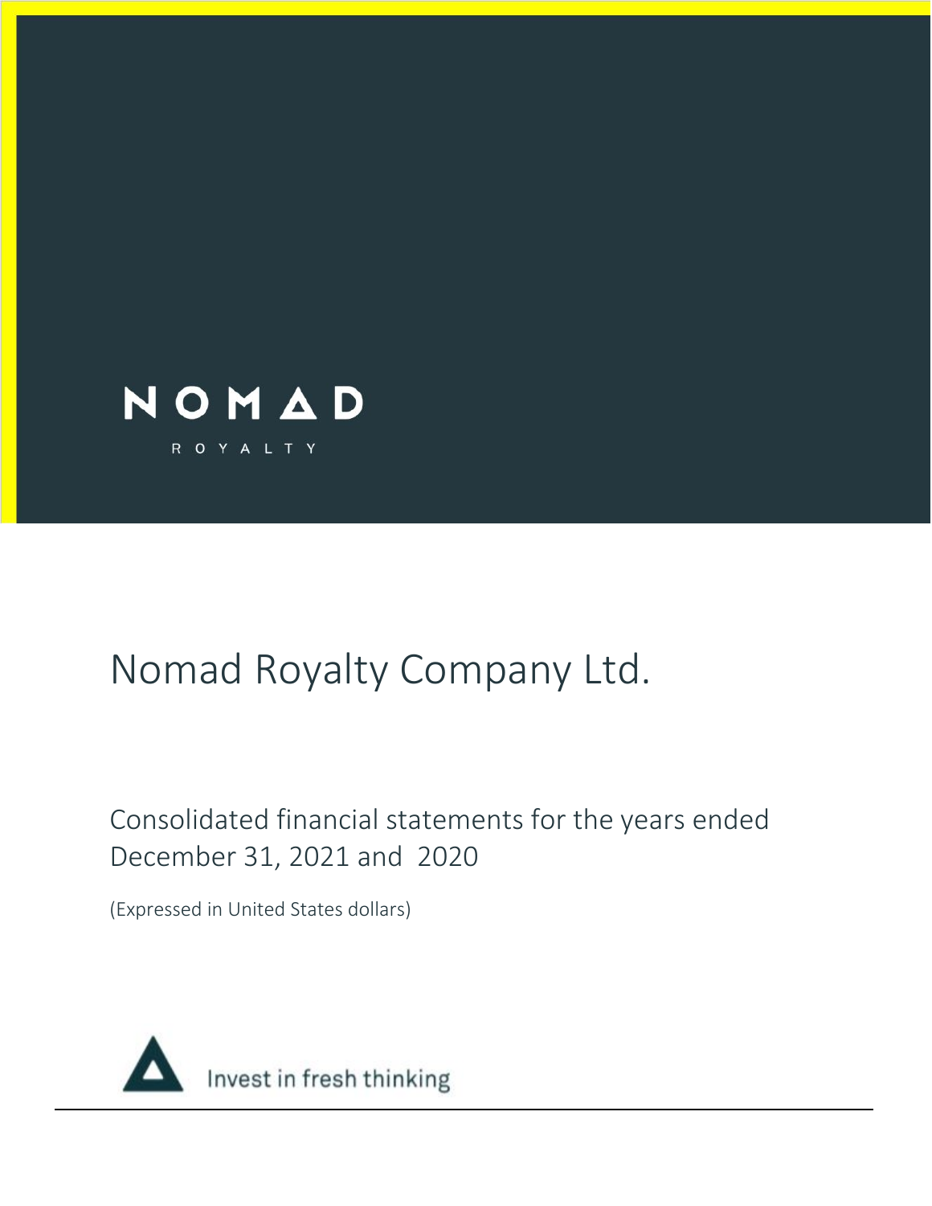NOMAD

ROYALTY

# Nomad Royalty Company Ltd.

## Consolidated financial statements for the years ended December 31, 2021 and 2020

(Expressed in United States dollars)

Invest in fresh thinking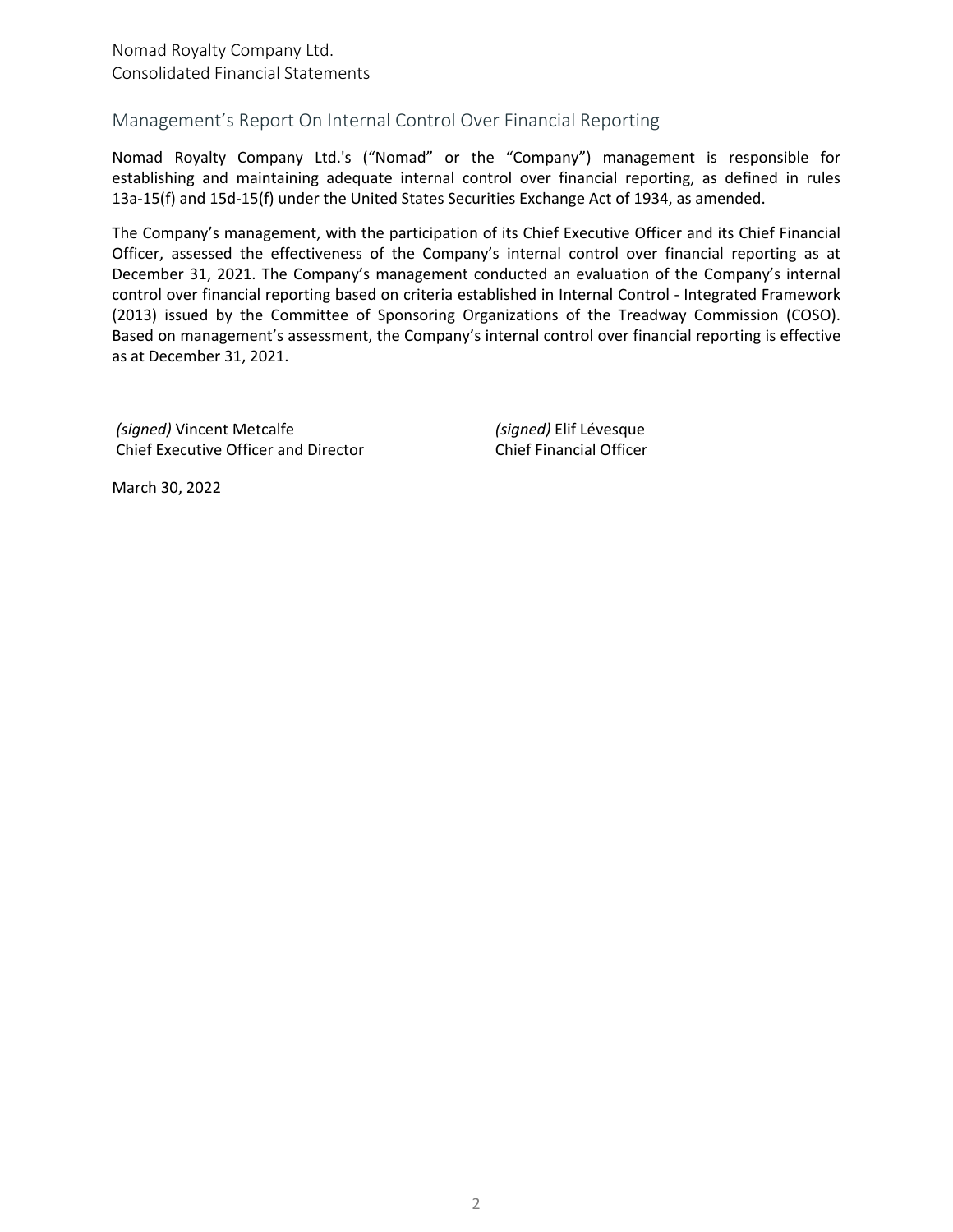Nomad Royalty Company Ltd.
Consolidated Financial Statements

## Management's Report On Internal Control Over Financial Reporting

Nomad Royalty Company Ltd.'s ("Nomad" or the "Company") management is responsible for establishing and maintaining adequate internal control over financial reporting, as defined in rules 13a-15(f) and 15d-15(f) under the United States Securities Exchange Act of 1934, as amended.

The Company's management, with the participation of its Chief Executive Officer and its Chief Financial Officer, assessed the effectiveness of the Company's internal control over financial reporting as at December 31, 2021. The Company's management conducted an evaluation of the Company's internal control over financial reporting based on criteria established in Internal Control - Integrated Framework (2013) issued by the Committee of Sponsoring Organizations of the Treadway Commission (COSO). Based on management's assessment, the Company's internal control over financial reporting is effective as at December 31, 2021.

*(signed)* Vincent Metcalfe
Chief Executive Officer and Director

*(signed)* Elif Lévesque
Chief Financial Officer

March 30, 2022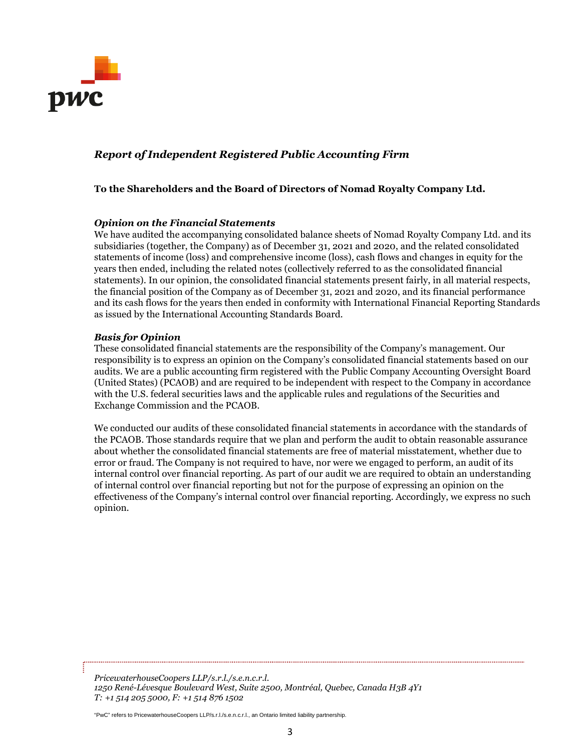## *Report of Independent Registered Public Accounting Firm*

**To the Shareholders and the Board of Directors of Nomad Royalty Company Ltd.**

### *Opinion on the Financial Statements*

We have audited the accompanying consolidated balance sheets of Nomad Royalty Company Ltd. and its subsidiaries (together, the Company) as of December 31, 2021 and 2020, and the related consolidated statements of income (loss) and comprehensive income (loss), cash flows and changes in equity for the years then ended, including the related notes (collectively referred to as the consolidated financial statements). In our opinion, the consolidated financial statements present fairly, in all material respects, the financial position of the Company as of December 31, 2021 and 2020, and its financial performance and its cash flows for the years then ended in conformity with International Financial Reporting Standards as issued by the International Accounting Standards Board.

### *Basis for Opinion*

These consolidated financial statements are the responsibility of the Company's management. Our responsibility is to express an opinion on the Company's consolidated financial statements based on our audits. We are a public accounting firm registered with the Public Company Accounting Oversight Board (United States) (PCAOB) and are required to be independent with respect to the Company in accordance with the U.S. federal securities laws and the applicable rules and regulations of the Securities and Exchange Commission and the PCAOB.

We conducted our audits of these consolidated financial statements in accordance with the standards of the PCAOB. Those standards require that we plan and perform the audit to obtain reasonable assurance about whether the consolidated financial statements are free of material misstatement, whether due to error or fraud. The Company is not required to have, nor were we engaged to perform, an audit of its internal control over financial reporting. As part of our audit we are required to obtain an understanding of internal control over financial reporting but not for the purpose of expressing an opinion on the effectiveness of the Company's internal control over financial reporting. Accordingly, we express no such opinion.

*PricewaterhouseCoopers LLP/s.r.l./s.e.n.c.r.l.*
*1250 René-Lévesque Boulevard West, Suite 2500, Montréal, Quebec, Canada H3B 4Y1*
*T: +1 514 205 5000, F: +1 514 876 1502*

"PwC" refers to PricewaterhouseCoopers LLP/s.r.l./s.e.n.c.r.l., an Ontario limited liability partnership.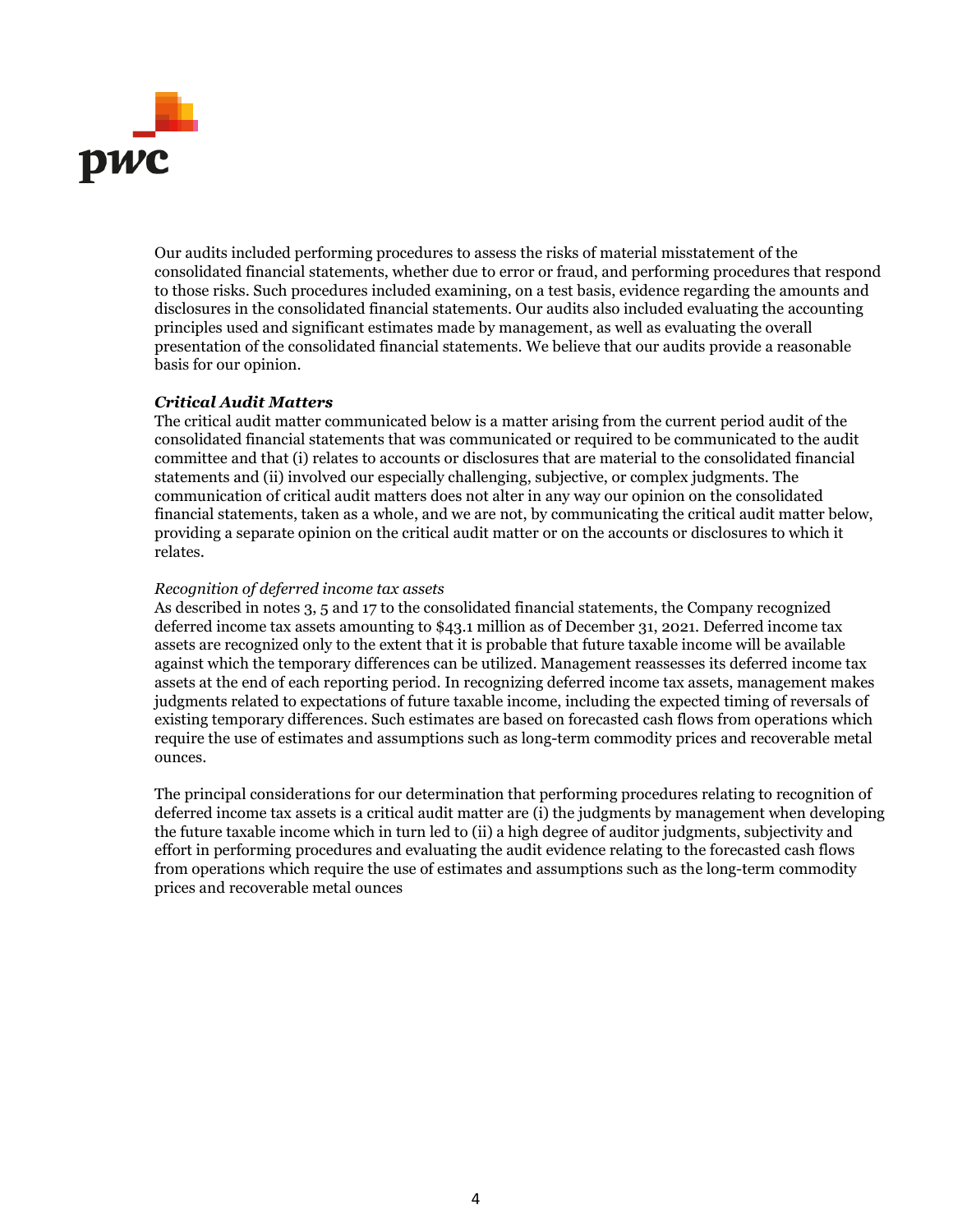Our audits included performing procedures to assess the risks of material misstatement of the consolidated financial statements, whether due to error or fraud, and performing procedures that respond to those risks. Such procedures included examining, on a test basis, evidence regarding the amounts and disclosures in the consolidated financial statements. Our audits also included evaluating the accounting principles used and significant estimates made by management, as well as evaluating the overall presentation of the consolidated financial statements. We believe that our audits provide a reasonable basis for our opinion.

***Critical Audit Matters***

The critical audit matter communicated below is a matter arising from the current period audit of the consolidated financial statements that was communicated or required to be communicated to the audit committee and that (i) relates to accounts or disclosures that are material to the consolidated financial statements and (ii) involved our especially challenging, subjective, or complex judgments. The communication of critical audit matters does not alter in any way our opinion on the consolidated financial statements, taken as a whole, and we are not, by communicating the critical audit matter below, providing a separate opinion on the critical audit matter or on the accounts or disclosures to which it relates.

*Recognition of deferred income tax assets*

As described in notes 3, 5 and 17 to the consolidated financial statements, the Company recognized deferred income tax assets amounting to $43.1 million as of December 31, 2021. Deferred income tax assets are recognized only to the extent that it is probable that future taxable income will be available against which the temporary differences can be utilized. Management reassesses its deferred income tax assets at the end of each reporting period. In recognizing deferred income tax assets, management makes judgments related to expectations of future taxable income, including the expected timing of reversals of existing temporary differences. Such estimates are based on forecasted cash flows from operations which require the use of estimates and assumptions such as long-term commodity prices and recoverable metal ounces.

The principal considerations for our determination that performing procedures relating to recognition of deferred income tax assets is a critical audit matter are (i) the judgments by management when developing the future taxable income which in turn led to (ii) a high degree of auditor judgments, subjectivity and effort in performing procedures and evaluating the audit evidence relating to the forecasted cash flows from operations which require the use of estimates and assumptions such as the long-term commodity prices and recoverable metal ounces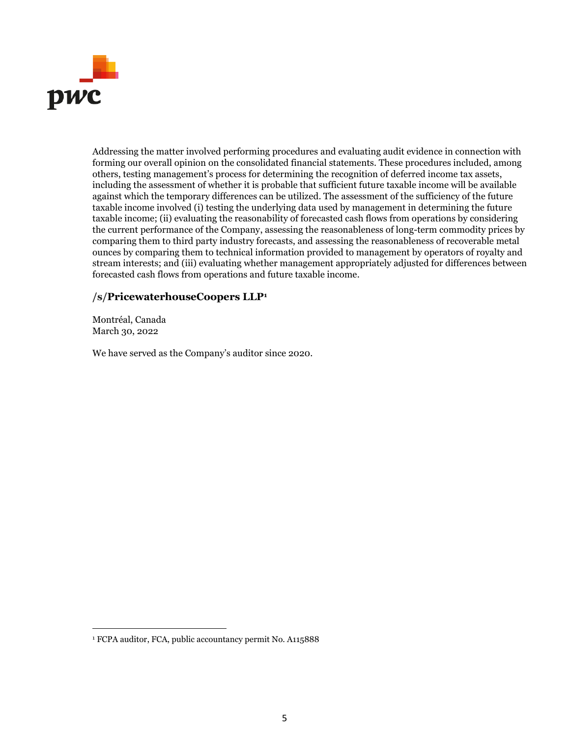Addressing the matter involved performing procedures and evaluating audit evidence in connection with forming our overall opinion on the consolidated financial statements. These procedures included, among others, testing management's process for determining the recognition of deferred income tax assets, including the assessment of whether it is probable that sufficient future taxable income will be available against which the temporary differences can be utilized. The assessment of the sufficiency of the future taxable income involved (i) testing the underlying data used by management in determining the future taxable income; (ii) evaluating the reasonability of forecasted cash flows from operations by considering the current performance of the Company, assessing the reasonableness of long-term commodity prices by comparing them to third party industry forecasts, and assessing the reasonableness of recoverable metal ounces by comparing them to technical information provided to management by operators of royalty and stream interests; and (iii) evaluating whether management appropriately adjusted for differences between forecasted cash flows from operations and future taxable income.

**/s/PricewaterhouseCoopers LLP[1]**

Montréal, Canada
March 30, 2022

We have served as the Company's auditor since 2020.

[1] FCPA auditor, FCA, public accountancy permit No. A115888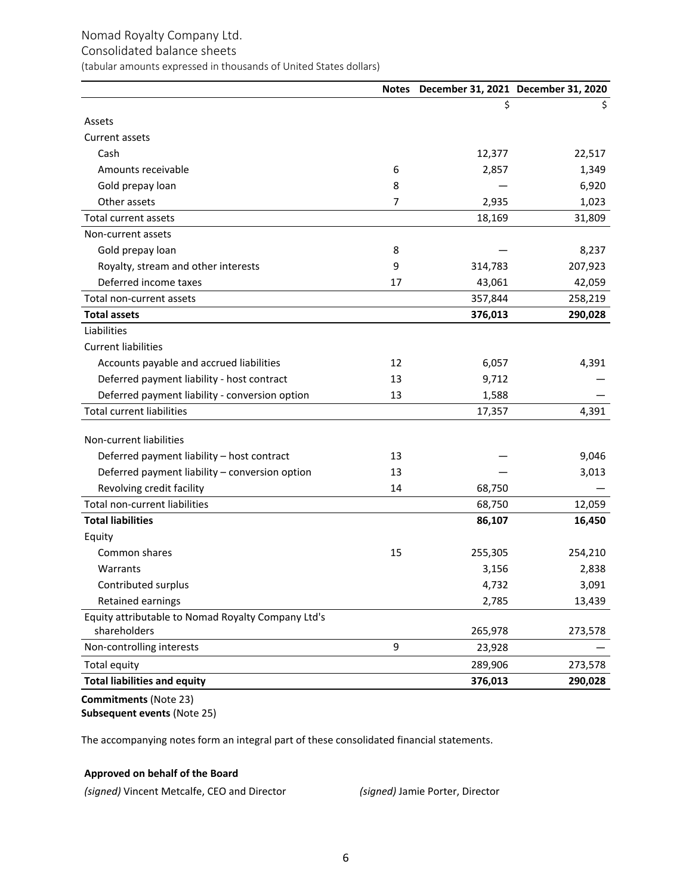Nomad Royalty Company Ltd.

Consolidated balance sheets

(tabular amounts expressed in thousands of United States dollars)

| | Notes | December 31, 2021 | December 31, 2020 |
|---|---|---|---|
| | | $ | $ |
| Assets | | | |
| Current assets | | | |
| Cash | | 12,377 | 22,517 |
| Amounts receivable | 6 | 2,857 | 1,349 |
| Gold prepay loan | 8 | — | 6,920 |
| Other assets | 7 | 2,935 | 1,023 |
| Total current assets | | 18,169 | 31,809 |
| Non-current assets | | | |
| Gold prepay loan | 8 | — | 8,237 |
| Royalty, stream and other interests | 9 | 314,783 | 207,923 |
| Deferred income taxes | 17 | 43,061 | 42,059 |
| Total non-current assets | | 357,844 | 258,219 |
| **Total assets** | | **376,013** | **290,028** |
| Liabilities | | | |
| Current liabilities | | | |
| Accounts payable and accrued liabilities | 12 | 6,057 | 4,391 |
| Deferred payment liability - host contract | 13 | 9,712 | — |
| Deferred payment liability - conversion option | 13 | 1,588 | — |
| Total current liabilities | | 17,357 | 4,391 |
| Non-current liabilities | | | |
| Deferred payment liability – host contract | 13 | — | 9,046 |
| Deferred payment liability – conversion option | 13 | — | 3,013 |
| Revolving credit facility | 14 | 68,750 | — |
| Total non-current liabilities | | 68,750 | 12,059 |
| **Total liabilities** | | **86,107** | **16,450** |
| Equity | | | |
| Common shares | 15 | 255,305 | 254,210 |
| Warrants | | 3,156 | 2,838 |
| Contributed surplus | | 4,732 | 3,091 |
| Retained earnings | | 2,785 | 13,439 |
| Equity attributable to Nomad Royalty Company Ltd's shareholders | | 265,978 | 273,578 |
| Non-controlling interests | 9 | 23,928 | — |
| Total equity | | 289,906 | 273,578 |
| **Total liabilities and equity** | | **376,013** | **290,028** |

**Commitments** (Note 23)
**Subsequent events** (Note 25)

The accompanying notes form an integral part of these consolidated financial statements.

**Approved on behalf of the Board**

*(signed)* Vincent Metcalfe, CEO and Director

*(signed)* Jamie Porter, Director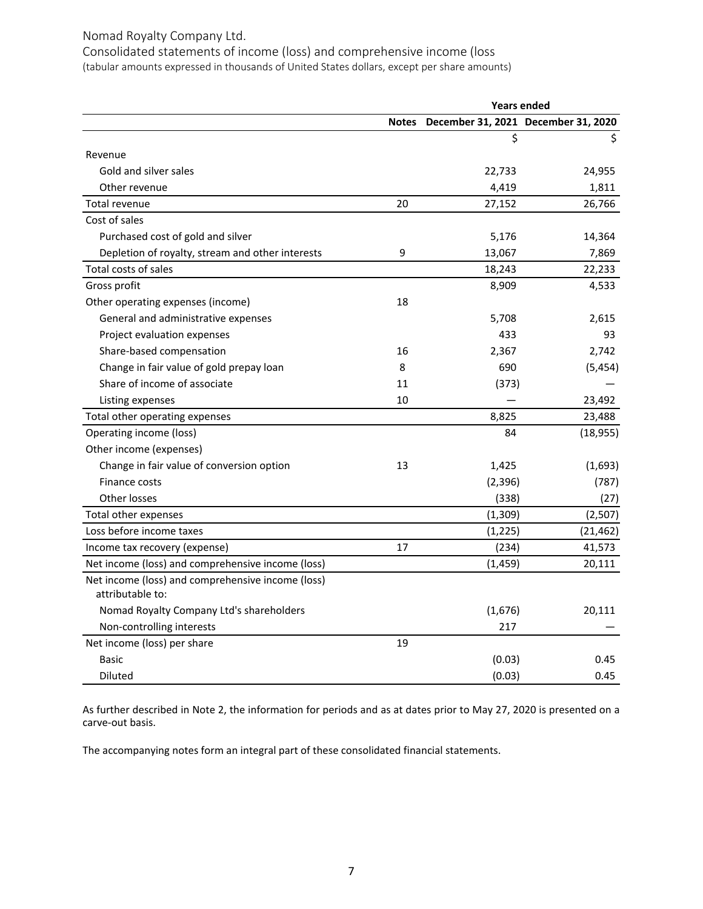Nomad Royalty Company Ltd.

Consolidated statements of income (loss) and comprehensive income (loss

(tabular amounts expressed in thousands of United States dollars, except per share amounts)

| | | Years ended | |
|---|---|---|---|
| | Notes | December 31, 2021 | December 31, 2020 |
| | | $ | $ |
| Revenue | | | |
| Gold and silver sales | | 22,733 | 24,955 |
| Other revenue | | 4,419 | 1,811 |
| Total revenue | 20 | 27,152 | 26,766 |
| Cost of sales | | | |
| Purchased cost of gold and silver | | 5,176 | 14,364 |
| Depletion of royalty, stream and other interests | 9 | 13,067 | 7,869 |
| Total costs of sales | | 18,243 | 22,233 |
| Gross profit | | 8,909 | 4,533 |
| Other operating expenses (income) | 18 | | |
| General and administrative expenses | | 5,708 | 2,615 |
| Project evaluation expenses | | 433 | 93 |
| Share-based compensation | 16 | 2,367 | 2,742 |
| Change in fair value of gold prepay loan | 8 | 690 | (5,454) |
| Share of income of associate | 11 | (373) | — |
| Listing expenses | 10 | — | 23,492 |
| Total other operating expenses | | 8,825 | 23,488 |
| Operating income (loss) | | 84 | (18,955) |
| Other income (expenses) | | | |
| Change in fair value of conversion option | 13 | 1,425 | (1,693) |
| Finance costs | | (2,396) | (787) |
| Other losses | | (338) | (27) |
| Total other expenses | | (1,309) | (2,507) |
| Loss before income taxes | | (1,225) | (21,462) |
| Income tax recovery (expense) | 17 | (234) | 41,573 |
| Net income (loss) and comprehensive income (loss) | | (1,459) | 20,111 |
| Net income (loss) and comprehensive income (loss) attributable to: | | | |
| Nomad Royalty Company Ltd's shareholders | | (1,676) | 20,111 |
| Non-controlling interests | | 217 | — |
| Net income (loss) per share | 19 | | |
| Basic | | (0.03) | 0.45 |
| Diluted | | (0.03) | 0.45 |

As further described in Note 2, the information for periods and as at dates prior to May 27, 2020 is presented on a carve-out basis.

The accompanying notes form an integral part of these consolidated financial statements.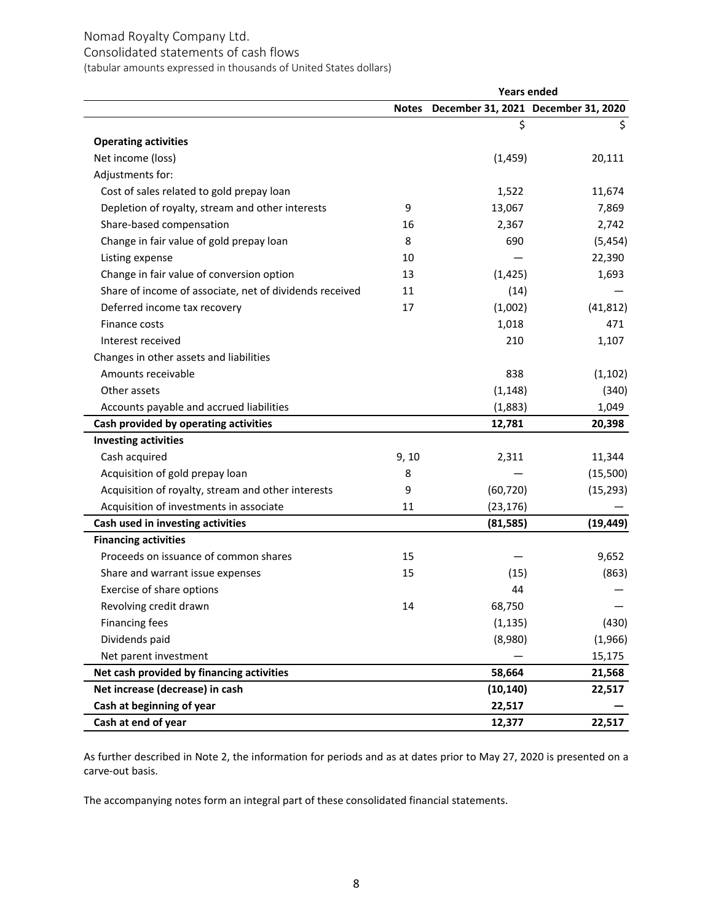Nomad Royalty Company Ltd.

Consolidated statements of cash flows

(tabular amounts expressed in thousands of United States dollars)

| | Notes | Years ended December 31, 2021 | December 31, 2020 |
|---|---|---|---|
| | | $ | $ |
| **Operating activities** | | | |
| Net income (loss) | | (1,459) | 20,111 |
| Adjustments for: | | | |
| Cost of sales related to gold prepay loan | | 1,522 | 11,674 |
| Depletion of royalty, stream and other interests | 9 | 13,067 | 7,869 |
| Share-based compensation | 16 | 2,367 | 2,742 |
| Change in fair value of gold prepay loan | 8 | 690 | (5,454) |
| Listing expense | 10 | — | 22,390 |
| Change in fair value of conversion option | 13 | (1,425) | 1,693 |
| Share of income of associate, net of dividends received | 11 | (14) | — |
| Deferred income tax recovery | 17 | (1,002) | (41,812) |
| Finance costs | | 1,018 | 471 |
| Interest received | | 210 | 1,107 |
| Changes in other assets and liabilities | | | |
| Amounts receivable | | 838 | (1,102) |
| Other assets | | (1,148) | (340) |
| Accounts payable and accrued liabilities | | (1,883) | 1,049 |
| **Cash provided by operating activities** | | **12,781** | **20,398** |
| **Investing activities** | | | |
| Cash acquired | 9, 10 | 2,311 | 11,344 |
| Acquisition of gold prepay loan | 8 | — | (15,500) |
| Acquisition of royalty, stream and other interests | 9 | (60,720) | (15,293) |
| Acquisition of investments in associate | 11 | (23,176) | — |
| **Cash used in investing activities** | | **(81,585)** | **(19,449)** |
| **Financing activities** | | | |
| Proceeds on issuance of common shares | 15 | — | 9,652 |
| Share and warrant issue expenses | 15 | (15) | (863) |
| Exercise of share options | | 44 | — |
| Revolving credit drawn | 14 | 68,750 | — |
| Financing fees | | (1,135) | (430) |
| Dividends paid | | (8,980) | (1,966) |
| Net parent investment | | — | 15,175 |
| **Net cash provided by financing activities** | | **58,664** | **21,568** |
| **Net increase (decrease) in cash** | | **(10,140)** | **22,517** |
| **Cash at beginning of year** | | **22,517** | **—** |
| **Cash at end of year** | | **12,377** | **22,517** |

As further described in Note 2, the information for periods and as at dates prior to May 27, 2020 is presented on a carve-out basis.

The accompanying notes form an integral part of these consolidated financial statements.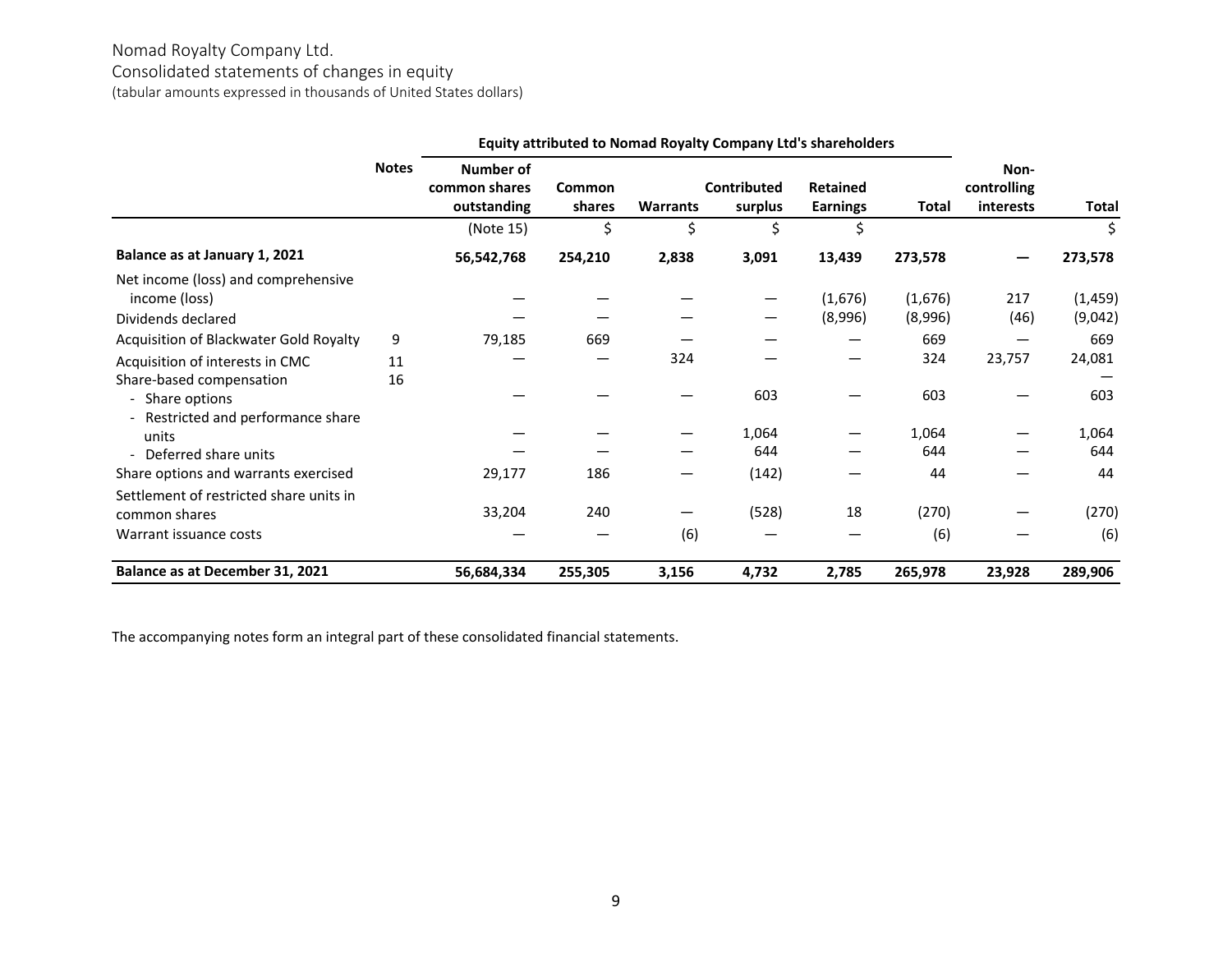Nomad Royalty Company Ltd.
Consolidated statements of changes in equity
(tabular amounts expressed in thousands of United States dollars)

| | Notes | Equity attributed to Nomad Royalty Company Ltd's shareholders | | | | | | | |
|---|---|---|---|---|---|---|---|---|---|
| | | **Number of common shares outstanding** | **Common shares** | **Warrants** | **Contributed surplus** | **Retained Earnings** | **Total** | **Non-controlling interests** | **Total** |
| | | (Note 15) | $ | $ | $ | $ | | | $ |
| **Balance as at January 1, 2021** | | **56,542,768** | **254,210** | **2,838** | **3,091** | **13,439** | **273,578** | **—** | **273,578** |
| Net income (loss) and comprehensive income (loss) | | — | — | — | — | (1,676) | (1,676) | 217 | (1,459) |
| Dividends declared | | — | — | — | — | (8,996) | (8,996) | (46) | (9,042) |
| Acquisition of Blackwater Gold Royalty | 9 | 79,185 | 669 | — | — | — | 669 | — | 669 |
| Acquisition of interests in CMC | 11 | — | — | 324 | — | — | 324 | 23,757 | 24,081 |
| Share-based compensation | 16 | | | | | | | | — |
| - Share options | | — | — | — | 603 | — | 603 | — | 603 |
| - Restricted and performance share units | | — | — | — | 1,064 | — | 1,064 | — | 1,064 |
| - Deferred share units | | — | — | — | 644 | — | 644 | — | 644 |
| Share options and warrants exercised | | 29,177 | 186 | — | (142) | — | 44 | — | 44 |
| Settlement of restricted share units in common shares | | 33,204 | 240 | — | (528) | 18 | (270) | — | (270) |
| Warrant issuance costs | | — | — | (6) | — | — | (6) | — | (6) |
| **Balance as at December 31, 2021** | | **56,684,334** | **255,305** | **3,156** | **4,732** | **2,785** | **265,978** | **23,928** | **289,906** |

The accompanying notes form an integral part of these consolidated financial statements.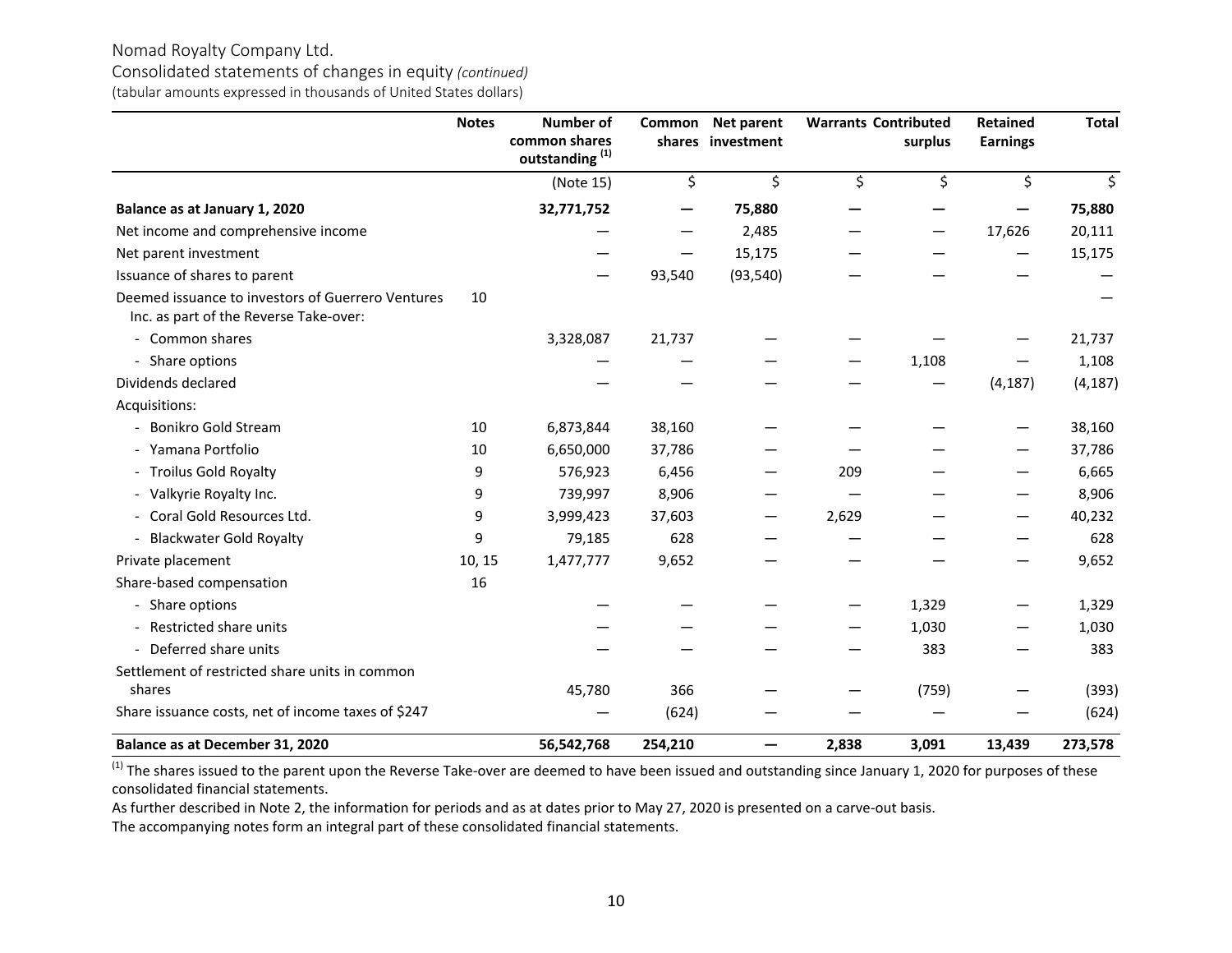Nomad Royalty Company Ltd.

Consolidated statements of changes in equity *(continued)*

(tabular amounts expressed in thousands of United States dollars)

| | Notes | Number of common shares outstanding [(1)] | Common shares | Net parent investment | Warrants | Contributed surplus | Retained Earnings | Total |
|---|---|---|---|---|---|---|---|---|
| | | (Note 15) | $ | $ | $ | $ | $ | $ |
| **Balance as at January 1, 2020** | | **32,771,752** | **—** | **75,880** | **—** | **—** | **—** | **75,880** |
| Net income and comprehensive income | | — | — | 2,485 | — | — | 17,626 | 20,111 |
| Net parent investment | | — | — | 15,175 | — | — | — | 15,175 |
| Issuance of shares to parent | | — | 93,540 | (93,540) | — | — | — | — |
| Deemed issuance to investors of Guerrero Ventures Inc. as part of the Reverse Take-over: | 10 | | | | | | | — |
| - Common shares | | 3,328,087 | 21,737 | — | — | — | — | 21,737 |
| - Share options | | — | — | — | — | 1,108 | — | 1,108 |
| Dividends declared | | — | — | — | — | — | (4,187) | (4,187) |
| Acquisitions: | | | | | | | | |
| - Bonikro Gold Stream | 10 | 6,873,844 | 38,160 | — | — | — | — | 38,160 |
| - Yamana Portfolio | 10 | 6,650,000 | 37,786 | — | — | — | — | 37,786 |
| - Troilus Gold Royalty | 9 | 576,923 | 6,456 | — | 209 | — | — | 6,665 |
| - Valkyrie Royalty Inc. | 9 | 739,997 | 8,906 | — | — | — | — | 8,906 |
| - Coral Gold Resources Ltd. | 9 | 3,999,423 | 37,603 | — | 2,629 | — | — | 40,232 |
| - Blackwater Gold Royalty | 9 | 79,185 | 628 | — | — | — | — | 628 |
| Private placement | 10, 15 | 1,477,777 | 9,652 | — | — | — | — | 9,652 |
| Share-based compensation | 16 | | | | | | | |
| - Share options | | — | — | — | — | 1,329 | — | 1,329 |
| - Restricted share units | | — | — | — | — | 1,030 | — | 1,030 |
| - Deferred share units | | — | — | — | — | 383 | — | 383 |
| Settlement of restricted share units in common shares | | 45,780 | 366 | — | — | (759) | — | (393) |
| Share issuance costs, net of income taxes of $247 | | — | (624) | — | — | — | — | (624) |
| **Balance as at December 31, 2020** | | **56,542,768** | **254,210** | **—** | **2,838** | **3,091** | **13,439** | **273,578** |

[(1)] The shares issued to the parent upon the Reverse Take-over are deemed to have been issued and outstanding since January 1, 2020 for purposes of these consolidated financial statements.

As further described in Note 2, the information for periods and as at dates prior to May 27, 2020 is presented on a carve-out basis.

The accompanying notes form an integral part of these consolidated financial statements.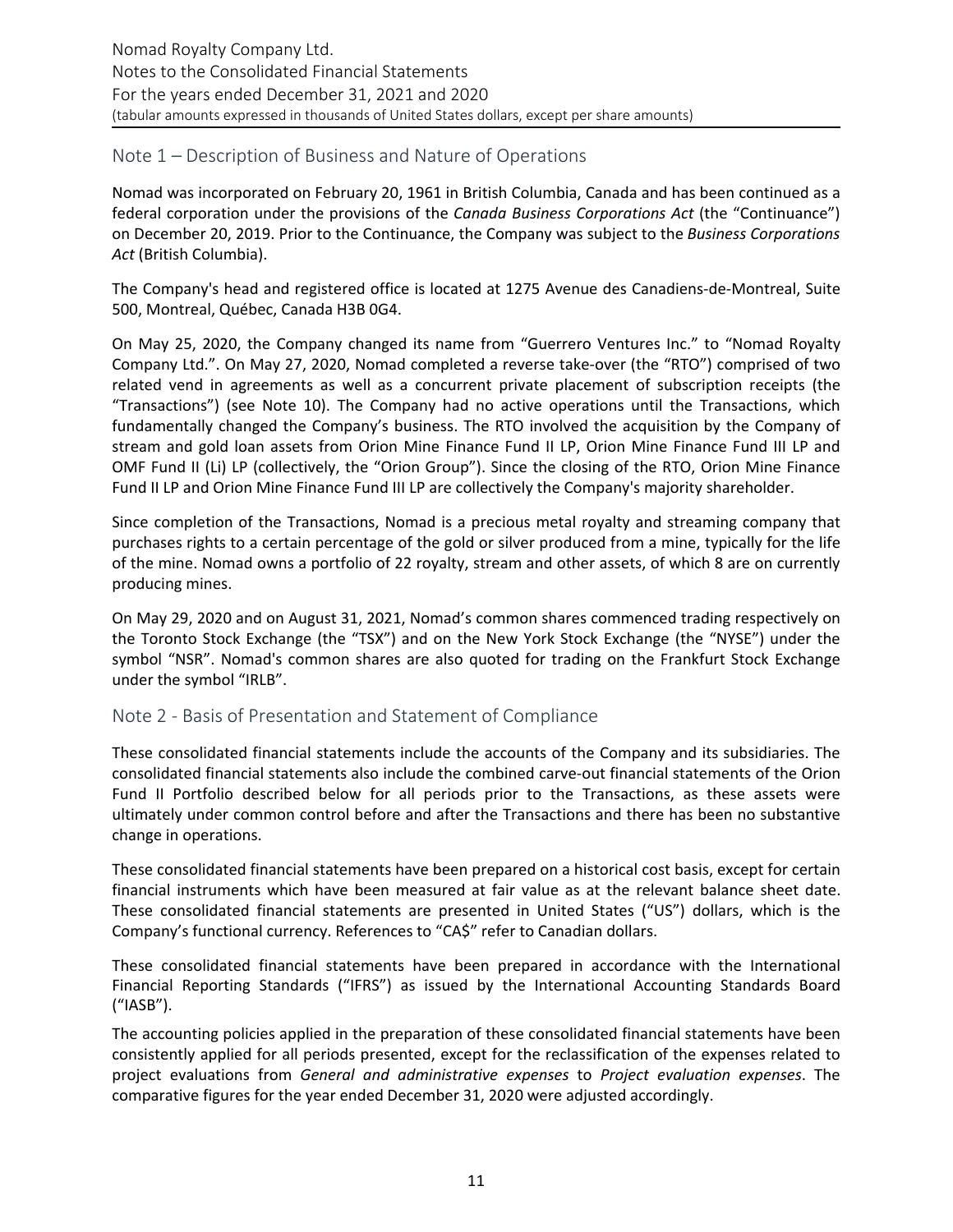## Note 1 – Description of Business and Nature of Operations

Nomad was incorporated on February 20, 1961 in British Columbia, Canada and has been continued as a federal corporation under the provisions of the *Canada Business Corporations Act* (the "Continuance") on December 20, 2019. Prior to the Continuance, the Company was subject to the *Business Corporations Act* (British Columbia).

The Company's head and registered office is located at 1275 Avenue des Canadiens-de-Montreal, Suite 500, Montreal, Québec, Canada H3B 0G4.

On May 25, 2020, the Company changed its name from "Guerrero Ventures Inc." to "Nomad Royalty Company Ltd.". On May 27, 2020, Nomad completed a reverse take-over (the "RTO") comprised of two related vend in agreements as well as a concurrent private placement of subscription receipts (the "Transactions") (see Note 10). The Company had no active operations until the Transactions, which fundamentally changed the Company's business. The RTO involved the acquisition by the Company of stream and gold loan assets from Orion Mine Finance Fund II LP, Orion Mine Finance Fund III LP and OMF Fund II (Li) LP (collectively, the "Orion Group"). Since the closing of the RTO, Orion Mine Finance Fund II LP and Orion Mine Finance Fund III LP are collectively the Company's majority shareholder.

Since completion of the Transactions, Nomad is a precious metal royalty and streaming company that purchases rights to a certain percentage of the gold or silver produced from a mine, typically for the life of the mine. Nomad owns a portfolio of 22 royalty, stream and other assets, of which 8 are on currently producing mines.

On May 29, 2020 and on August 31, 2021, Nomad's common shares commenced trading respectively on the Toronto Stock Exchange (the "TSX") and on the New York Stock Exchange (the "NYSE") under the symbol "NSR". Nomad's common shares are also quoted for trading on the Frankfurt Stock Exchange under the symbol "IRLB".

## Note 2 - Basis of Presentation and Statement of Compliance

These consolidated financial statements include the accounts of the Company and its subsidiaries. The consolidated financial statements also include the combined carve-out financial statements of the Orion Fund II Portfolio described below for all periods prior to the Transactions, as these assets were ultimately under common control before and after the Transactions and there has been no substantive change in operations.

These consolidated financial statements have been prepared on a historical cost basis, except for certain financial instruments which have been measured at fair value as at the relevant balance sheet date. These consolidated financial statements are presented in United States ("US") dollars, which is the Company's functional currency. References to "CA$" refer to Canadian dollars.

These consolidated financial statements have been prepared in accordance with the International Financial Reporting Standards ("IFRS") as issued by the International Accounting Standards Board ("IASB").

The accounting policies applied in the preparation of these consolidated financial statements have been consistently applied for all periods presented, except for the reclassification of the expenses related to project evaluations from *General and administrative expenses* to *Project evaluation expenses*. The comparative figures for the year ended December 31, 2020 were adjusted accordingly.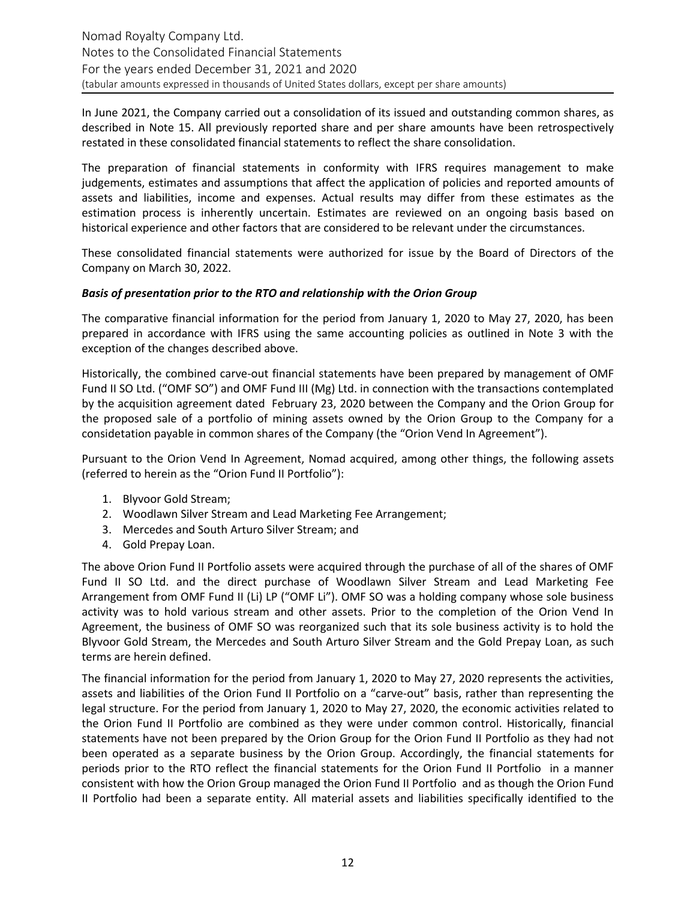In June 2021, the Company carried out a consolidation of its issued and outstanding common shares, as described in Note 15. All previously reported share and per share amounts have been retrospectively restated in these consolidated financial statements to reflect the share consolidation.

The preparation of financial statements in conformity with IFRS requires management to make judgements, estimates and assumptions that affect the application of policies and reported amounts of assets and liabilities, income and expenses. Actual results may differ from these estimates as the estimation process is inherently uncertain. Estimates are reviewed on an ongoing basis based on historical experience and other factors that are considered to be relevant under the circumstances.

These consolidated financial statements were authorized for issue by the Board of Directors of the Company on March 30, 2022.

***Basis of presentation prior to the RTO and relationship with the Orion Group***

The comparative financial information for the period from January 1, 2020 to May 27, 2020, has been prepared in accordance with IFRS using the same accounting policies as outlined in Note 3 with the exception of the changes described above.

Historically, the combined carve-out financial statements have been prepared by management of OMF Fund II SO Ltd. ("OMF SO") and OMF Fund III (Mg) Ltd. in connection with the transactions contemplated by the acquisition agreement dated February 23, 2020 between the Company and the Orion Group for the proposed sale of a portfolio of mining assets owned by the Orion Group to the Company for a considetation payable in common shares of the Company (the "Orion Vend In Agreement").

Pursuant to the Orion Vend In Agreement, Nomad acquired, among other things, the following assets (referred to herein as the "Orion Fund II Portfolio"):

1. Blyvoor Gold Stream;
2. Woodlawn Silver Stream and Lead Marketing Fee Arrangement;
3. Mercedes and South Arturo Silver Stream; and
4. Gold Prepay Loan.

The above Orion Fund II Portfolio assets were acquired through the purchase of all of the shares of OMF Fund II SO Ltd. and the direct purchase of Woodlawn Silver Stream and Lead Marketing Fee Arrangement from OMF Fund II (Li) LP ("OMF Li"). OMF SO was a holding company whose sole business activity was to hold various stream and other assets. Prior to the completion of the Orion Vend In Agreement, the business of OMF SO was reorganized such that its sole business activity is to hold the Blyvoor Gold Stream, the Mercedes and South Arturo Silver Stream and the Gold Prepay Loan, as such terms are herein defined.

The financial information for the period from January 1, 2020 to May 27, 2020 represents the activities, assets and liabilities of the Orion Fund II Portfolio on a "carve-out" basis, rather than representing the legal structure. For the period from January 1, 2020 to May 27, 2020, the economic activities related to the Orion Fund II Portfolio are combined as they were under common control. Historically, financial statements have not been prepared by the Orion Group for the Orion Fund II Portfolio as they had not been operated as a separate business by the Orion Group. Accordingly, the financial statements for periods prior to the RTO reflect the financial statements for the Orion Fund II Portfolio in a manner consistent with how the Orion Group managed the Orion Fund II Portfolio and as though the Orion Fund II Portfolio had been a separate entity. All material assets and liabilities specifically identified to the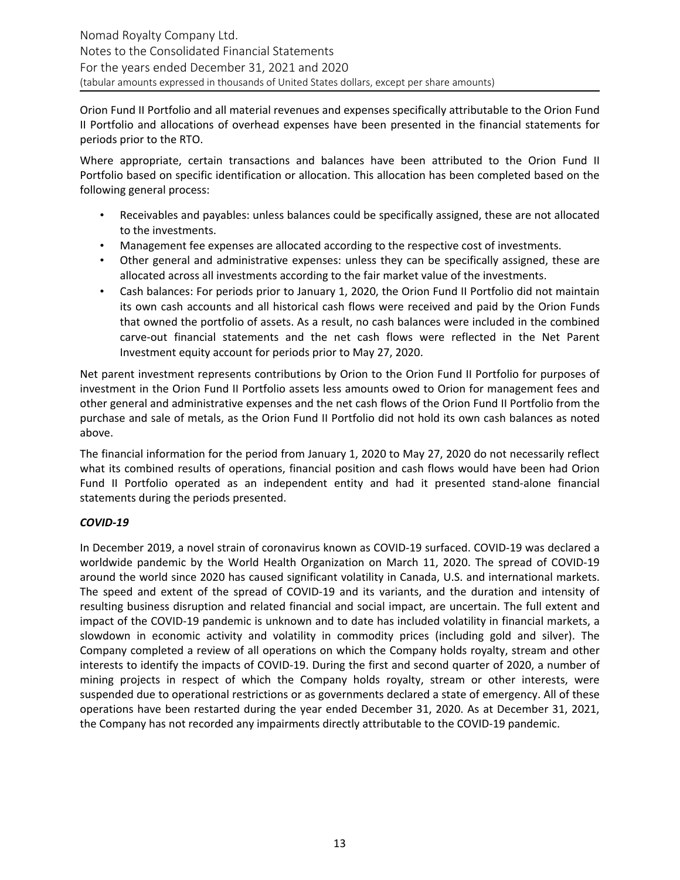Orion Fund II Portfolio and all material revenues and expenses specifically attributable to the Orion Fund II Portfolio and allocations of overhead expenses have been presented in the financial statements for periods prior to the RTO.

Where appropriate, certain transactions and balances have been attributed to the Orion Fund II Portfolio based on specific identification or allocation. This allocation has been completed based on the following general process:

- Receivables and payables: unless balances could be specifically assigned, these are not allocated to the investments.
- Management fee expenses are allocated according to the respective cost of investments.
- Other general and administrative expenses: unless they can be specifically assigned, these are allocated across all investments according to the fair market value of the investments.
- Cash balances: For periods prior to January 1, 2020, the Orion Fund II Portfolio did not maintain its own cash accounts and all historical cash flows were received and paid by the Orion Funds that owned the portfolio of assets. As a result, no cash balances were included in the combined carve-out financial statements and the net cash flows were reflected in the Net Parent Investment equity account for periods prior to May 27, 2020.

Net parent investment represents contributions by Orion to the Orion Fund II Portfolio for purposes of investment in the Orion Fund II Portfolio assets less amounts owed to Orion for management fees and other general and administrative expenses and the net cash flows of the Orion Fund II Portfolio from the purchase and sale of metals, as the Orion Fund II Portfolio did not hold its own cash balances as noted above.

The financial information for the period from January 1, 2020 to May 27, 2020 do not necessarily reflect what its combined results of operations, financial position and cash flows would have been had Orion Fund II Portfolio operated as an independent entity and had it presented stand-alone financial statements during the periods presented.

***COVID-19***

In December 2019, a novel strain of coronavirus known as COVID-19 surfaced. COVID-19 was declared a worldwide pandemic by the World Health Organization on March 11, 2020. The spread of COVID-19 around the world since 2020 has caused significant volatility in Canada, U.S. and international markets. The speed and extent of the spread of COVID-19 and its variants, and the duration and intensity of resulting business disruption and related financial and social impact, are uncertain. The full extent and impact of the COVID-19 pandemic is unknown and to date has included volatility in financial markets, a slowdown in economic activity and volatility in commodity prices (including gold and silver). The Company completed a review of all operations on which the Company holds royalty, stream and other interests to identify the impacts of COVID-19. During the first and second quarter of 2020, a number of mining projects in respect of which the Company holds royalty, stream or other interests, were suspended due to operational restrictions or as governments declared a state of emergency. All of these operations have been restarted during the year ended December 31, 2020. As at December 31, 2021, the Company has not recorded any impairments directly attributable to the COVID-19 pandemic.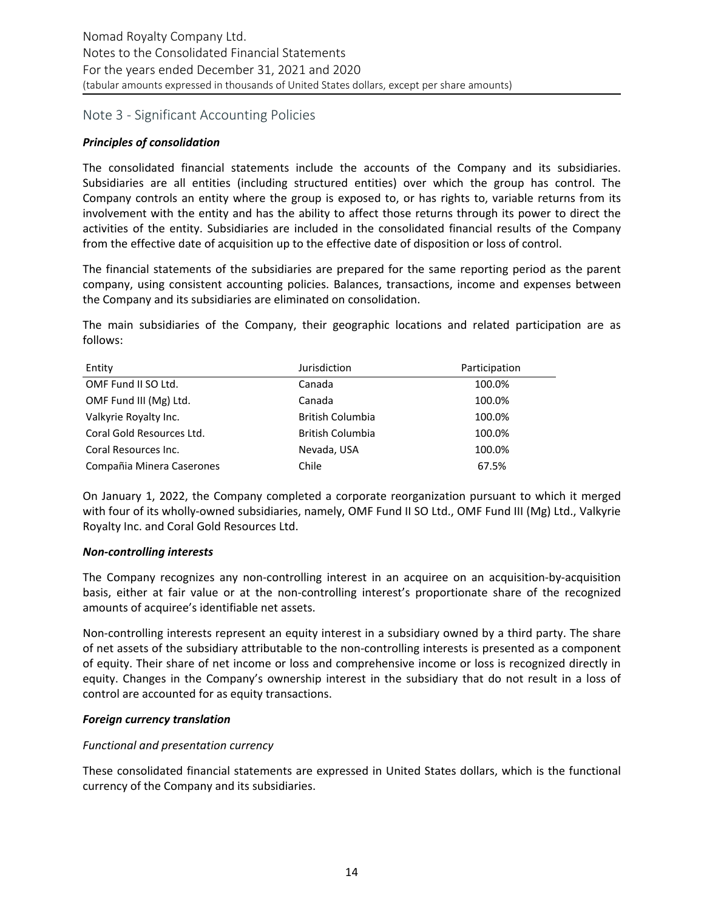## Note 3 - Significant Accounting Policies

***Principles of consolidation***

The consolidated financial statements include the accounts of the Company and its subsidiaries. Subsidiaries are all entities (including structured entities) over which the group has control. The Company controls an entity where the group is exposed to, or has rights to, variable returns from its involvement with the entity and has the ability to affect those returns through its power to direct the activities of the entity. Subsidiaries are included in the consolidated financial results of the Company from the effective date of acquisition up to the effective date of disposition or loss of control.

The financial statements of the subsidiaries are prepared for the same reporting period as the parent company, using consistent accounting policies. Balances, transactions, income and expenses between the Company and its subsidiaries are eliminated on consolidation.

The main subsidiaries of the Company, their geographic locations and related participation are as follows:

| Entity | Jurisdiction | Participation |
|---|---|---|
| OMF Fund II SO Ltd. | Canada | 100.0% |
| OMF Fund III (Mg) Ltd. | Canada | 100.0% |
| Valkyrie Royalty Inc. | British Columbia | 100.0% |
| Coral Gold Resources Ltd. | British Columbia | 100.0% |
| Coral Resources Inc. | Nevada, USA | 100.0% |
| Compañia Minera Caserones | Chile | 67.5% |

On January 1, 2022, the Company completed a corporate reorganization pursuant to which it merged with four of its wholly-owned subsidiaries, namely, OMF Fund II SO Ltd., OMF Fund III (Mg) Ltd., Valkyrie Royalty Inc. and Coral Gold Resources Ltd.

***Non-controlling interests***

The Company recognizes any non-controlling interest in an acquiree on an acquisition-by-acquisition basis, either at fair value or at the non-controlling interest's proportionate share of the recognized amounts of acquiree's identifiable net assets.

Non-controlling interests represent an equity interest in a subsidiary owned by a third party. The share of net assets of the subsidiary attributable to the non-controlling interests is presented as a component of equity. Their share of net income or loss and comprehensive income or loss is recognized directly in equity. Changes in the Company's ownership interest in the subsidiary that do not result in a loss of control are accounted for as equity transactions.

***Foreign currency translation***

*Functional and presentation currency*

These consolidated financial statements are expressed in United States dollars, which is the functional currency of the Company and its subsidiaries.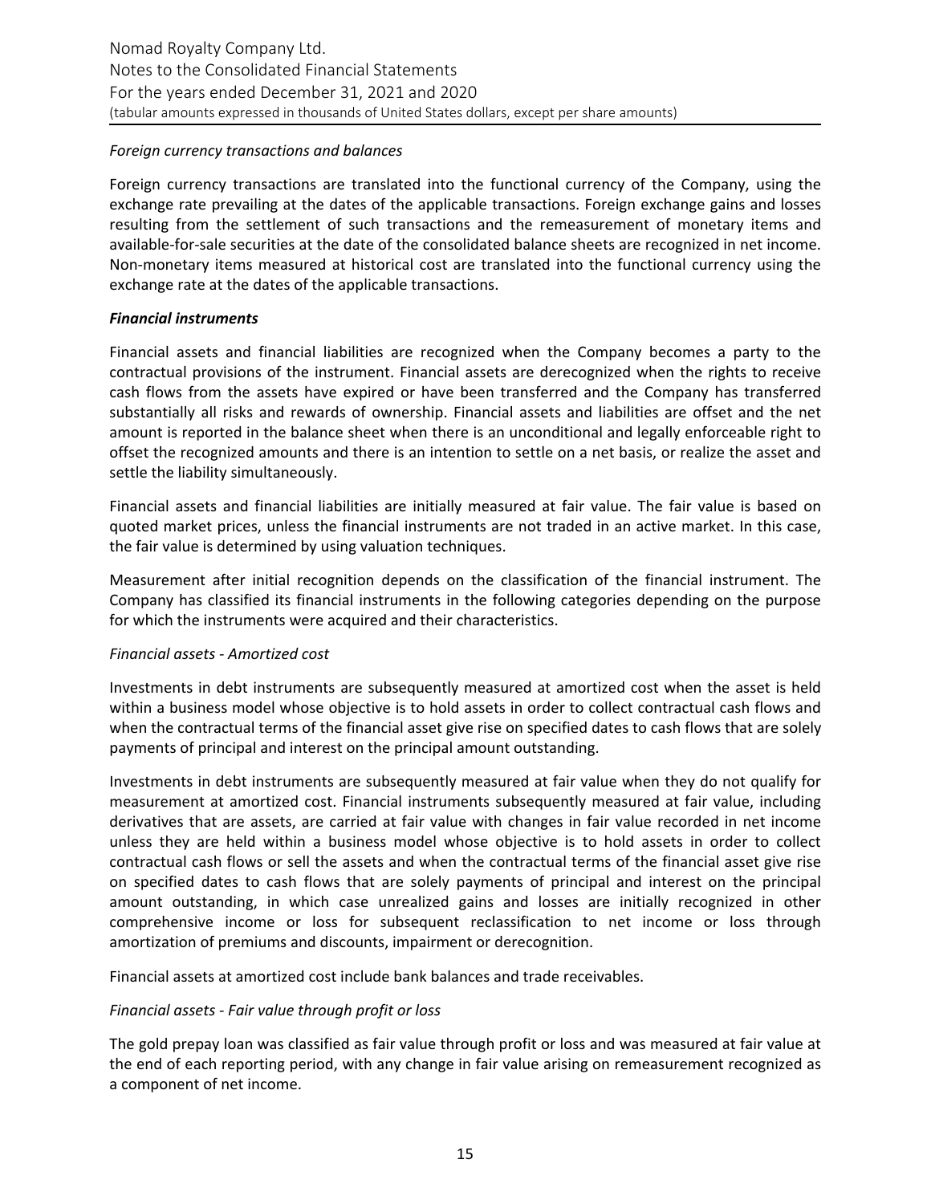*Foreign currency transactions and balances*

Foreign currency transactions are translated into the functional currency of the Company, using the exchange rate prevailing at the dates of the applicable transactions. Foreign exchange gains and losses resulting from the settlement of such transactions and the remeasurement of monetary items and available-for-sale securities at the date of the consolidated balance sheets are recognized in net income. Non-monetary items measured at historical cost are translated into the functional currency using the exchange rate at the dates of the applicable transactions.

***Financial instruments***

Financial assets and financial liabilities are recognized when the Company becomes a party to the contractual provisions of the instrument. Financial assets are derecognized when the rights to receive cash flows from the assets have expired or have been transferred and the Company has transferred substantially all risks and rewards of ownership. Financial assets and liabilities are offset and the net amount is reported in the balance sheet when there is an unconditional and legally enforceable right to offset the recognized amounts and there is an intention to settle on a net basis, or realize the asset and settle the liability simultaneously.

Financial assets and financial liabilities are initially measured at fair value. The fair value is based on quoted market prices, unless the financial instruments are not traded in an active market. In this case, the fair value is determined by using valuation techniques.

Measurement after initial recognition depends on the classification of the financial instrument. The Company has classified its financial instruments in the following categories depending on the purpose for which the instruments were acquired and their characteristics.

*Financial assets - Amortized cost*

Investments in debt instruments are subsequently measured at amortized cost when the asset is held within a business model whose objective is to hold assets in order to collect contractual cash flows and when the contractual terms of the financial asset give rise on specified dates to cash flows that are solely payments of principal and interest on the principal amount outstanding.

Investments in debt instruments are subsequently measured at fair value when they do not qualify for measurement at amortized cost. Financial instruments subsequently measured at fair value, including derivatives that are assets, are carried at fair value with changes in fair value recorded in net income unless they are held within a business model whose objective is to hold assets in order to collect contractual cash flows or sell the assets and when the contractual terms of the financial asset give rise on specified dates to cash flows that are solely payments of principal and interest on the principal amount outstanding, in which case unrealized gains and losses are initially recognized in other comprehensive income or loss for subsequent reclassification to net income or loss through amortization of premiums and discounts, impairment or derecognition.

Financial assets at amortized cost include bank balances and trade receivables.

*Financial assets - Fair value through profit or loss*

The gold prepay loan was classified as fair value through profit or loss and was measured at fair value at the end of each reporting period, with any change in fair value arising on remeasurement recognized as a component of net income.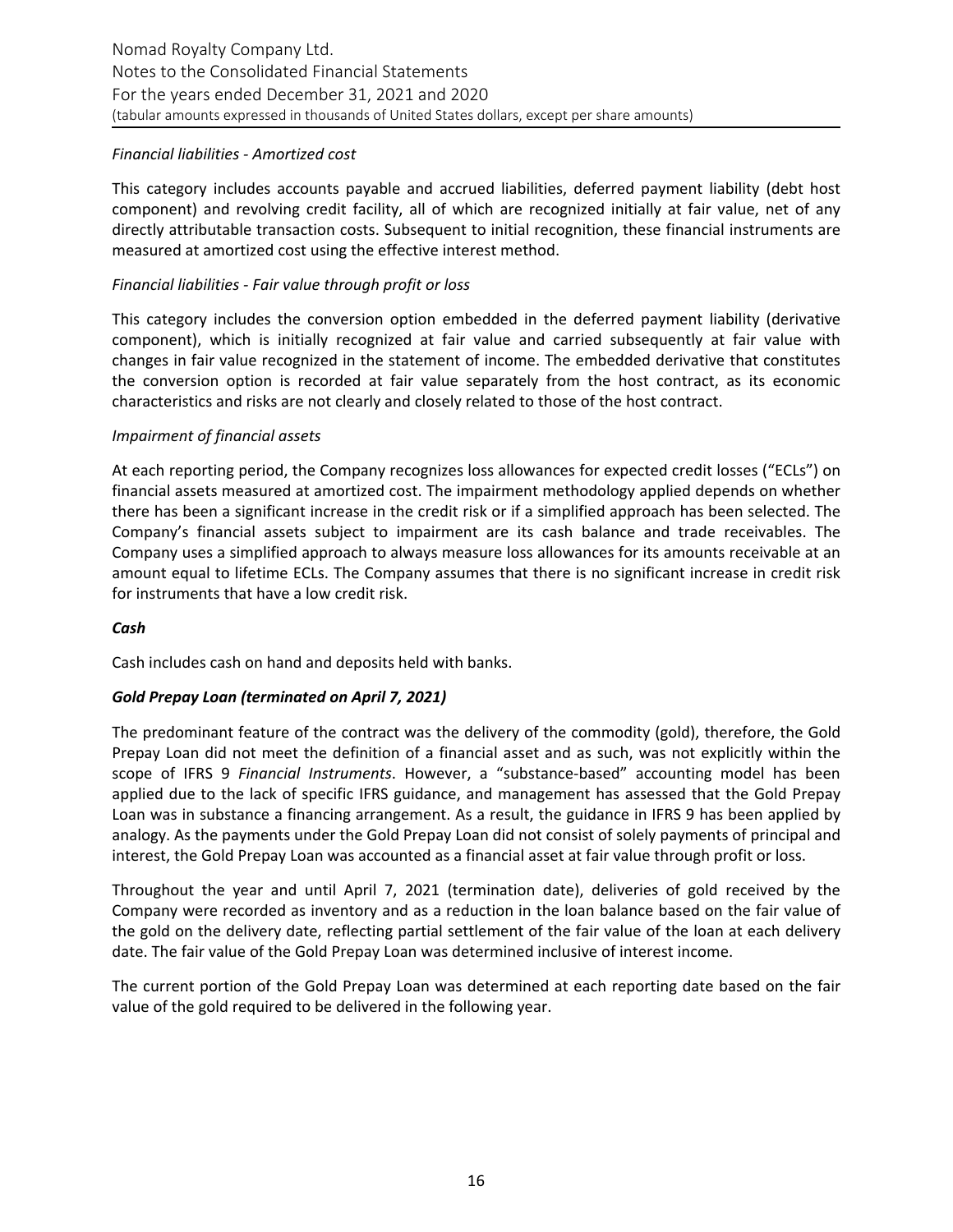*Financial liabilities - Amortized cost*

This category includes accounts payable and accrued liabilities, deferred payment liability (debt host component) and revolving credit facility, all of which are recognized initially at fair value, net of any directly attributable transaction costs. Subsequent to initial recognition, these financial instruments are measured at amortized cost using the effective interest method.

*Financial liabilities - Fair value through profit or loss*

This category includes the conversion option embedded in the deferred payment liability (derivative component), which is initially recognized at fair value and carried subsequently at fair value with changes in fair value recognized in the statement of income. The embedded derivative that constitutes the conversion option is recorded at fair value separately from the host contract, as its economic characteristics and risks are not clearly and closely related to those of the host contract.

*Impairment of financial assets*

At each reporting period, the Company recognizes loss allowances for expected credit losses ("ECLs") on financial assets measured at amortized cost. The impairment methodology applied depends on whether there has been a significant increase in the credit risk or if a simplified approach has been selected. The Company's financial assets subject to impairment are its cash balance and trade receivables. The Company uses a simplified approach to always measure loss allowances for its amounts receivable at an amount equal to lifetime ECLs. The Company assumes that there is no significant increase in credit risk for instruments that have a low credit risk.

***Cash***

Cash includes cash on hand and deposits held with banks.

***Gold Prepay Loan (terminated on April 7, 2021)***

The predominant feature of the contract was the delivery of the commodity (gold), therefore, the Gold Prepay Loan did not meet the definition of a financial asset and as such, was not explicitly within the scope of IFRS 9 *Financial Instruments*. However, a "substance-based" accounting model has been applied due to the lack of specific IFRS guidance, and management has assessed that the Gold Prepay Loan was in substance a financing arrangement. As a result, the guidance in IFRS 9 has been applied by analogy. As the payments under the Gold Prepay Loan did not consist of solely payments of principal and interest, the Gold Prepay Loan was accounted as a financial asset at fair value through profit or loss.

Throughout the year and until April 7, 2021 (termination date), deliveries of gold received by the Company were recorded as inventory and as a reduction in the loan balance based on the fair value of the gold on the delivery date, reflecting partial settlement of the fair value of the loan at each delivery date. The fair value of the Gold Prepay Loan was determined inclusive of interest income.

The current portion of the Gold Prepay Loan was determined at each reporting date based on the fair value of the gold required to be delivered in the following year.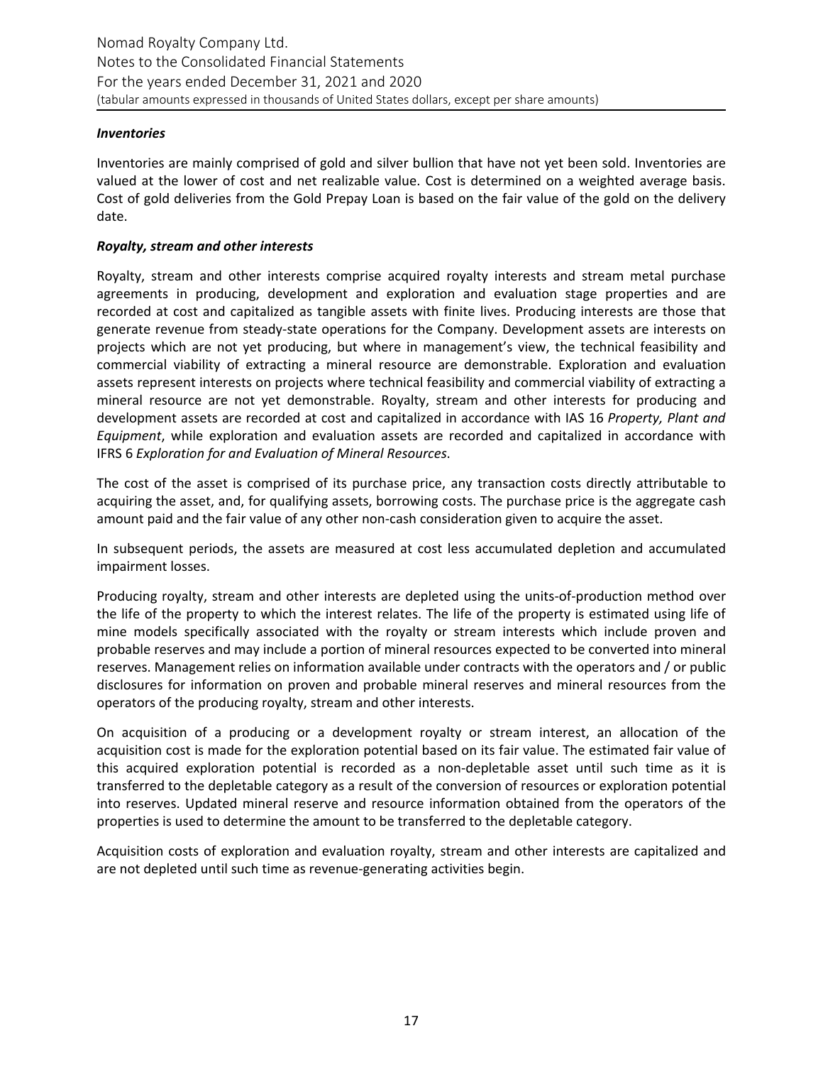***Inventories***

Inventories are mainly comprised of gold and silver bullion that have not yet been sold. Inventories are valued at the lower of cost and net realizable value. Cost is determined on a weighted average basis. Cost of gold deliveries from the Gold Prepay Loan is based on the fair value of the gold on the delivery date.

***Royalty, stream and other interests***

Royalty, stream and other interests comprise acquired royalty interests and stream metal purchase agreements in producing, development and exploration and evaluation stage properties and are recorded at cost and capitalized as tangible assets with finite lives. Producing interests are those that generate revenue from steady-state operations for the Company. Development assets are interests on projects which are not yet producing, but where in management's view, the technical feasibility and commercial viability of extracting a mineral resource are demonstrable. Exploration and evaluation assets represent interests on projects where technical feasibility and commercial viability of extracting a mineral resource are not yet demonstrable. Royalty, stream and other interests for producing and development assets are recorded at cost and capitalized in accordance with IAS 16 *Property, Plant and Equipment*, while exploration and evaluation assets are recorded and capitalized in accordance with IFRS 6 *Exploration for and Evaluation of Mineral Resources*.

The cost of the asset is comprised of its purchase price, any transaction costs directly attributable to acquiring the asset, and, for qualifying assets, borrowing costs. The purchase price is the aggregate cash amount paid and the fair value of any other non-cash consideration given to acquire the asset.

In subsequent periods, the assets are measured at cost less accumulated depletion and accumulated impairment losses.

Producing royalty, stream and other interests are depleted using the units-of-production method over the life of the property to which the interest relates. The life of the property is estimated using life of mine models specifically associated with the royalty or stream interests which include proven and probable reserves and may include a portion of mineral resources expected to be converted into mineral reserves. Management relies on information available under contracts with the operators and / or public disclosures for information on proven and probable mineral reserves and mineral resources from the operators of the producing royalty, stream and other interests.

On acquisition of a producing or a development royalty or stream interest, an allocation of the acquisition cost is made for the exploration potential based on its fair value. The estimated fair value of this acquired exploration potential is recorded as a non-depletable asset until such time as it is transferred to the depletable category as a result of the conversion of resources or exploration potential into reserves. Updated mineral reserve and resource information obtained from the operators of the properties is used to determine the amount to be transferred to the depletable category.

Acquisition costs of exploration and evaluation royalty, stream and other interests are capitalized and are not depleted until such time as revenue-generating activities begin.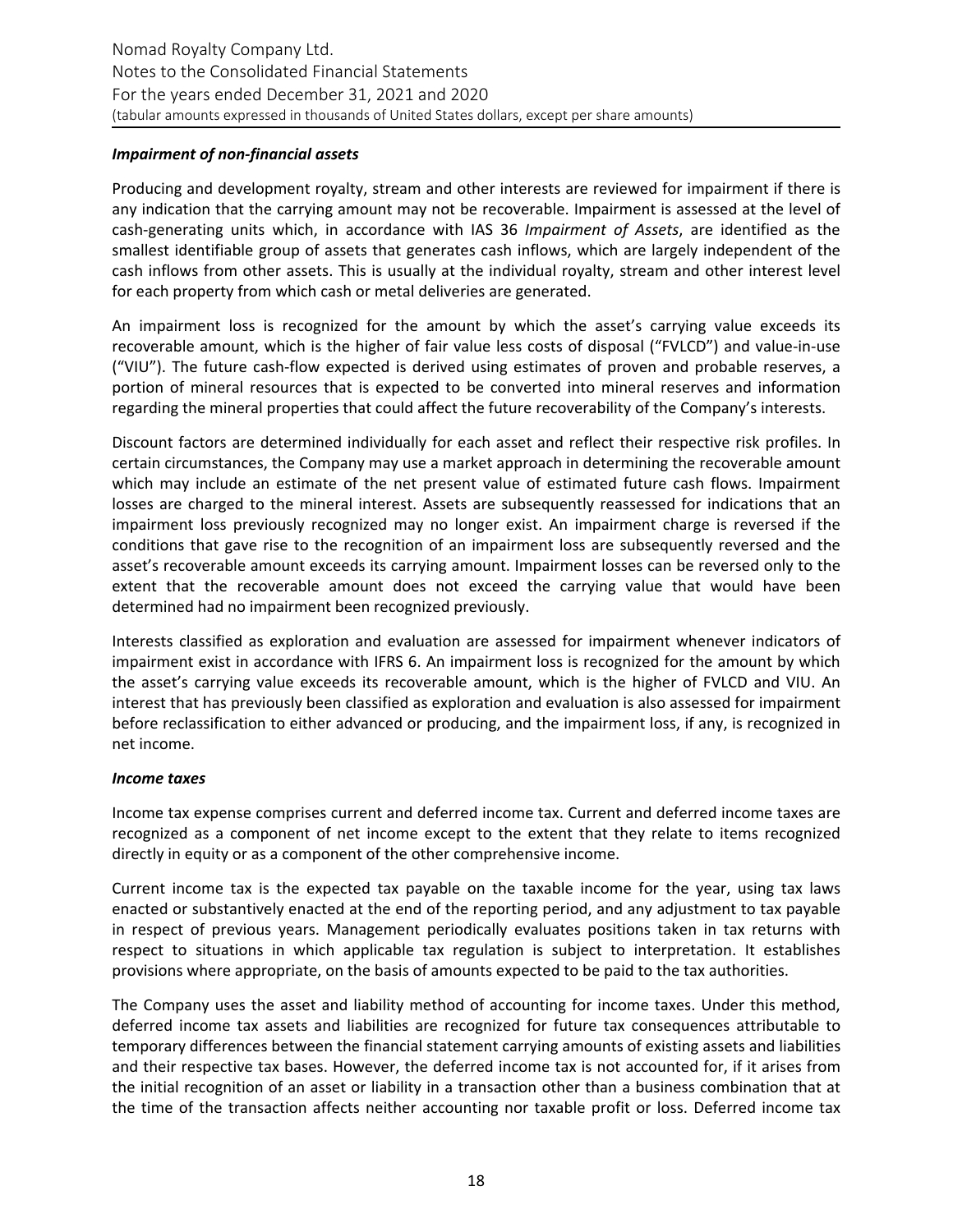***Impairment of non-financial assets***

Producing and development royalty, stream and other interests are reviewed for impairment if there is any indication that the carrying amount may not be recoverable. Impairment is assessed at the level of cash-generating units which, in accordance with IAS 36 *Impairment of Assets*, are identified as the smallest identifiable group of assets that generates cash inflows, which are largely independent of the cash inflows from other assets. This is usually at the individual royalty, stream and other interest level for each property from which cash or metal deliveries are generated.

An impairment loss is recognized for the amount by which the asset's carrying value exceeds its recoverable amount, which is the higher of fair value less costs of disposal ("FVLCD") and value-in-use ("VIU"). The future cash-flow expected is derived using estimates of proven and probable reserves, a portion of mineral resources that is expected to be converted into mineral reserves and information regarding the mineral properties that could affect the future recoverability of the Company's interests.

Discount factors are determined individually for each asset and reflect their respective risk profiles. In certain circumstances, the Company may use a market approach in determining the recoverable amount which may include an estimate of the net present value of estimated future cash flows. Impairment losses are charged to the mineral interest. Assets are subsequently reassessed for indications that an impairment loss previously recognized may no longer exist. An impairment charge is reversed if the conditions that gave rise to the recognition of an impairment loss are subsequently reversed and the asset's recoverable amount exceeds its carrying amount. Impairment losses can be reversed only to the extent that the recoverable amount does not exceed the carrying value that would have been determined had no impairment been recognized previously.

Interests classified as exploration and evaluation are assessed for impairment whenever indicators of impairment exist in accordance with IFRS 6. An impairment loss is recognized for the amount by which the asset's carrying value exceeds its recoverable amount, which is the higher of FVLCD and VIU. An interest that has previously been classified as exploration and evaluation is also assessed for impairment before reclassification to either advanced or producing, and the impairment loss, if any, is recognized in net income.

***Income taxes***

Income tax expense comprises current and deferred income tax. Current and deferred income taxes are recognized as a component of net income except to the extent that they relate to items recognized directly in equity or as a component of the other comprehensive income.

Current income tax is the expected tax payable on the taxable income for the year, using tax laws enacted or substantively enacted at the end of the reporting period, and any adjustment to tax payable in respect of previous years. Management periodically evaluates positions taken in tax returns with respect to situations in which applicable tax regulation is subject to interpretation. It establishes provisions where appropriate, on the basis of amounts expected to be paid to the tax authorities.

The Company uses the asset and liability method of accounting for income taxes. Under this method, deferred income tax assets and liabilities are recognized for future tax consequences attributable to temporary differences between the financial statement carrying amounts of existing assets and liabilities and their respective tax bases. However, the deferred income tax is not accounted for, if it arises from the initial recognition of an asset or liability in a transaction other than a business combination that at the time of the transaction affects neither accounting nor taxable profit or loss. Deferred income tax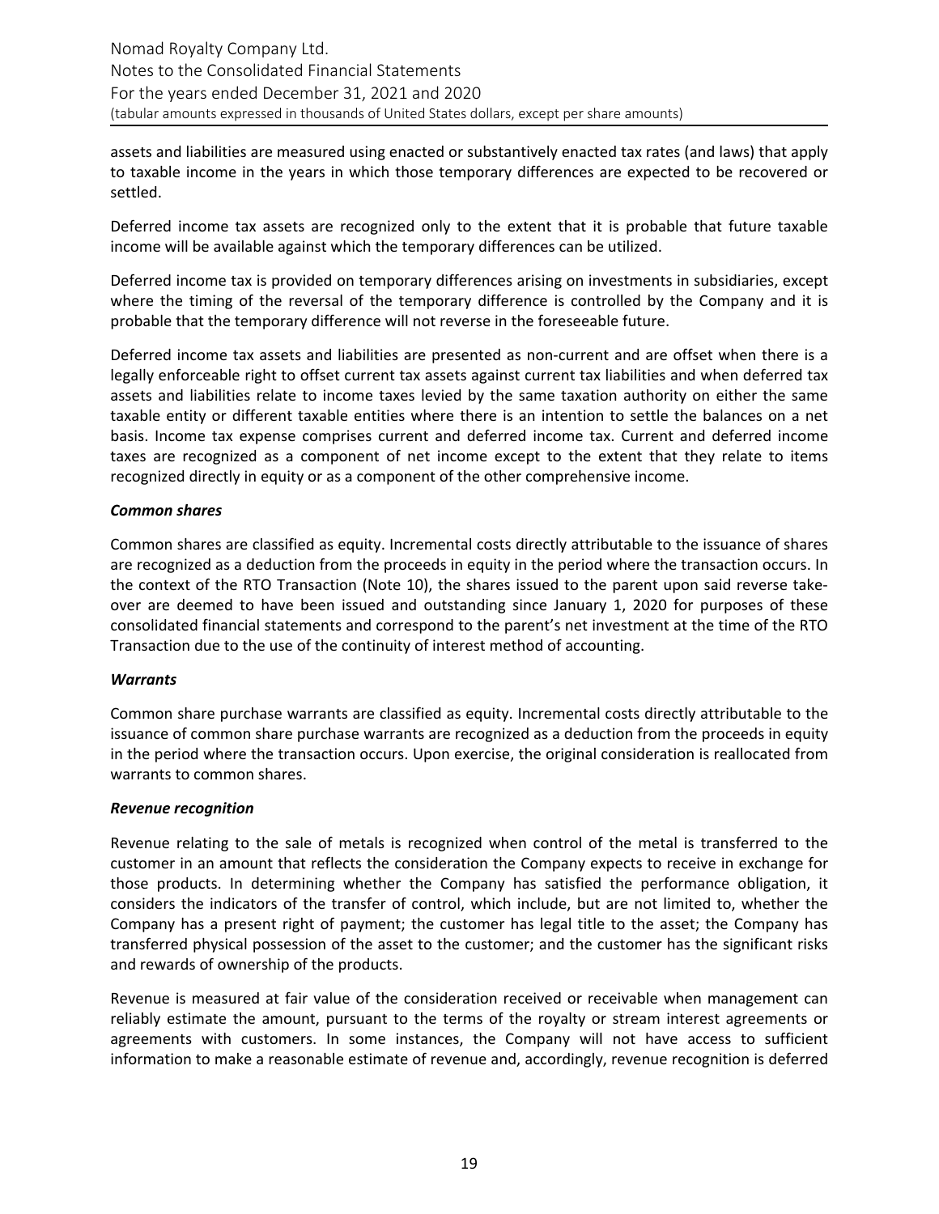assets and liabilities are measured using enacted or substantively enacted tax rates (and laws) that apply to taxable income in the years in which those temporary differences are expected to be recovered or settled.

Deferred income tax assets are recognized only to the extent that it is probable that future taxable income will be available against which the temporary differences can be utilized.

Deferred income tax is provided on temporary differences arising on investments in subsidiaries, except where the timing of the reversal of the temporary difference is controlled by the Company and it is probable that the temporary difference will not reverse in the foreseeable future.

Deferred income tax assets and liabilities are presented as non-current and are offset when there is a legally enforceable right to offset current tax assets against current tax liabilities and when deferred tax assets and liabilities relate to income taxes levied by the same taxation authority on either the same taxable entity or different taxable entities where there is an intention to settle the balances on a net basis. Income tax expense comprises current and deferred income tax. Current and deferred income taxes are recognized as a component of net income except to the extent that they relate to items recognized directly in equity or as a component of the other comprehensive income.

***Common shares***

Common shares are classified as equity. Incremental costs directly attributable to the issuance of shares are recognized as a deduction from the proceeds in equity in the period where the transaction occurs. In the context of the RTO Transaction (Note 10), the shares issued to the parent upon said reverse take-over are deemed to have been issued and outstanding since January 1, 2020 for purposes of these consolidated financial statements and correspond to the parent's net investment at the time of the RTO Transaction due to the use of the continuity of interest method of accounting.

***Warrants***

Common share purchase warrants are classified as equity. Incremental costs directly attributable to the issuance of common share purchase warrants are recognized as a deduction from the proceeds in equity in the period where the transaction occurs. Upon exercise, the original consideration is reallocated from warrants to common shares.

***Revenue recognition***

Revenue relating to the sale of metals is recognized when control of the metal is transferred to the customer in an amount that reflects the consideration the Company expects to receive in exchange for those products. In determining whether the Company has satisfied the performance obligation, it considers the indicators of the transfer of control, which include, but are not limited to, whether the Company has a present right of payment; the customer has legal title to the asset; the Company has transferred physical possession of the asset to the customer; and the customer has the significant risks and rewards of ownership of the products.

Revenue is measured at fair value of the consideration received or receivable when management can reliably estimate the amount, pursuant to the terms of the royalty or stream interest agreements or agreements with customers. In some instances, the Company will not have access to sufficient information to make a reasonable estimate of revenue and, accordingly, revenue recognition is deferred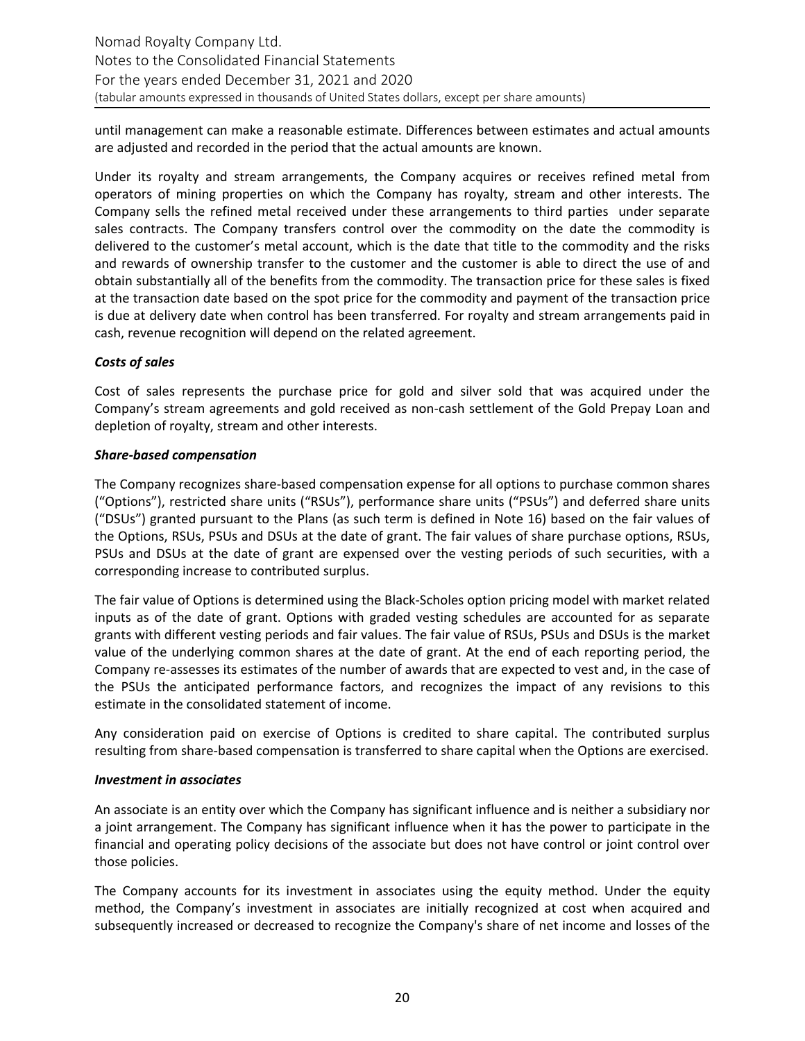until management can make a reasonable estimate. Differences between estimates and actual amounts are adjusted and recorded in the period that the actual amounts are known.

Under its royalty and stream arrangements, the Company acquires or receives refined metal from operators of mining properties on which the Company has royalty, stream and other interests. The Company sells the refined metal received under these arrangements to third parties under separate sales contracts. The Company transfers control over the commodity on the date the commodity is delivered to the customer's metal account, which is the date that title to the commodity and the risks and rewards of ownership transfer to the customer and the customer is able to direct the use of and obtain substantially all of the benefits from the commodity. The transaction price for these sales is fixed at the transaction date based on the spot price for the commodity and payment of the transaction price is due at delivery date when control has been transferred. For royalty and stream arrangements paid in cash, revenue recognition will depend on the related agreement.

***Costs of sales***

Cost of sales represents the purchase price for gold and silver sold that was acquired under the Company's stream agreements and gold received as non-cash settlement of the Gold Prepay Loan and depletion of royalty, stream and other interests.

***Share-based compensation***

The Company recognizes share-based compensation expense for all options to purchase common shares ("Options"), restricted share units ("RSUs"), performance share units ("PSUs") and deferred share units ("DSUs") granted pursuant to the Plans (as such term is defined in Note 16) based on the fair values of the Options, RSUs, PSUs and DSUs at the date of grant. The fair values of share purchase options, RSUs, PSUs and DSUs at the date of grant are expensed over the vesting periods of such securities, with a corresponding increase to contributed surplus.

The fair value of Options is determined using the Black-Scholes option pricing model with market related inputs as of the date of grant. Options with graded vesting schedules are accounted for as separate grants with different vesting periods and fair values. The fair value of RSUs, PSUs and DSUs is the market value of the underlying common shares at the date of grant. At the end of each reporting period, the Company re-assesses its estimates of the number of awards that are expected to vest and, in the case of the PSUs the anticipated performance factors, and recognizes the impact of any revisions to this estimate in the consolidated statement of income.

Any consideration paid on exercise of Options is credited to share capital. The contributed surplus resulting from share-based compensation is transferred to share capital when the Options are exercised.

***Investment in associates***

An associate is an entity over which the Company has significant influence and is neither a subsidiary nor a joint arrangement. The Company has significant influence when it has the power to participate in the financial and operating policy decisions of the associate but does not have control or joint control over those policies.

The Company accounts for its investment in associates using the equity method. Under the equity method, the Company's investment in associates are initially recognized at cost when acquired and subsequently increased or decreased to recognize the Company's share of net income and losses of the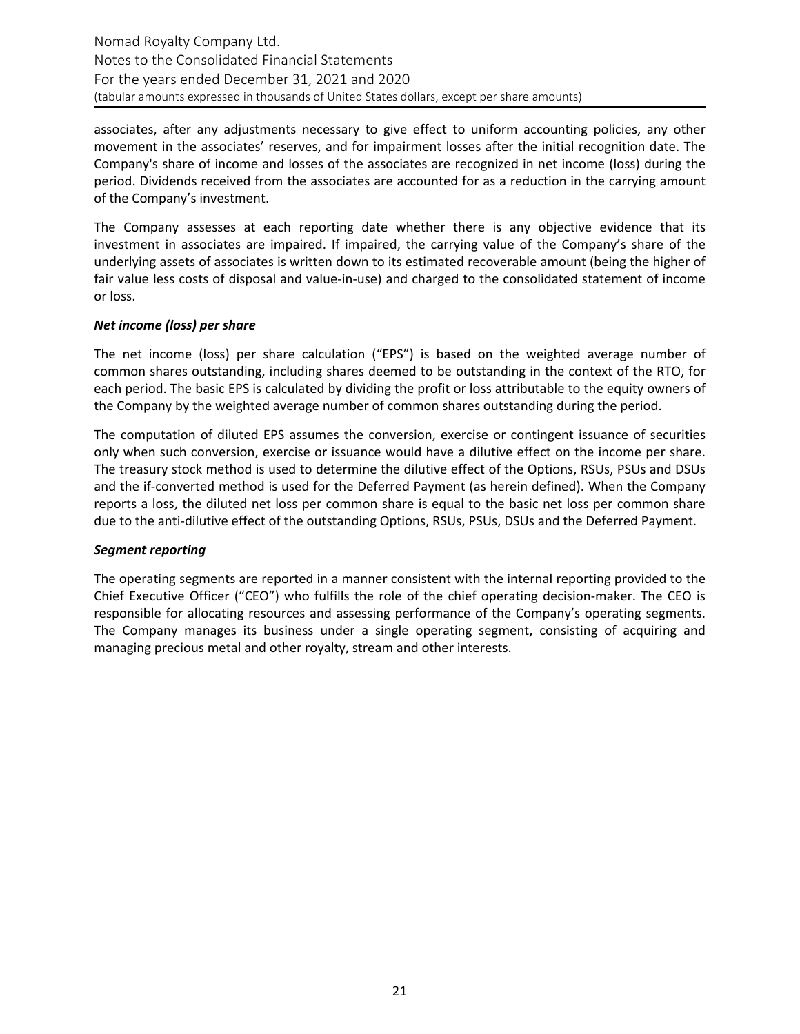associates, after any adjustments necessary to give effect to uniform accounting policies, any other movement in the associates' reserves, and for impairment losses after the initial recognition date. The Company's share of income and losses of the associates are recognized in net income (loss) during the period. Dividends received from the associates are accounted for as a reduction in the carrying amount of the Company's investment.

The Company assesses at each reporting date whether there is any objective evidence that its investment in associates are impaired. If impaired, the carrying value of the Company's share of the underlying assets of associates is written down to its estimated recoverable amount (being the higher of fair value less costs of disposal and value-in-use) and charged to the consolidated statement of income or loss.

***Net income (loss) per share***

The net income (loss) per share calculation ("EPS") is based on the weighted average number of common shares outstanding, including shares deemed to be outstanding in the context of the RTO, for each period. The basic EPS is calculated by dividing the profit or loss attributable to the equity owners of the Company by the weighted average number of common shares outstanding during the period.

The computation of diluted EPS assumes the conversion, exercise or contingent issuance of securities only when such conversion, exercise or issuance would have a dilutive effect on the income per share. The treasury stock method is used to determine the dilutive effect of the Options, RSUs, PSUs and DSUs and the if-converted method is used for the Deferred Payment (as herein defined). When the Company reports a loss, the diluted net loss per common share is equal to the basic net loss per common share due to the anti-dilutive effect of the outstanding Options, RSUs, PSUs, DSUs and the Deferred Payment.

***Segment reporting***

The operating segments are reported in a manner consistent with the internal reporting provided to the Chief Executive Officer ("CEO") who fulfills the role of the chief operating decision-maker. The CEO is responsible for allocating resources and assessing performance of the Company's operating segments. The Company manages its business under a single operating segment, consisting of acquiring and managing precious metal and other royalty, stream and other interests.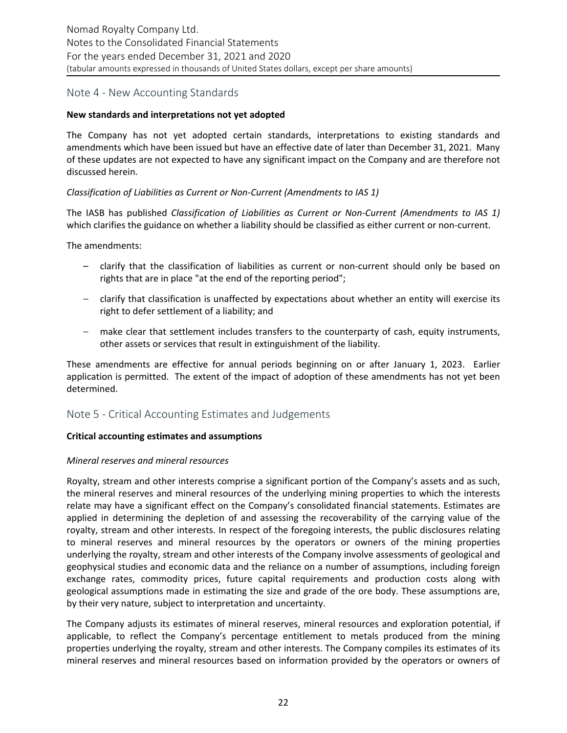## Note 4 - New Accounting Standards

**New standards and interpretations not yet adopted**

The Company has not yet adopted certain standards, interpretations to existing standards and amendments which have been issued but have an effective date of later than December 31, 2021. Many of these updates are not expected to have any significant impact on the Company and are therefore not discussed herein.

*Classification of Liabilities as Current or Non-Current (Amendments to IAS 1)*

The IASB has published *Classification of Liabilities as Current or Non-Current (Amendments to IAS 1)* which clarifies the guidance on whether a liability should be classified as either current or non-current.

The amendments:

- clarify that the classification of liabilities as current or non-current should only be based on rights that are in place "at the end of the reporting period";
- clarify that classification is unaffected by expectations about whether an entity will exercise its right to defer settlement of a liability; and
- make clear that settlement includes transfers to the counterparty of cash, equity instruments, other assets or services that result in extinguishment of the liability.

These amendments are effective for annual periods beginning on or after January 1, 2023. Earlier application is permitted. The extent of the impact of adoption of these amendments has not yet been determined.

## Note 5 - Critical Accounting Estimates and Judgements

**Critical accounting estimates and assumptions**

*Mineral reserves and mineral resources*

Royalty, stream and other interests comprise a significant portion of the Company's assets and as such, the mineral reserves and mineral resources of the underlying mining properties to which the interests relate may have a significant effect on the Company's consolidated financial statements. Estimates are applied in determining the depletion of and assessing the recoverability of the carrying value of the royalty, stream and other interests. In respect of the foregoing interests, the public disclosures relating to mineral reserves and mineral resources by the operators or owners of the mining properties underlying the royalty, stream and other interests of the Company involve assessments of geological and geophysical studies and economic data and the reliance on a number of assumptions, including foreign exchange rates, commodity prices, future capital requirements and production costs along with geological assumptions made in estimating the size and grade of the ore body. These assumptions are, by their very nature, subject to interpretation and uncertainty.

The Company adjusts its estimates of mineral reserves, mineral resources and exploration potential, if applicable, to reflect the Company's percentage entitlement to metals produced from the mining properties underlying the royalty, stream and other interests. The Company compiles its estimates of its mineral reserves and mineral resources based on information provided by the operators or owners of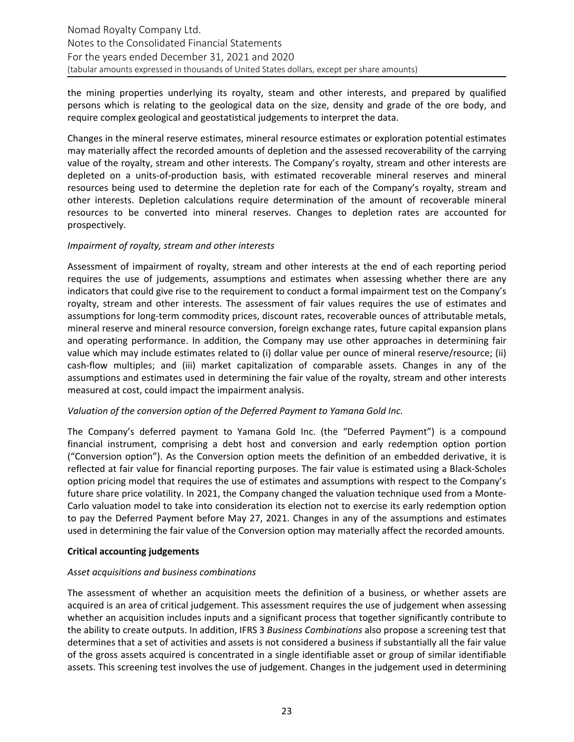the mining properties underlying its royalty, steam and other interests, and prepared by qualified persons which is relating to the geological data on the size, density and grade of the ore body, and require complex geological and geostatistical judgements to interpret the data.

Changes in the mineral reserve estimates, mineral resource estimates or exploration potential estimates may materially affect the recorded amounts of depletion and the assessed recoverability of the carrying value of the royalty, stream and other interests. The Company's royalty, stream and other interests are depleted on a units-of-production basis, with estimated recoverable mineral reserves and mineral resources being used to determine the depletion rate for each of the Company's royalty, stream and other interests. Depletion calculations require determination of the amount of recoverable mineral resources to be converted into mineral reserves. Changes to depletion rates are accounted for prospectively.

*Impairment of royalty, stream and other interests*

Assessment of impairment of royalty, stream and other interests at the end of each reporting period requires the use of judgements, assumptions and estimates when assessing whether there are any indicators that could give rise to the requirement to conduct a formal impairment test on the Company's royalty, stream and other interests. The assessment of fair values requires the use of estimates and assumptions for long-term commodity prices, discount rates, recoverable ounces of attributable metals, mineral reserve and mineral resource conversion, foreign exchange rates, future capital expansion plans and operating performance. In addition, the Company may use other approaches in determining fair value which may include estimates related to (i) dollar value per ounce of mineral reserve/resource; (ii) cash-flow multiples; and (iii) market capitalization of comparable assets. Changes in any of the assumptions and estimates used in determining the fair value of the royalty, stream and other interests measured at cost, could impact the impairment analysis.

*Valuation of the conversion option of the Deferred Payment to Yamana Gold Inc.*

The Company's deferred payment to Yamana Gold Inc. (the "Deferred Payment") is a compound financial instrument, comprising a debt host and conversion and early redemption option portion ("Conversion option"). As the Conversion option meets the definition of an embedded derivative, it is reflected at fair value for financial reporting purposes. The fair value is estimated using a Black-Scholes option pricing model that requires the use of estimates and assumptions with respect to the Company's future share price volatility. In 2021, the Company changed the valuation technique used from a Monte-Carlo valuation model to take into consideration its election not to exercise its early redemption option to pay the Deferred Payment before May 27, 2021. Changes in any of the assumptions and estimates used in determining the fair value of the Conversion option may materially affect the recorded amounts.

**Critical accounting judgements**

*Asset acquisitions and business combinations*

The assessment of whether an acquisition meets the definition of a business, or whether assets are acquired is an area of critical judgement. This assessment requires the use of judgement when assessing whether an acquisition includes inputs and a significant process that together significantly contribute to the ability to create outputs. In addition, IFRS 3 *Business Combinations* also propose a screening test that determines that a set of activities and assets is not considered a business if substantially all the fair value of the gross assets acquired is concentrated in a single identifiable asset or group of similar identifiable assets. This screening test involves the use of judgement. Changes in the judgement used in determining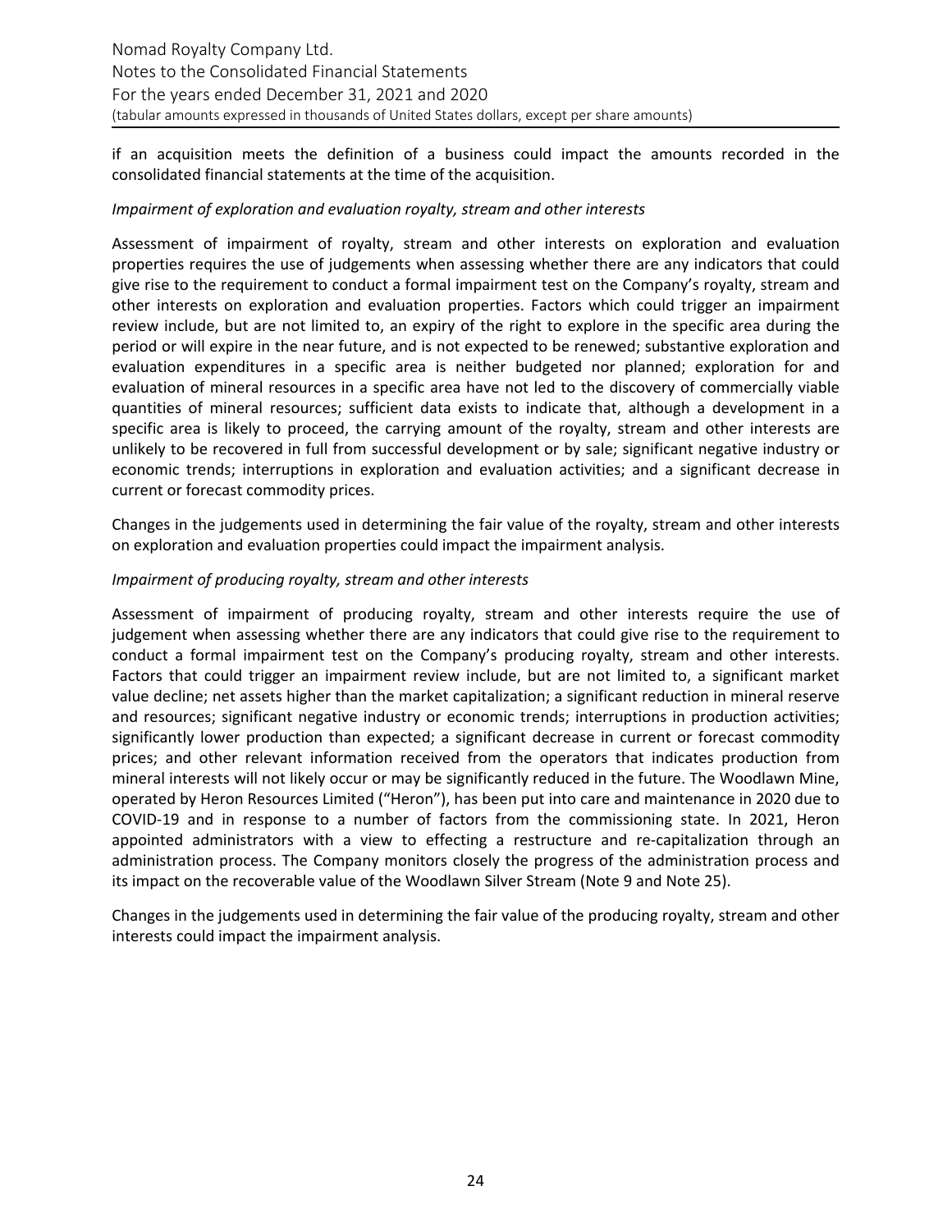if an acquisition meets the definition of a business could impact the amounts recorded in the consolidated financial statements at the time of the acquisition.

*Impairment of exploration and evaluation royalty, stream and other interests*

Assessment of impairment of royalty, stream and other interests on exploration and evaluation properties requires the use of judgements when assessing whether there are any indicators that could give rise to the requirement to conduct a formal impairment test on the Company's royalty, stream and other interests on exploration and evaluation properties. Factors which could trigger an impairment review include, but are not limited to, an expiry of the right to explore in the specific area during the period or will expire in the near future, and is not expected to be renewed; substantive exploration and evaluation expenditures in a specific area is neither budgeted nor planned; exploration for and evaluation of mineral resources in a specific area have not led to the discovery of commercially viable quantities of mineral resources; sufficient data exists to indicate that, although a development in a specific area is likely to proceed, the carrying amount of the royalty, stream and other interests are unlikely to be recovered in full from successful development or by sale; significant negative industry or economic trends; interruptions in exploration and evaluation activities; and a significant decrease in current or forecast commodity prices.

Changes in the judgements used in determining the fair value of the royalty, stream and other interests on exploration and evaluation properties could impact the impairment analysis.

*Impairment of producing royalty, stream and other interests*

Assessment of impairment of producing royalty, stream and other interests require the use of judgement when assessing whether there are any indicators that could give rise to the requirement to conduct a formal impairment test on the Company's producing royalty, stream and other interests. Factors that could trigger an impairment review include, but are not limited to, a significant market value decline; net assets higher than the market capitalization; a significant reduction in mineral reserve and resources; significant negative industry or economic trends; interruptions in production activities; significantly lower production than expected; a significant decrease in current or forecast commodity prices; and other relevant information received from the operators that indicates production from mineral interests will not likely occur or may be significantly reduced in the future. The Woodlawn Mine, operated by Heron Resources Limited ("Heron"), has been put into care and maintenance in 2020 due to COVID-19 and in response to a number of factors from the commissioning state. In 2021, Heron appointed administrators with a view to effecting a restructure and re-capitalization through an administration process. The Company monitors closely the progress of the administration process and its impact on the recoverable value of the Woodlawn Silver Stream (Note 9 and Note 25).

Changes in the judgements used in determining the fair value of the producing royalty, stream and other interests could impact the impairment analysis.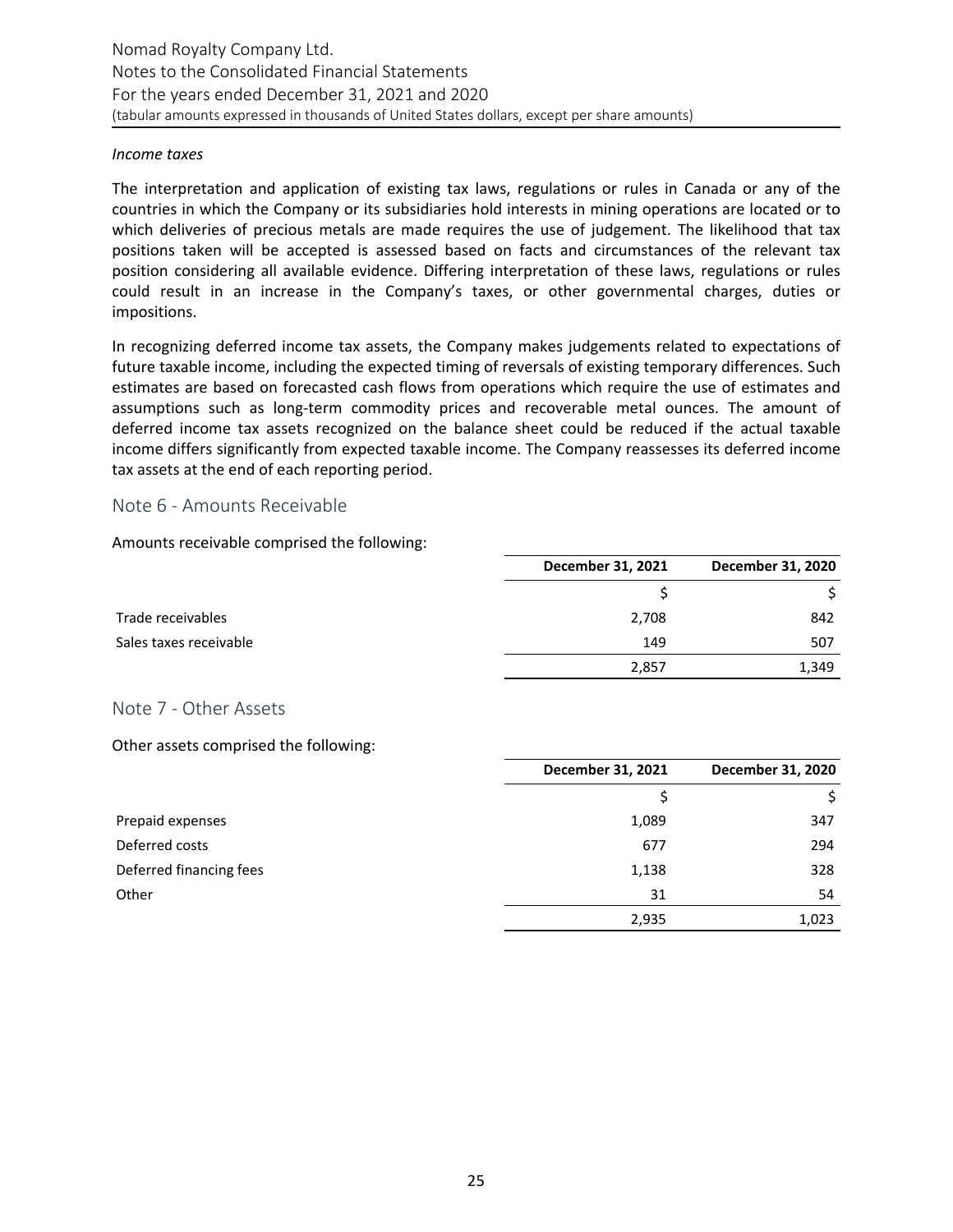*Income taxes*

The interpretation and application of existing tax laws, regulations or rules in Canada or any of the countries in which the Company or its subsidiaries hold interests in mining operations are located or to which deliveries of precious metals are made requires the use of judgement. The likelihood that tax positions taken will be accepted is assessed based on facts and circumstances of the relevant tax position considering all available evidence. Differing interpretation of these laws, regulations or rules could result in an increase in the Company's taxes, or other governmental charges, duties or impositions.

In recognizing deferred income tax assets, the Company makes judgements related to expectations of future taxable income, including the expected timing of reversals of existing temporary differences. Such estimates are based on forecasted cash flows from operations which require the use of estimates and assumptions such as long-term commodity prices and recoverable metal ounces. The amount of deferred income tax assets recognized on the balance sheet could be reduced if the actual taxable income differs significantly from expected taxable income. The Company reassesses its deferred income tax assets at the end of each reporting period.

## Note 6 - Amounts Receivable

Amounts receivable comprised the following:

| | December 31, 2021 | December 31, 2020 |
|---|---|---|
| | $ | $ |
| Trade receivables | 2,708 | 842 |
| Sales taxes receivable | 149 | 507 |
| | 2,857 | 1,349 |

## Note 7 - Other Assets

Other assets comprised the following:

| | December 31, 2021 | December 31, 2020 |
|---|---|---|
| | $ | $ |
| Prepaid expenses | 1,089 | 347 |
| Deferred costs | 677 | 294 |
| Deferred financing fees | 1,138 | 328 |
| Other | 31 | 54 |
| | 2,935 | 1,023 |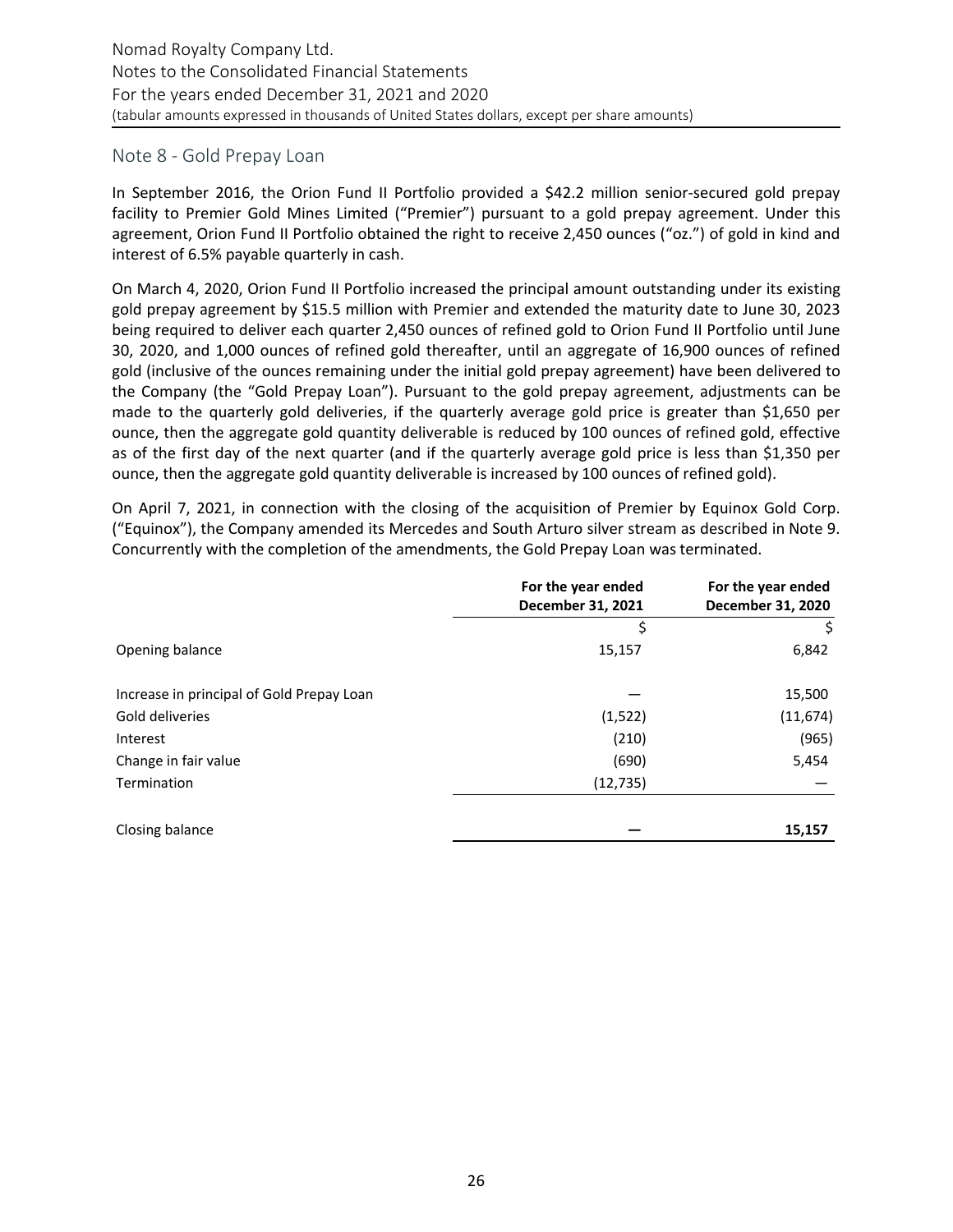## Note 8 - Gold Prepay Loan

In September 2016, the Orion Fund II Portfolio provided a $42.2 million senior-secured gold prepay facility to Premier Gold Mines Limited ("Premier") pursuant to a gold prepay agreement. Under this agreement, Orion Fund II Portfolio obtained the right to receive 2,450 ounces ("oz.") of gold in kind and interest of 6.5% payable quarterly in cash.

On March 4, 2020, Orion Fund II Portfolio increased the principal amount outstanding under its existing gold prepay agreement by $15.5 million with Premier and extended the maturity date to June 30, 2023 being required to deliver each quarter 2,450 ounces of refined gold to Orion Fund II Portfolio until June 30, 2020, and 1,000 ounces of refined gold thereafter, until an aggregate of 16,900 ounces of refined gold (inclusive of the ounces remaining under the initial gold prepay agreement) have been delivered to the Company (the "Gold Prepay Loan"). Pursuant to the gold prepay agreement, adjustments can be made to the quarterly gold deliveries, if the quarterly average gold price is greater than $1,650 per ounce, then the aggregate gold quantity deliverable is reduced by 100 ounces of refined gold, effective as of the first day of the next quarter (and if the quarterly average gold price is less than $1,350 per ounce, then the aggregate gold quantity deliverable is increased by 100 ounces of refined gold).

On April 7, 2021, in connection with the closing of the acquisition of Premier by Equinox Gold Corp. ("Equinox"), the Company amended its Mercedes and South Arturo silver stream as described in Note 9. Concurrently with the completion of the amendments, the Gold Prepay Loan was terminated.

| | For the year ended December 31, 2021 | For the year ended December 31, 2020 |
|---|---|---|
| | $ | $ |
| Opening balance | 15,157 | 6,842 |
| Increase in principal of Gold Prepay Loan | — | 15,500 |
| Gold deliveries | (1,522) | (11,674) |
| Interest | (210) | (965) |
| Change in fair value | (690) | 5,454 |
| Termination | (12,735) | — |
| Closing balance | **—** | **15,157** |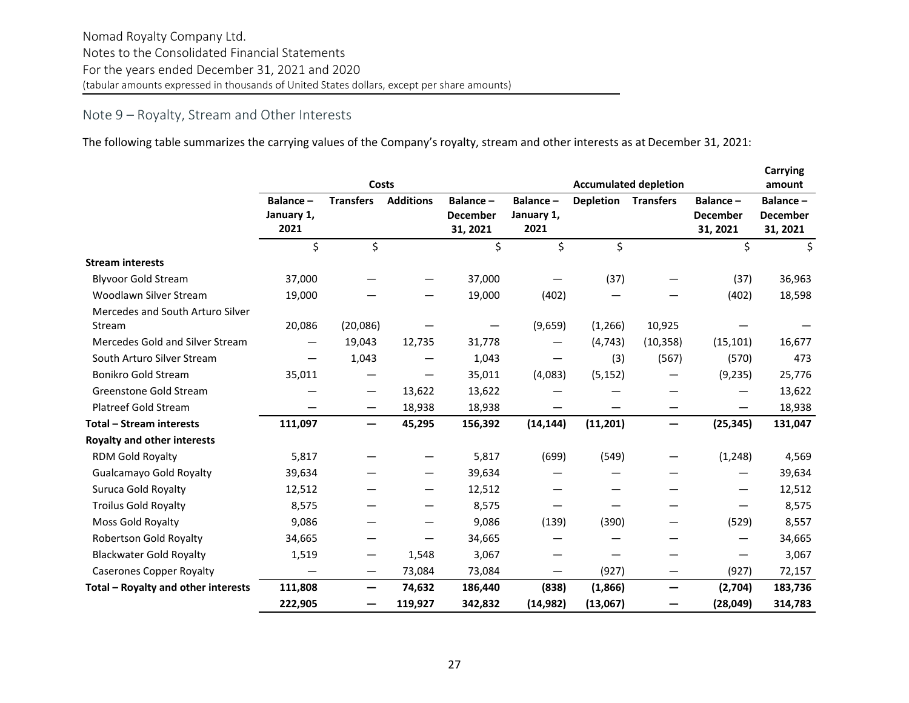Nomad Royalty Company Ltd.
Notes to the Consolidated Financial Statements
For the years ended December 31, 2021 and 2020
(tabular amounts expressed in thousands of United States dollars, except per share amounts)

## Note 9 – Royalty, Stream and Other Interests

The following table summarizes the carrying values of the Company's royalty, stream and other interests as at December 31, 2021:

| | Costs | | | | Accumulated depletion | | | | Carrying amount |
|---|---|---|---|---|---|---|---|---|---|
| | Balance – January 1, 2021 | Transfers | Additions | Balance – December 31, 2021 | Balance – January 1, 2021 | Depletion | Transfers | Balance – December 31, 2021 | Balance – December 31, 2021 |
| | $ | $ | | $ | $ | $ | | $ | $ |
| **Stream interests** | | | | | | | | | |
| Blyvoor Gold Stream | 37,000 | — | — | 37,000 | — | (37) | — | (37) | 36,963 |
| Woodlawn Silver Stream | 19,000 | — | — | 19,000 | (402) | — | — | (402) | 18,598 |
| Mercedes and South Arturo Silver Stream | 20,086 | (20,086) | | — | (9,659) | (1,266) | 10,925 | — | — |
| Mercedes Gold and Silver Stream | — | 19,043 | 12,735 | 31,778 | — | (4,743) | (10,358) | (15,101) | 16,677 |
| South Arturo Silver Stream | — | 1,043 | — | 1,043 | — | (3) | (567) | (570) | 473 |
| Bonikro Gold Stream | 35,011 | — | — | 35,011 | (4,083) | (5,152) | — | (9,235) | 25,776 |
| Greenstone Gold Stream | — | — | 13,622 | 13,622 | — | — | — | — | 13,622 |
| Platreef Gold Stream | — | — | 18,938 | 18,938 | — | — | — | — | 18,938 |
| **Total – Stream interests** | **111,097** | **—** | **45,295** | **156,392** | **(14,144)** | **(11,201)** | **—** | **(25,345)** | **131,047** |
| **Royalty and other interests** | | | | | | | | | |
| RDM Gold Royalty | 5,817 | — | — | 5,817 | (699) | (549) | — | (1,248) | 4,569 |
| Gualcamayo Gold Royalty | 39,634 | — | — | 39,634 | — | — | — | — | 39,634 |
| Suruca Gold Royalty | 12,512 | — | — | 12,512 | — | — | — | — | 12,512 |
| Troilus Gold Royalty | 8,575 | — | — | 8,575 | — | — | — | — | 8,575 |
| Moss Gold Royalty | 9,086 | — | — | 9,086 | (139) | (390) | — | (529) | 8,557 |
| Robertson Gold Royalty | 34,665 | — | — | 34,665 | — | — | — | — | 34,665 |
| Blackwater Gold Royalty | 1,519 | — | 1,548 | 3,067 | — | — | — | — | 3,067 |
| Caserones Copper Royalty | — | — | 73,084 | 73,084 | — | (927) | — | (927) | 72,157 |
| **Total – Royalty and other interests** | **111,808** | **—** | **74,632** | **186,440** | **(838)** | **(1,866)** | **—** | **(2,704)** | **183,736** |
| | **222,905** | **—** | **119,927** | **342,832** | **(14,982)** | **(13,067)** | **—** | **(28,049)** | **314,783** |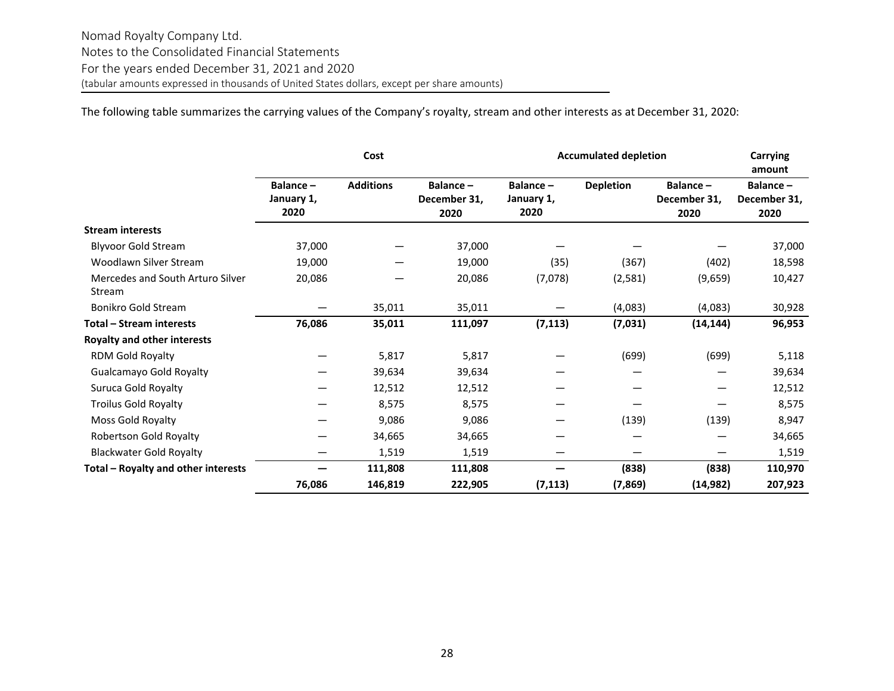The following table summarizes the carrying values of the Company's royalty, stream and other interests as at December 31, 2020:

| | Cost | | | Accumulated depletion | | | Carrying amount |
|---|---|---|---|---|---|---|---|
| | Balance – January 1, 2020 | Additions | Balance – December 31, 2020 | Balance – January 1, 2020 | Depletion | Balance – December 31, 2020 | Balance – December 31, 2020 |
| **Stream interests** | | | | | | | |
| Blyvoor Gold Stream | 37,000 | — | 37,000 | — | — | — | 37,000 |
| Woodlawn Silver Stream | 19,000 | — | 19,000 | (35) | (367) | (402) | 18,598 |
| Mercedes and South Arturo Silver Stream | 20,086 | — | 20,086 | (7,078) | (2,581) | (9,659) | 10,427 |
| Bonikro Gold Stream | — | 35,011 | 35,011 | — | (4,083) | (4,083) | 30,928 |
| **Total – Stream interests** | **76,086** | **35,011** | **111,097** | **(7,113)** | **(7,031)** | **(14,144)** | **96,953** |
| **Royalty and other interests** | | | | | | | |
| RDM Gold Royalty | — | 5,817 | 5,817 | — | (699) | (699) | 5,118 |
| Gualcamayo Gold Royalty | — | 39,634 | 39,634 | — | — | — | 39,634 |
| Suruca Gold Royalty | — | 12,512 | 12,512 | — | — | — | 12,512 |
| Troilus Gold Royalty | — | 8,575 | 8,575 | — | — | — | 8,575 |
| Moss Gold Royalty | — | 9,086 | 9,086 | — | (139) | (139) | 8,947 |
| Robertson Gold Royalty | — | 34,665 | 34,665 | — | — | — | 34,665 |
| Blackwater Gold Royalty | — | 1,519 | 1,519 | — | — | — | 1,519 |
| **Total – Royalty and other interests** | **—** | **111,808** | **111,808** | **—** | **(838)** | **(838)** | **110,970** |
| | **76,086** | **146,819** | **222,905** | **(7,113)** | **(7,869)** | **(14,982)** | **207,923** |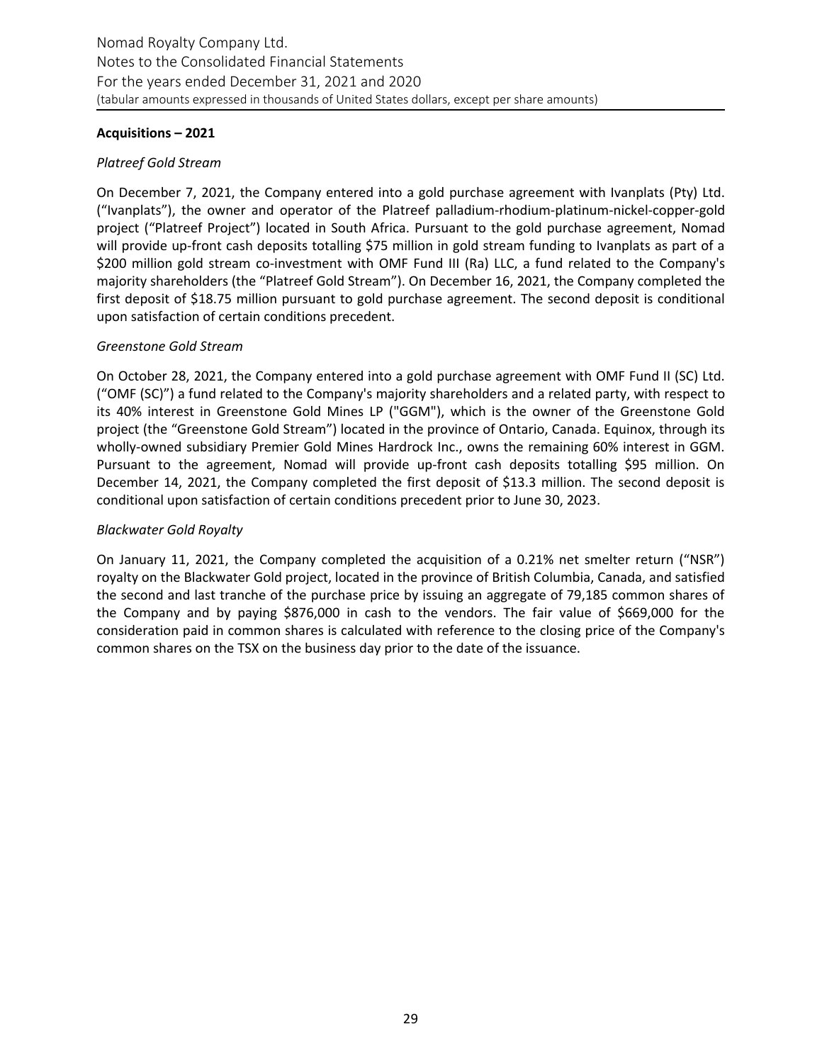**Acquisitions – 2021**

*Platreef Gold Stream*

On December 7, 2021, the Company entered into a gold purchase agreement with Ivanplats (Pty) Ltd. (“Ivanplats”), the owner and operator of the Platreef palladium-rhodium-platinum-nickel-copper-gold project (“Platreef Project”) located in South Africa. Pursuant to the gold purchase agreement, Nomad will provide up-front cash deposits totalling $75 million in gold stream funding to Ivanplats as part of a $200 million gold stream co-investment with OMF Fund III (Ra) LLC, a fund related to the Company's majority shareholders (the “Platreef Gold Stream”). On December 16, 2021, the Company completed the first deposit of $18.75 million pursuant to gold purchase agreement. The second deposit is conditional upon satisfaction of certain conditions precedent.

*Greenstone Gold Stream*

On October 28, 2021, the Company entered into a gold purchase agreement with OMF Fund II (SC) Ltd. (“OMF (SC)”) a fund related to the Company's majority shareholders and a related party, with respect to its 40% interest in Greenstone Gold Mines LP ("GGM"), which is the owner of the Greenstone Gold project (the “Greenstone Gold Stream”) located in the province of Ontario, Canada. Equinox, through its wholly-owned subsidiary Premier Gold Mines Hardrock Inc., owns the remaining 60% interest in GGM. Pursuant to the agreement, Nomad will provide up-front cash deposits totalling $95 million. On December 14, 2021, the Company completed the first deposit of $13.3 million. The second deposit is conditional upon satisfaction of certain conditions precedent prior to June 30, 2023.

*Blackwater Gold Royalty*

On January 11, 2021, the Company completed the acquisition of a 0.21% net smelter return (“NSR”) royalty on the Blackwater Gold project, located in the province of British Columbia, Canada, and satisfied the second and last tranche of the purchase price by issuing an aggregate of 79,185 common shares of the Company and by paying $876,000 in cash to the vendors. The fair value of $669,000 for the consideration paid in common shares is calculated with reference to the closing price of the Company's common shares on the TSX on the business day prior to the date of the issuance.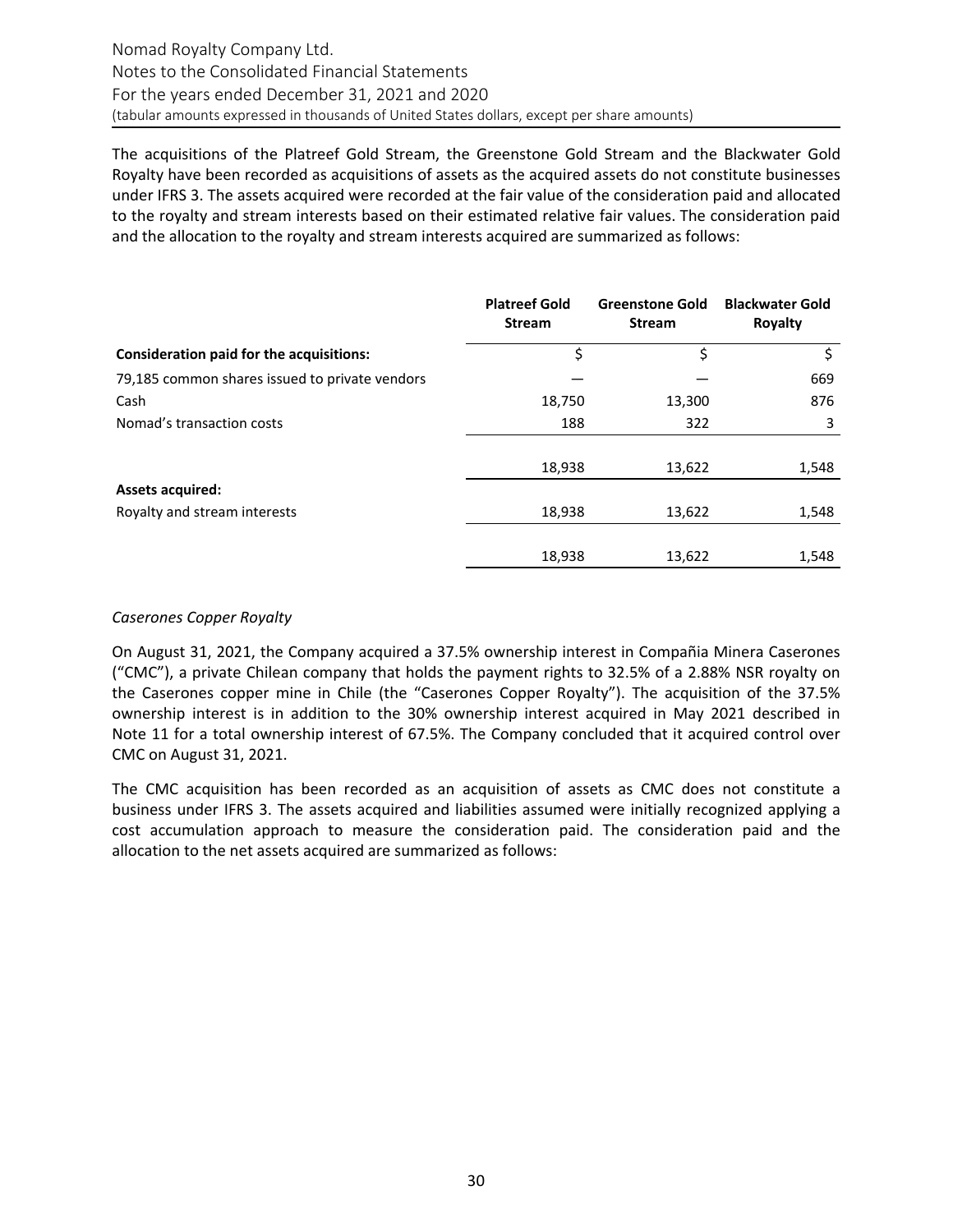The acquisitions of the Platreef Gold Stream, the Greenstone Gold Stream and the Blackwater Gold Royalty have been recorded as acquisitions of assets as the acquired assets do not constitute businesses under IFRS 3. The assets acquired were recorded at the fair value of the consideration paid and allocated to the royalty and stream interests based on their estimated relative fair values. The consideration paid and the allocation to the royalty and stream interests acquired are summarized as follows:

| | Platreef Gold Stream | Greenstone Gold Stream | Blackwater Gold Royalty |
|---|---|---|---|
| **Consideration paid for the acquisitions:** | $ | $ | $ |
| 79,185 common shares issued to private vendors | — | — | 669 |
| Cash | 18,750 | 13,300 | 876 |
| Nomad's transaction costs | 188 | 322 | 3 |
| | 18,938 | 13,622 | 1,548 |
| **Assets acquired:** | | | |
| Royalty and stream interests | 18,938 | 13,622 | 1,548 |
| | 18,938 | 13,622 | 1,548 |

*Caserones Copper Royalty*

On August 31, 2021, the Company acquired a 37.5% ownership interest in Compañia Minera Caserones ("CMC"), a private Chilean company that holds the payment rights to 32.5% of a 2.88% NSR royalty on the Caserones copper mine in Chile (the "Caserones Copper Royalty"). The acquisition of the 37.5% ownership interest is in addition to the 30% ownership interest acquired in May 2021 described in Note 11 for a total ownership interest of 67.5%. The Company concluded that it acquired control over CMC on August 31, 2021.

The CMC acquisition has been recorded as an acquisition of assets as CMC does not constitute a business under IFRS 3. The assets acquired and liabilities assumed were initially recognized applying a cost accumulation approach to measure the consideration paid. The consideration paid and the allocation to the net assets acquired are summarized as follows: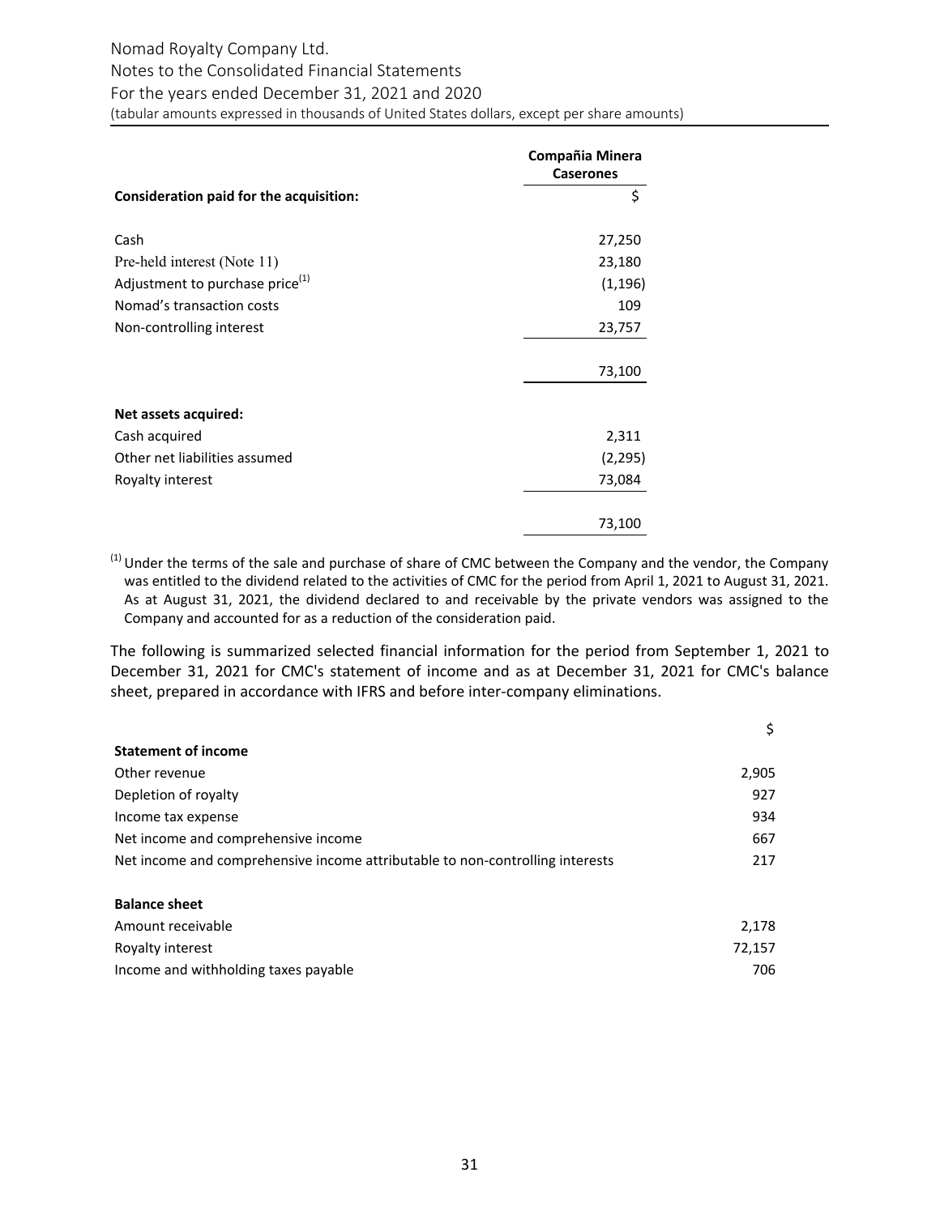| | Compañia Minera Caserones |
|---|---|
| **Consideration paid for the acquisition:** | $ |
| Cash | 27,250 |
| Pre-held interest (Note 11) | 23,180 |
| Adjustment to purchase price[1] | (1,196) |
| Nomad's transaction costs | 109 |
| Non-controlling interest | 23,757 |
| | 73,100 |
| **Net assets acquired:** | |
| Cash acquired | 2,311 |
| Other net liabilities assumed | (2,295) |
| Royalty interest | 73,084 |
| | 73,100 |

[1] Under the terms of the sale and purchase of share of CMC between the Company and the vendor, the Company was entitled to the dividend related to the activities of CMC for the period from April 1, 2021 to August 31, 2021. As at August 31, 2021, the dividend declared to and receivable by the private vendors was assigned to the Company and accounted for as a reduction of the consideration paid.

The following is summarized selected financial information for the period from September 1, 2021 to December 31, 2021 for CMC's statement of income and as at December 31, 2021 for CMC's balance sheet, prepared in accordance with IFRS and before inter-company eliminations.

| | $ |
|---|---|
| **Statement of income** | |
| Other revenue | 2,905 |
| Depletion of royalty | 927 |
| Income tax expense | 934 |
| Net income and comprehensive income | 667 |
| Net income and comprehensive income attributable to non-controlling interests | 217 |
| **Balance sheet** | |
| Amount receivable | 2,178 |
| Royalty interest | 72,157 |
| Income and withholding taxes payable | 706 |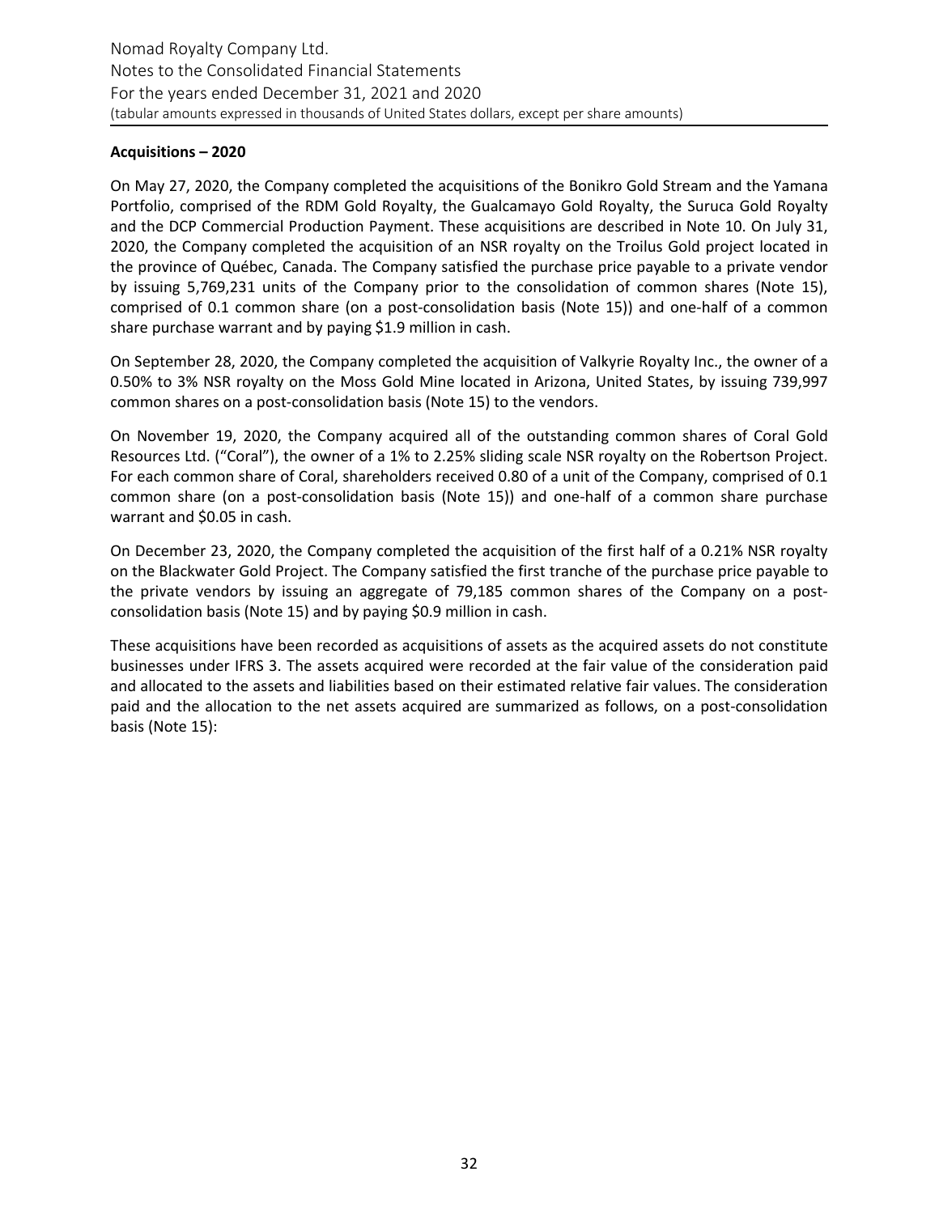**Acquisitions – 2020**

On May 27, 2020, the Company completed the acquisitions of the Bonikro Gold Stream and the Yamana Portfolio, comprised of the RDM Gold Royalty, the Gualcamayo Gold Royalty, the Suruca Gold Royalty and the DCP Commercial Production Payment. These acquisitions are described in Note 10. On July 31, 2020, the Company completed the acquisition of an NSR royalty on the Troilus Gold project located in the province of Québec, Canada. The Company satisfied the purchase price payable to a private vendor by issuing 5,769,231 units of the Company prior to the consolidation of common shares (Note 15), comprised of 0.1 common share (on a post-consolidation basis (Note 15)) and one-half of a common share purchase warrant and by paying $1.9 million in cash.

On September 28, 2020, the Company completed the acquisition of Valkyrie Royalty Inc., the owner of a 0.50% to 3% NSR royalty on the Moss Gold Mine located in Arizona, United States, by issuing 739,997 common shares on a post-consolidation basis (Note 15) to the vendors.

On November 19, 2020, the Company acquired all of the outstanding common shares of Coral Gold Resources Ltd. ("Coral"), the owner of a 1% to 2.25% sliding scale NSR royalty on the Robertson Project. For each common share of Coral, shareholders received 0.80 of a unit of the Company, comprised of 0.1 common share (on a post-consolidation basis (Note 15)) and one-half of a common share purchase warrant and $0.05 in cash.

On December 23, 2020, the Company completed the acquisition of the first half of a 0.21% NSR royalty on the Blackwater Gold Project. The Company satisfied the first tranche of the purchase price payable to the private vendors by issuing an aggregate of 79,185 common shares of the Company on a post-consolidation basis (Note 15) and by paying $0.9 million in cash.

These acquisitions have been recorded as acquisitions of assets as the acquired assets do not constitute businesses under IFRS 3. The assets acquired were recorded at the fair value of the consideration paid and allocated to the assets and liabilities based on their estimated relative fair values. The consideration paid and the allocation to the net assets acquired are summarized as follows, on a post-consolidation basis (Note 15):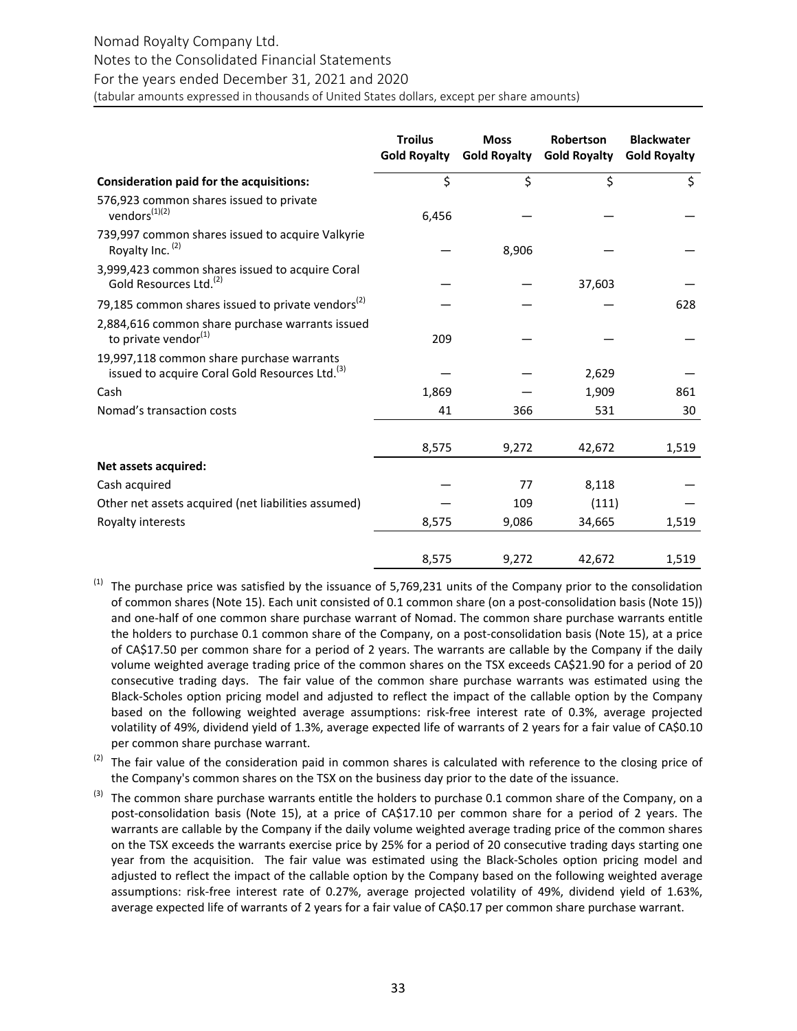| | Troilus Gold Royalty | Moss Gold Royalty | Robertson Gold Royalty | Blackwater Gold Royalty |
|---|---|---|---|---|
| **Consideration paid for the acquisitions:** | $ | $ | $ | $ |
| 576,923 common shares issued to private vendors[(1)(2)] | 6,456 | — | — | — |
| 739,997 common shares issued to acquire Valkyrie Royalty Inc. [(2)] | — | 8,906 | — | — |
| 3,999,423 common shares issued to acquire Coral Gold Resources Ltd.[(2)] | — | — | 37,603 | — |
| 79,185 common shares issued to private vendors[(2)] | — | — | — | 628 |
| 2,884,616 common share purchase warrants issued to private vendor[(1)] | 209 | — | — | — |
| 19,997,118 common share purchase warrants issued to acquire Coral Gold Resources Ltd.[(3)] | — | — | 2,629 | — |
| Cash | 1,869 | — | 1,909 | 861 |
| Nomad's transaction costs | 41 | 366 | 531 | 30 |
| | 8,575 | 9,272 | 42,672 | 1,519 |
| **Net assets acquired:** | | | | |
| Cash acquired | — | 77 | 8,118 | — |
| Other net assets acquired (net liabilities assumed) | — | 109 | (111) | — |
| Royalty interests | 8,575 | 9,086 | 34,665 | 1,519 |
| | 8,575 | 9,272 | 42,672 | 1,519 |

(1) The purchase price was satisfied by the issuance of 5,769,231 units of the Company prior to the consolidation of common shares (Note 15). Each unit consisted of 0.1 common share (on a post-consolidation basis (Note 15)) and one-half of one common share purchase warrant of Nomad. The common share purchase warrants entitle the holders to purchase 0.1 common share of the Company, on a post-consolidation basis (Note 15), at a price of CA$17.50 per common share for a period of 2 years. The warrants are callable by the Company if the daily volume weighted average trading price of the common shares on the TSX exceeds CA$21.90 for a period of 20 consecutive trading days. The fair value of the common share purchase warrants was estimated using the Black-Scholes option pricing model and adjusted to reflect the impact of the callable option by the Company based on the following weighted average assumptions: risk-free interest rate of 0.3%, average projected volatility of 49%, dividend yield of 1.3%, average expected life of warrants of 2 years for a fair value of CA$0.10 per common share purchase warrant.

(2) The fair value of the consideration paid in common shares is calculated with reference to the closing price of the Company's common shares on the TSX on the business day prior to the date of the issuance.

(3) The common share purchase warrants entitle the holders to purchase 0.1 common share of the Company, on a post-consolidation basis (Note 15), at a price of CA$17.10 per common share for a period of 2 years. The warrants are callable by the Company if the daily volume weighted average trading price of the common shares on the TSX exceeds the warrants exercise price by 25% for a period of 20 consecutive trading days starting one year from the acquisition. The fair value was estimated using the Black-Scholes option pricing model and adjusted to reflect the impact of the callable option by the Company based on the following weighted average assumptions: risk-free interest rate of 0.27%, average projected volatility of 49%, dividend yield of 1.63%, average expected life of warrants of 2 years for a fair value of CA$0.17 per common share purchase warrant.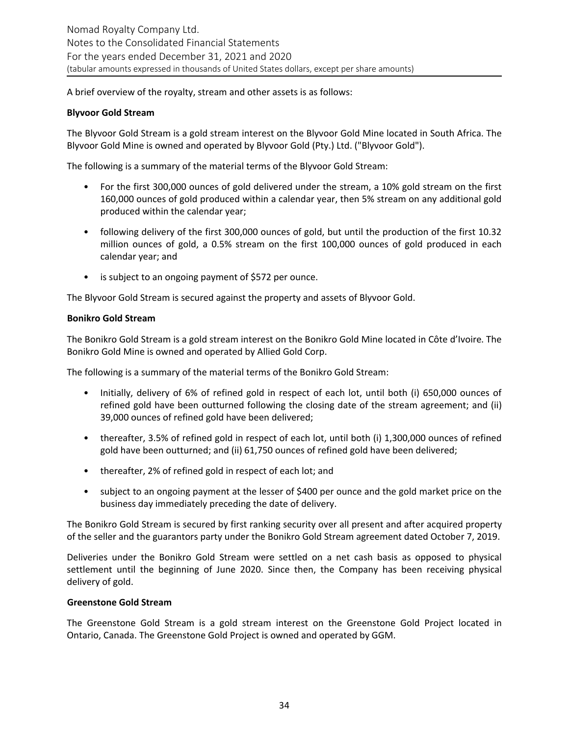A brief overview of the royalty, stream and other assets is as follows:

**Blyvoor Gold Stream**

The Blyvoor Gold Stream is a gold stream interest on the Blyvoor Gold Mine located in South Africa. The Blyvoor Gold Mine is owned and operated by Blyvoor Gold (Pty.) Ltd. ("Blyvoor Gold").

The following is a summary of the material terms of the Blyvoor Gold Stream:

- For the first 300,000 ounces of gold delivered under the stream, a 10% gold stream on the first 160,000 ounces of gold produced within a calendar year, then 5% stream on any additional gold produced within the calendar year;
- following delivery of the first 300,000 ounces of gold, but until the production of the first 10.32 million ounces of gold, a 0.5% stream on the first 100,000 ounces of gold produced in each calendar year; and
- is subject to an ongoing payment of $572 per ounce.

The Blyvoor Gold Stream is secured against the property and assets of Blyvoor Gold.

**Bonikro Gold Stream**

The Bonikro Gold Stream is a gold stream interest on the Bonikro Gold Mine located in Côte d'Ivoire. The Bonikro Gold Mine is owned and operated by Allied Gold Corp.

The following is a summary of the material terms of the Bonikro Gold Stream:

- Initially, delivery of 6% of refined gold in respect of each lot, until both (i) 650,000 ounces of refined gold have been outturned following the closing date of the stream agreement; and (ii) 39,000 ounces of refined gold have been delivered;
- thereafter, 3.5% of refined gold in respect of each lot, until both (i) 1,300,000 ounces of refined gold have been outturned; and (ii) 61,750 ounces of refined gold have been delivered;
- thereafter, 2% of refined gold in respect of each lot; and
- subject to an ongoing payment at the lesser of $400 per ounce and the gold market price on the business day immediately preceding the date of delivery.

The Bonikro Gold Stream is secured by first ranking security over all present and after acquired property of the seller and the guarantors party under the Bonikro Gold Stream agreement dated October 7, 2019.

Deliveries under the Bonikro Gold Stream were settled on a net cash basis as opposed to physical settlement until the beginning of June 2020. Since then, the Company has been receiving physical delivery of gold.

**Greenstone Gold Stream**

The Greenstone Gold Stream is a gold stream interest on the Greenstone Gold Project located in Ontario, Canada. The Greenstone Gold Project is owned and operated by GGM.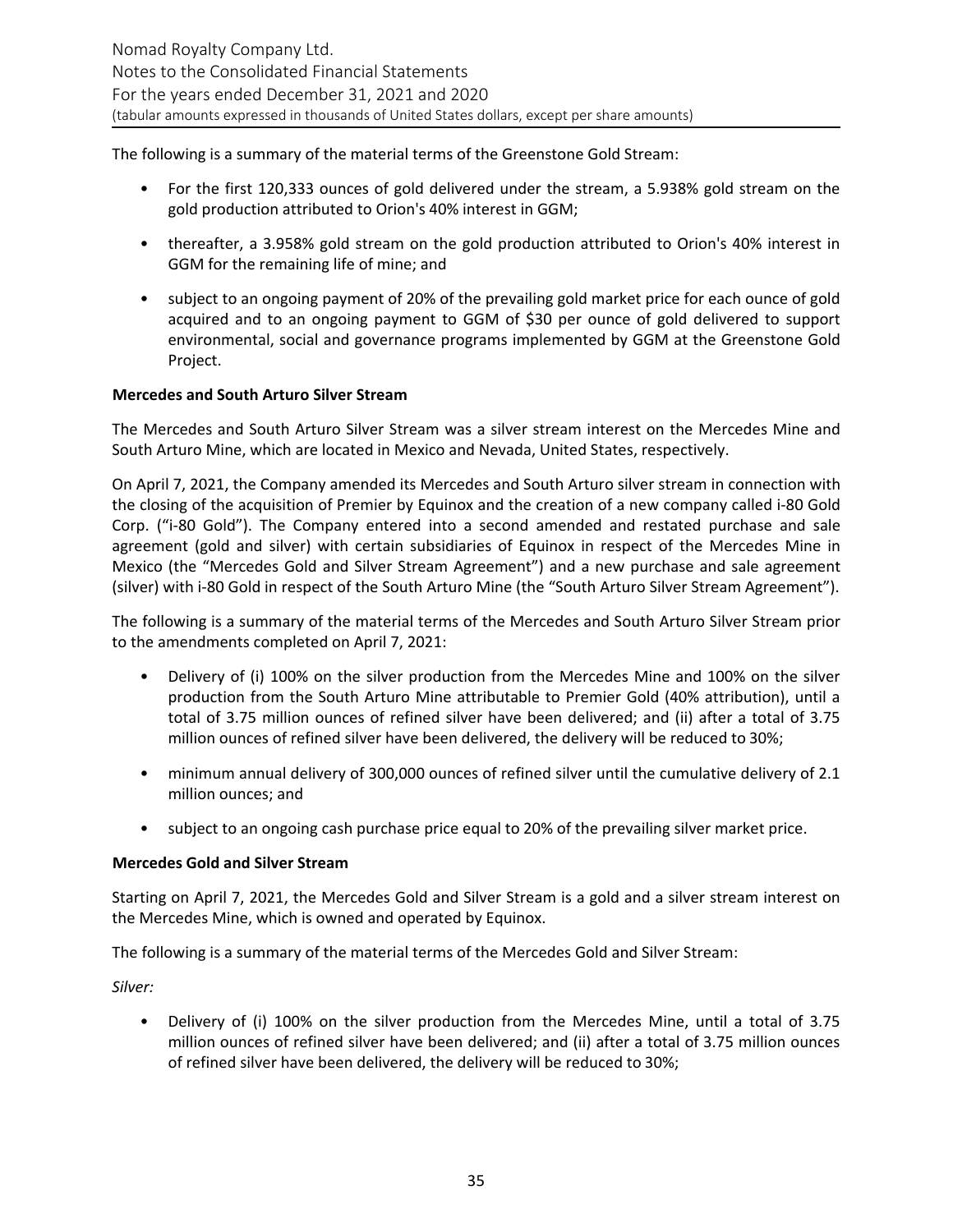The following is a summary of the material terms of the Greenstone Gold Stream:

- For the first 120,333 ounces of gold delivered under the stream, a 5.938% gold stream on the gold production attributed to Orion's 40% interest in GGM;
- thereafter, a 3.958% gold stream on the gold production attributed to Orion's 40% interest in GGM for the remaining life of mine; and
- subject to an ongoing payment of 20% of the prevailing gold market price for each ounce of gold acquired and to an ongoing payment to GGM of $30 per ounce of gold delivered to support environmental, social and governance programs implemented by GGM at the Greenstone Gold Project.

**Mercedes and South Arturo Silver Stream**

The Mercedes and South Arturo Silver Stream was a silver stream interest on the Mercedes Mine and South Arturo Mine, which are located in Mexico and Nevada, United States, respectively.

On April 7, 2021, the Company amended its Mercedes and South Arturo silver stream in connection with the closing of the acquisition of Premier by Equinox and the creation of a new company called i-80 Gold Corp. ("i-80 Gold"). The Company entered into a second amended and restated purchase and sale agreement (gold and silver) with certain subsidiaries of Equinox in respect of the Mercedes Mine in Mexico (the "Mercedes Gold and Silver Stream Agreement") and a new purchase and sale agreement (silver) with i-80 Gold in respect of the South Arturo Mine (the "South Arturo Silver Stream Agreement").

The following is a summary of the material terms of the Mercedes and South Arturo Silver Stream prior to the amendments completed on April 7, 2021:

- Delivery of (i) 100% on the silver production from the Mercedes Mine and 100% on the silver production from the South Arturo Mine attributable to Premier Gold (40% attribution), until a total of 3.75 million ounces of refined silver have been delivered; and (ii) after a total of 3.75 million ounces of refined silver have been delivered, the delivery will be reduced to 30%;
- minimum annual delivery of 300,000 ounces of refined silver until the cumulative delivery of 2.1 million ounces; and
- subject to an ongoing cash purchase price equal to 20% of the prevailing silver market price.

**Mercedes Gold and Silver Stream**

Starting on April 7, 2021, the Mercedes Gold and Silver Stream is a gold and a silver stream interest on the Mercedes Mine, which is owned and operated by Equinox.

The following is a summary of the material terms of the Mercedes Gold and Silver Stream:

*Silver:*

- Delivery of (i) 100% on the silver production from the Mercedes Mine, until a total of 3.75 million ounces of refined silver have been delivered; and (ii) after a total of 3.75 million ounces of refined silver have been delivered, the delivery will be reduced to 30%;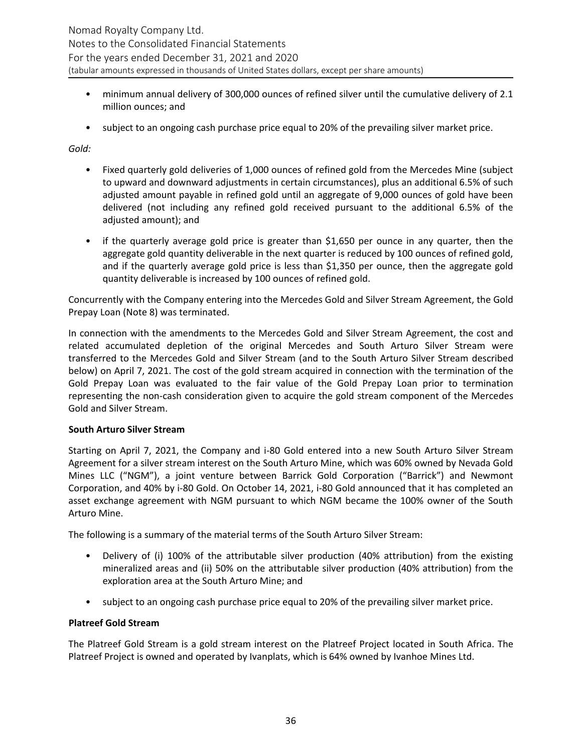- minimum annual delivery of 300,000 ounces of refined silver until the cumulative delivery of 2.1 million ounces; and
- subject to an ongoing cash purchase price equal to 20% of the prevailing silver market price.

*Gold:*

- Fixed quarterly gold deliveries of 1,000 ounces of refined gold from the Mercedes Mine (subject to upward and downward adjustments in certain circumstances), plus an additional 6.5% of such adjusted amount payable in refined gold until an aggregate of 9,000 ounces of gold have been delivered (not including any refined gold received pursuant to the additional 6.5% of the adjusted amount); and
- if the quarterly average gold price is greater than $1,650 per ounce in any quarter, then the aggregate gold quantity deliverable in the next quarter is reduced by 100 ounces of refined gold, and if the quarterly average gold price is less than $1,350 per ounce, then the aggregate gold quantity deliverable is increased by 100 ounces of refined gold.

Concurrently with the Company entering into the Mercedes Gold and Silver Stream Agreement, the Gold Prepay Loan (Note 8) was terminated.

In connection with the amendments to the Mercedes Gold and Silver Stream Agreement, the cost and related accumulated depletion of the original Mercedes and South Arturo Silver Stream were transferred to the Mercedes Gold and Silver Stream (and to the South Arturo Silver Stream described below) on April 7, 2021. The cost of the gold stream acquired in connection with the termination of the Gold Prepay Loan was evaluated to the fair value of the Gold Prepay Loan prior to termination representing the non-cash consideration given to acquire the gold stream component of the Mercedes Gold and Silver Stream.

**South Arturo Silver Stream**

Starting on April 7, 2021, the Company and i-80 Gold entered into a new South Arturo Silver Stream Agreement for a silver stream interest on the South Arturo Mine, which was 60% owned by Nevada Gold Mines LLC ("NGM"), a joint venture between Barrick Gold Corporation ("Barrick") and Newmont Corporation, and 40% by i-80 Gold. On October 14, 2021, i-80 Gold announced that it has completed an asset exchange agreement with NGM pursuant to which NGM became the 100% owner of the South Arturo Mine.

The following is a summary of the material terms of the South Arturo Silver Stream:

- Delivery of (i) 100% of the attributable silver production (40% attribution) from the existing mineralized areas and (ii) 50% on the attributable silver production (40% attribution) from the exploration area at the South Arturo Mine; and
- subject to an ongoing cash purchase price equal to 20% of the prevailing silver market price.

**Platreef Gold Stream**

The Platreef Gold Stream is a gold stream interest on the Platreef Project located in South Africa. The Platreef Project is owned and operated by Ivanplats, which is 64% owned by Ivanhoe Mines Ltd.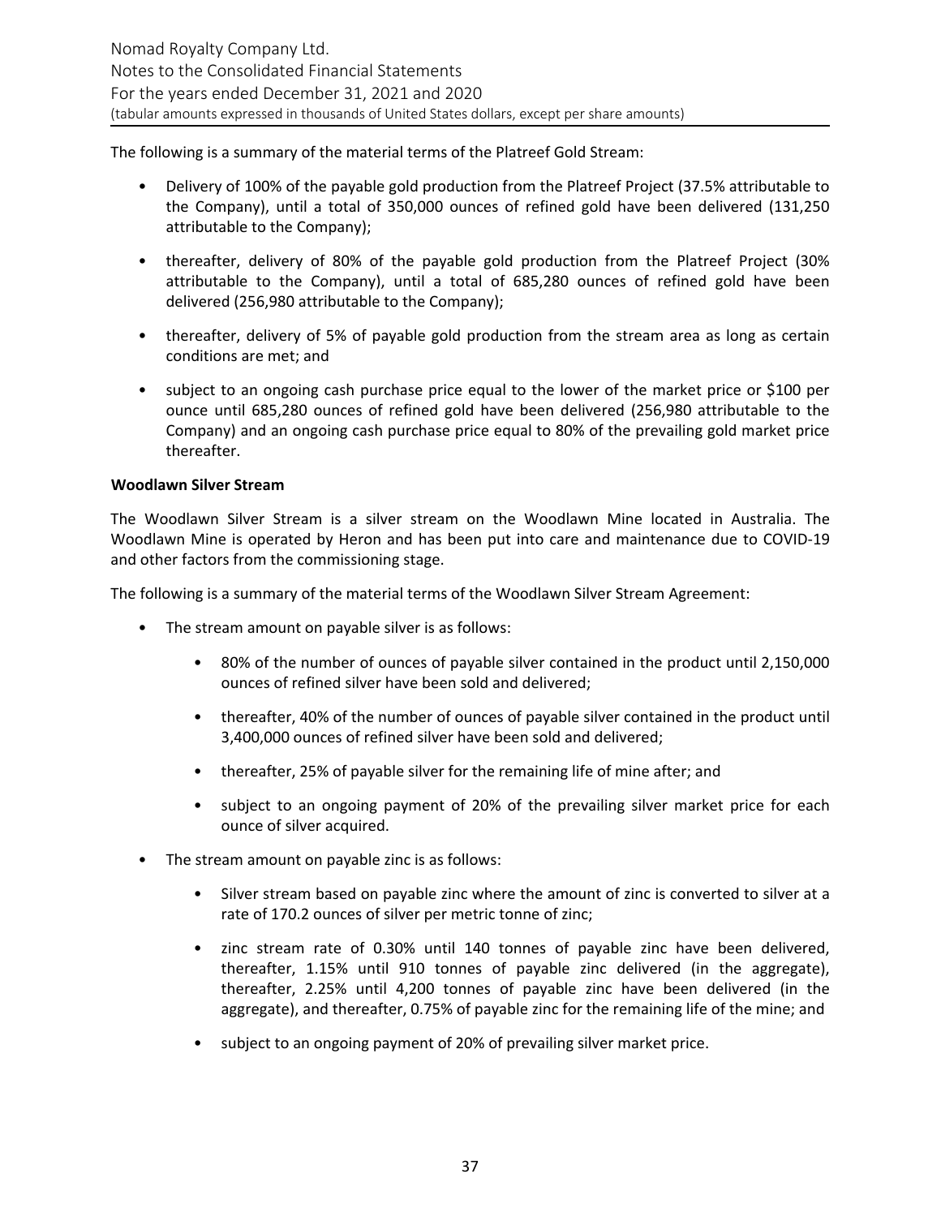The following is a summary of the material terms of the Platreef Gold Stream:

- Delivery of 100% of the payable gold production from the Platreef Project (37.5% attributable to the Company), until a total of 350,000 ounces of refined gold have been delivered (131,250 attributable to the Company);
- thereafter, delivery of 80% of the payable gold production from the Platreef Project (30% attributable to the Company), until a total of 685,280 ounces of refined gold have been delivered (256,980 attributable to the Company);
- thereafter, delivery of 5% of payable gold production from the stream area as long as certain conditions are met; and
- subject to an ongoing cash purchase price equal to the lower of the market price or $100 per ounce until 685,280 ounces of refined gold have been delivered (256,980 attributable to the Company) and an ongoing cash purchase price equal to 80% of the prevailing gold market price thereafter.

**Woodlawn Silver Stream**

The Woodlawn Silver Stream is a silver stream on the Woodlawn Mine located in Australia. The Woodlawn Mine is operated by Heron and has been put into care and maintenance due to COVID-19 and other factors from the commissioning stage.

The following is a summary of the material terms of the Woodlawn Silver Stream Agreement:

- The stream amount on payable silver is as follows:
  - 80% of the number of ounces of payable silver contained in the product until 2,150,000 ounces of refined silver have been sold and delivered;
  - thereafter, 40% of the number of ounces of payable silver contained in the product until 3,400,000 ounces of refined silver have been sold and delivered;
  - thereafter, 25% of payable silver for the remaining life of mine after; and
  - subject to an ongoing payment of 20% of the prevailing silver market price for each ounce of silver acquired.
- The stream amount on payable zinc is as follows:
  - Silver stream based on payable zinc where the amount of zinc is converted to silver at a rate of 170.2 ounces of silver per metric tonne of zinc;
  - zinc stream rate of 0.30% until 140 tonnes of payable zinc have been delivered, thereafter, 1.15% until 910 tonnes of payable zinc delivered (in the aggregate), thereafter, 2.25% until 4,200 tonnes of payable zinc have been delivered (in the aggregate), and thereafter, 0.75% of payable zinc for the remaining life of the mine; and
  - subject to an ongoing payment of 20% of prevailing silver market price.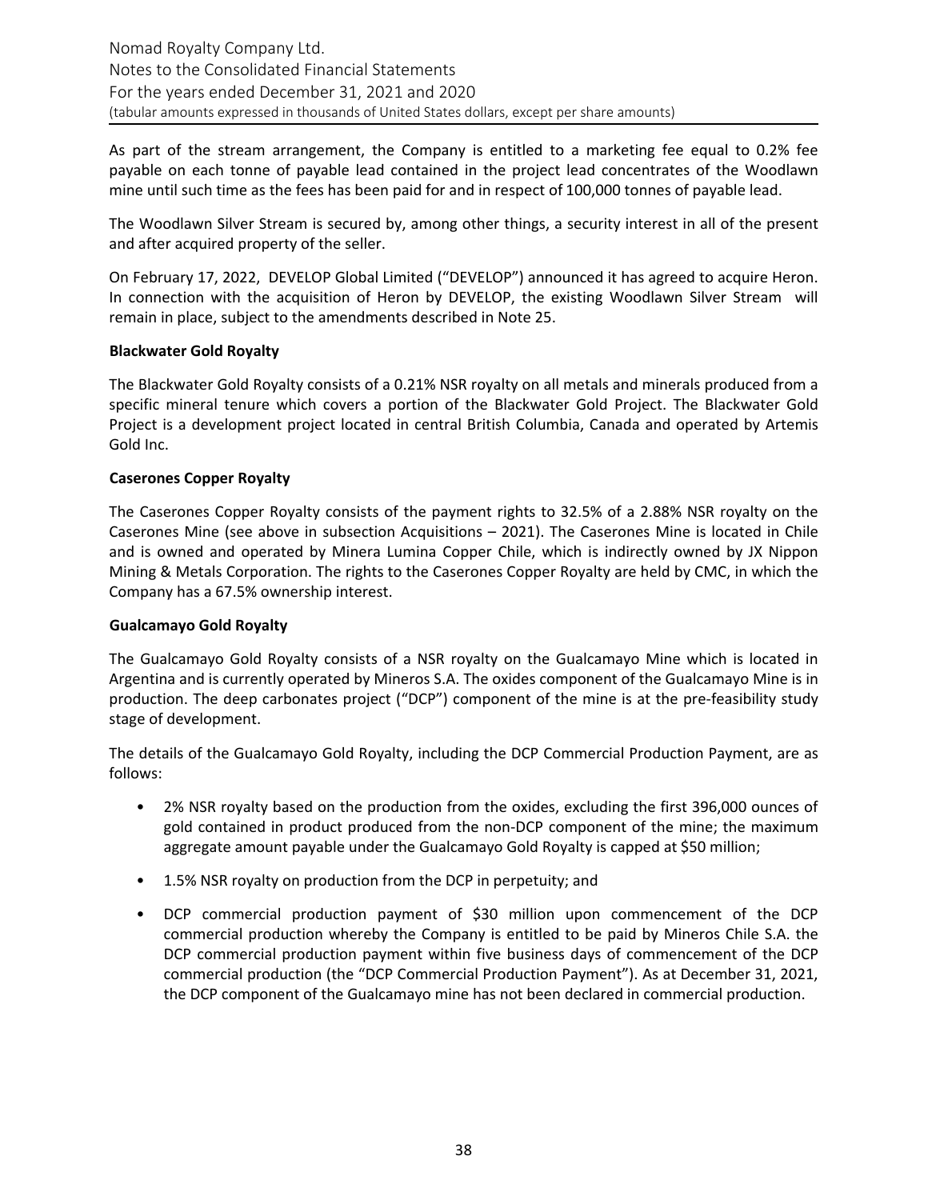As part of the stream arrangement, the Company is entitled to a marketing fee equal to 0.2% fee payable on each tonne of payable lead contained in the project lead concentrates of the Woodlawn mine until such time as the fees has been paid for and in respect of 100,000 tonnes of payable lead.

The Woodlawn Silver Stream is secured by, among other things, a security interest in all of the present and after acquired property of the seller.

On February 17, 2022, DEVELOP Global Limited ("DEVELOP") announced it has agreed to acquire Heron. In connection with the acquisition of Heron by DEVELOP, the existing Woodlawn Silver Stream will remain in place, subject to the amendments described in Note 25.

**Blackwater Gold Royalty**

The Blackwater Gold Royalty consists of a 0.21% NSR royalty on all metals and minerals produced from a specific mineral tenure which covers a portion of the Blackwater Gold Project. The Blackwater Gold Project is a development project located in central British Columbia, Canada and operated by Artemis Gold Inc.

**Caserones Copper Royalty**

The Caserones Copper Royalty consists of the payment rights to 32.5% of a 2.88% NSR royalty on the Caserones Mine (see above in subsection Acquisitions – 2021). The Caserones Mine is located in Chile and is owned and operated by Minera Lumina Copper Chile, which is indirectly owned by JX Nippon Mining & Metals Corporation. The rights to the Caserones Copper Royalty are held by CMC, in which the Company has a 67.5% ownership interest.

**Gualcamayo Gold Royalty**

The Gualcamayo Gold Royalty consists of a NSR royalty on the Gualcamayo Mine which is located in Argentina and is currently operated by Mineros S.A. The oxides component of the Gualcamayo Mine is in production. The deep carbonates project ("DCP") component of the mine is at the pre-feasibility study stage of development.

The details of the Gualcamayo Gold Royalty, including the DCP Commercial Production Payment, are as follows:

- 2% NSR royalty based on the production from the oxides, excluding the first 396,000 ounces of gold contained in product produced from the non-DCP component of the mine; the maximum aggregate amount payable under the Gualcamayo Gold Royalty is capped at $50 million;
- 1.5% NSR royalty on production from the DCP in perpetuity; and
- DCP commercial production payment of $30 million upon commencement of the DCP commercial production whereby the Company is entitled to be paid by Mineros Chile S.A. the DCP commercial production payment within five business days of commencement of the DCP commercial production (the "DCP Commercial Production Payment"). As at December 31, 2021, the DCP component of the Gualcamayo mine has not been declared in commercial production.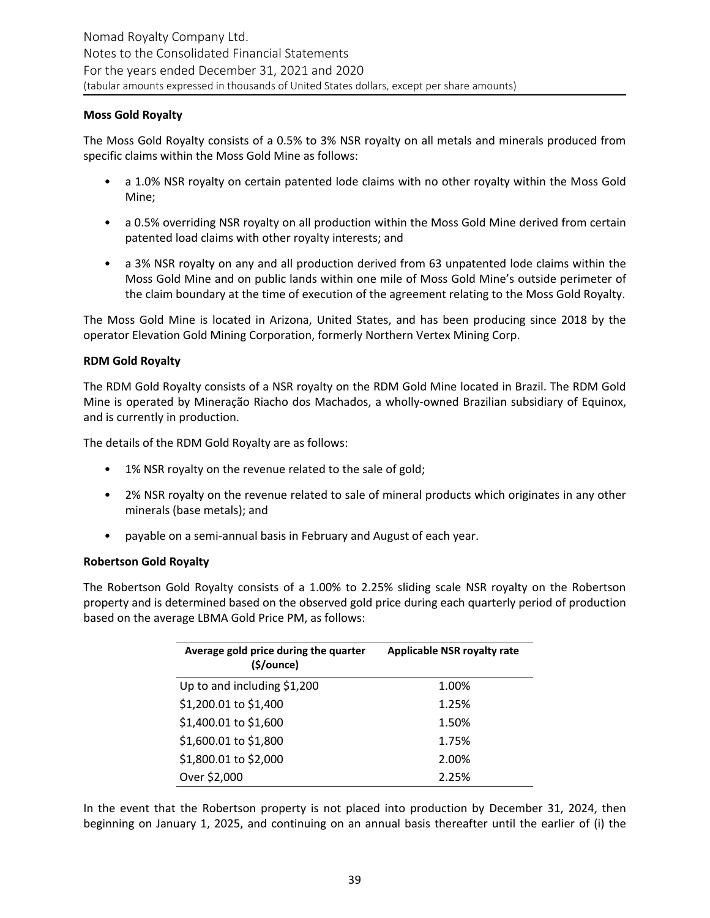**Moss Gold Royalty**

The Moss Gold Royalty consists of a 0.5% to 3% NSR royalty on all metals and minerals produced from specific claims within the Moss Gold Mine as follows:

- a 1.0% NSR royalty on certain patented lode claims with no other royalty within the Moss Gold Mine;
- a 0.5% overriding NSR royalty on all production within the Moss Gold Mine derived from certain patented load claims with other royalty interests; and
- a 3% NSR royalty on any and all production derived from 63 unpatented lode claims within the Moss Gold Mine and on public lands within one mile of Moss Gold Mine's outside perimeter of the claim boundary at the time of execution of the agreement relating to the Moss Gold Royalty.

The Moss Gold Mine is located in Arizona, United States, and has been producing since 2018 by the operator Elevation Gold Mining Corporation, formerly Northern Vertex Mining Corp.

**RDM Gold Royalty**

The RDM Gold Royalty consists of a NSR royalty on the RDM Gold Mine located in Brazil. The RDM Gold Mine is operated by Mineração Riacho dos Machados, a wholly-owned Brazilian subsidiary of Equinox, and is currently in production.

The details of the RDM Gold Royalty are as follows:

- 1% NSR royalty on the revenue related to the sale of gold;
- 2% NSR royalty on the revenue related to sale of mineral products which originates in any other minerals (base metals); and
- payable on a semi-annual basis in February and August of each year.

**Robertson Gold Royalty**

The Robertson Gold Royalty consists of a 1.00% to 2.25% sliding scale NSR royalty on the Robertson property and is determined based on the observed gold price during each quarterly period of production based on the average LBMA Gold Price PM, as follows:

| Average gold price during the quarter ($/ounce) | Applicable NSR royalty rate |
|---|---|
| Up to and including $1,200 | 1.00% |
| $1,200.01 to $1,400 | 1.25% |
| $1,400.01 to $1,600 | 1.50% |
| $1,600.01 to $1,800 | 1.75% |
| $1,800.01 to $2,000 | 2.00% |
| Over $2,000 | 2.25% |

In the event that the Robertson property is not placed into production by December 31, 2024, then beginning on January 1, 2025, and continuing on an annual basis thereafter until the earlier of (i) the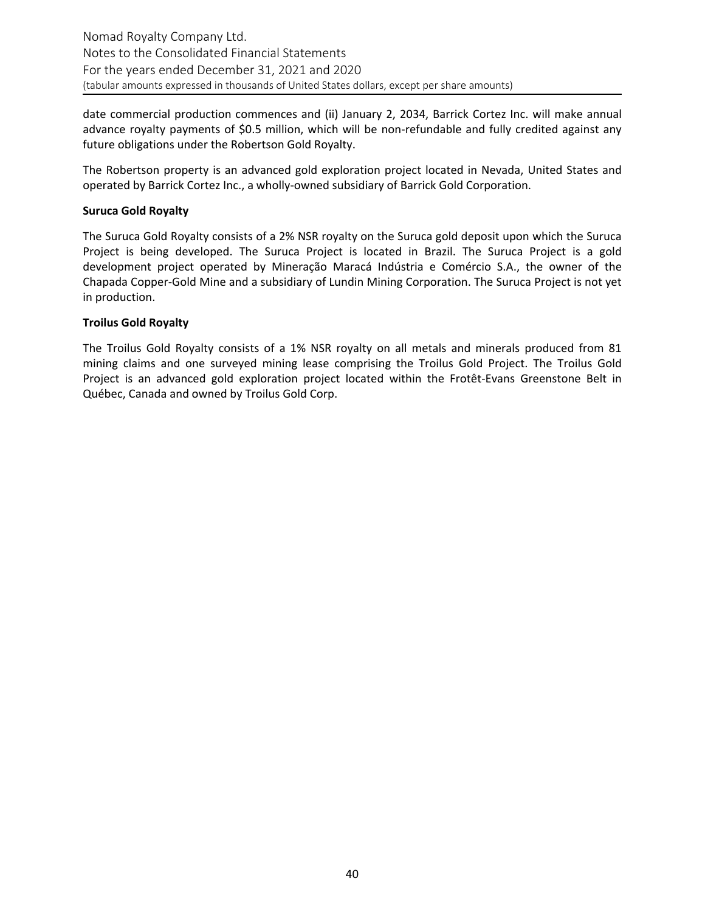date commercial production commences and (ii) January 2, 2034, Barrick Cortez Inc. will make annual advance royalty payments of $0.5 million, which will be non-refundable and fully credited against any future obligations under the Robertson Gold Royalty.

The Robertson property is an advanced gold exploration project located in Nevada, United States and operated by Barrick Cortez Inc., a wholly-owned subsidiary of Barrick Gold Corporation.

**Suruca Gold Royalty**

The Suruca Gold Royalty consists of a 2% NSR royalty on the Suruca gold deposit upon which the Suruca Project is being developed. The Suruca Project is located in Brazil. The Suruca Project is a gold development project operated by Mineração Maracá Indústria e Comércio S.A., the owner of the Chapada Copper-Gold Mine and a subsidiary of Lundin Mining Corporation. The Suruca Project is not yet in production.

**Troilus Gold Royalty**

The Troilus Gold Royalty consists of a 1% NSR royalty on all metals and minerals produced from 81 mining claims and one surveyed mining lease comprising the Troilus Gold Project. The Troilus Gold Project is an advanced gold exploration project located within the Frotêt-Evans Greenstone Belt in Québec, Canada and owned by Troilus Gold Corp.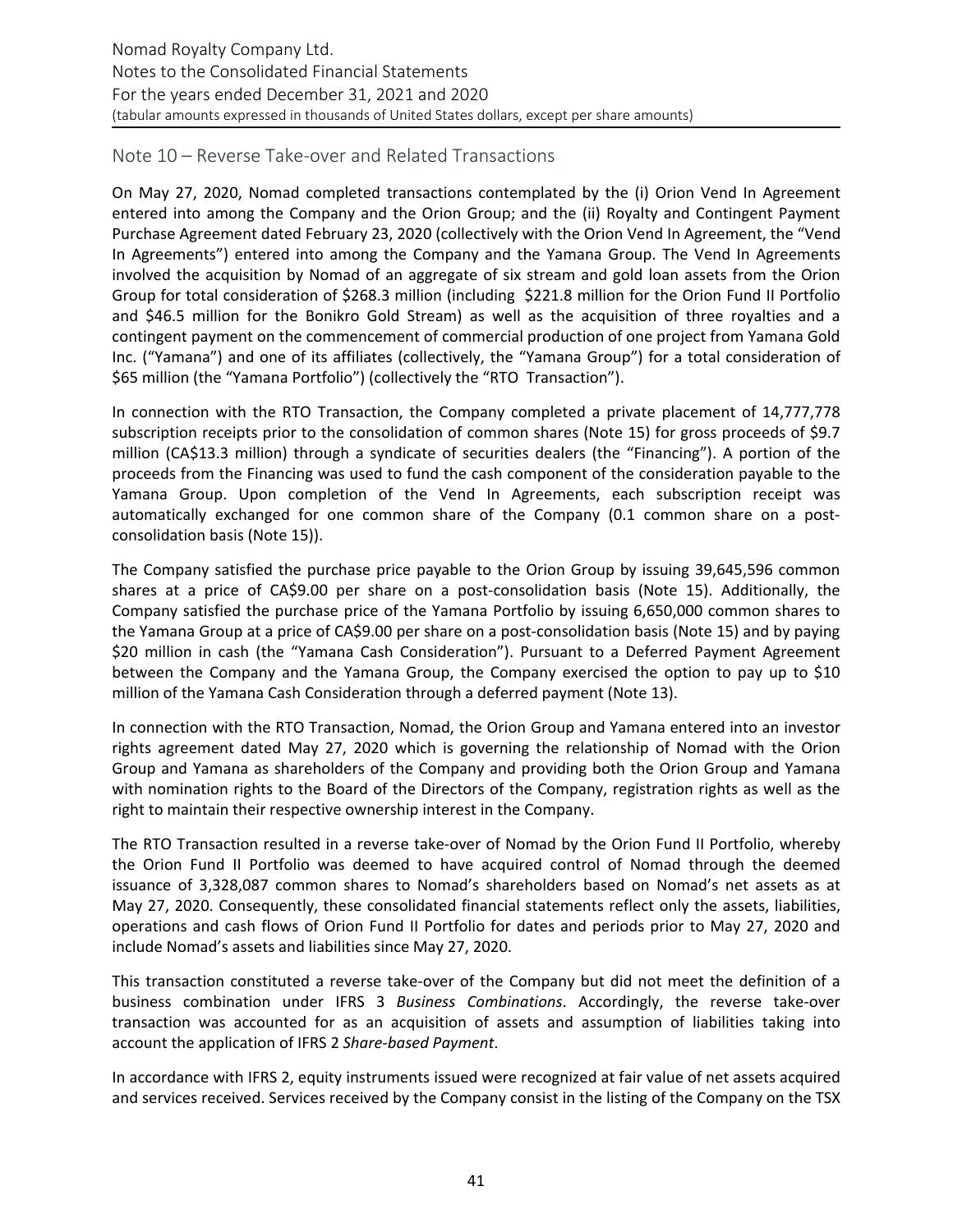## Note 10 – Reverse Take-over and Related Transactions

On May 27, 2020, Nomad completed transactions contemplated by the (i) Orion Vend In Agreement entered into among the Company and the Orion Group; and the (ii) Royalty and Contingent Payment Purchase Agreement dated February 23, 2020 (collectively with the Orion Vend In Agreement, the "Vend In Agreements") entered into among the Company and the Yamana Group. The Vend In Agreements involved the acquisition by Nomad of an aggregate of six stream and gold loan assets from the Orion Group for total consideration of $268.3 million (including $221.8 million for the Orion Fund II Portfolio and $46.5 million for the Bonikro Gold Stream) as well as the acquisition of three royalties and a contingent payment on the commencement of commercial production of one project from Yamana Gold Inc. ("Yamana") and one of its affiliates (collectively, the "Yamana Group") for a total consideration of $65 million (the "Yamana Portfolio") (collectively the "RTO Transaction").

In connection with the RTO Transaction, the Company completed a private placement of 14,777,778 subscription receipts prior to the consolidation of common shares (Note 15) for gross proceeds of $9.7 million (CA$13.3 million) through a syndicate of securities dealers (the "Financing"). A portion of the proceeds from the Financing was used to fund the cash component of the consideration payable to the Yamana Group. Upon completion of the Vend In Agreements, each subscription receipt was automatically exchanged for one common share of the Company (0.1 common share on a post-consolidation basis (Note 15)).

The Company satisfied the purchase price payable to the Orion Group by issuing 39,645,596 common shares at a price of CA$9.00 per share on a post-consolidation basis (Note 15). Additionally, the Company satisfied the purchase price of the Yamana Portfolio by issuing 6,650,000 common shares to the Yamana Group at a price of CA$9.00 per share on a post-consolidation basis (Note 15) and by paying $20 million in cash (the "Yamana Cash Consideration"). Pursuant to a Deferred Payment Agreement between the Company and the Yamana Group, the Company exercised the option to pay up to $10 million of the Yamana Cash Consideration through a deferred payment (Note 13).

In connection with the RTO Transaction, Nomad, the Orion Group and Yamana entered into an investor rights agreement dated May 27, 2020 which is governing the relationship of Nomad with the Orion Group and Yamana as shareholders of the Company and providing both the Orion Group and Yamana with nomination rights to the Board of the Directors of the Company, registration rights as well as the right to maintain their respective ownership interest in the Company.

The RTO Transaction resulted in a reverse take-over of Nomad by the Orion Fund II Portfolio, whereby the Orion Fund II Portfolio was deemed to have acquired control of Nomad through the deemed issuance of 3,328,087 common shares to Nomad's shareholders based on Nomad's net assets as at May 27, 2020. Consequently, these consolidated financial statements reflect only the assets, liabilities, operations and cash flows of Orion Fund II Portfolio for dates and periods prior to May 27, 2020 and include Nomad's assets and liabilities since May 27, 2020.

This transaction constituted a reverse take-over of the Company but did not meet the definition of a business combination under IFRS 3 *Business Combinations*. Accordingly, the reverse take-over transaction was accounted for as an acquisition of assets and assumption of liabilities taking into account the application of IFRS 2 *Share-based Payment*.

In accordance with IFRS 2, equity instruments issued were recognized at fair value of net assets acquired and services received. Services received by the Company consist in the listing of the Company on the TSX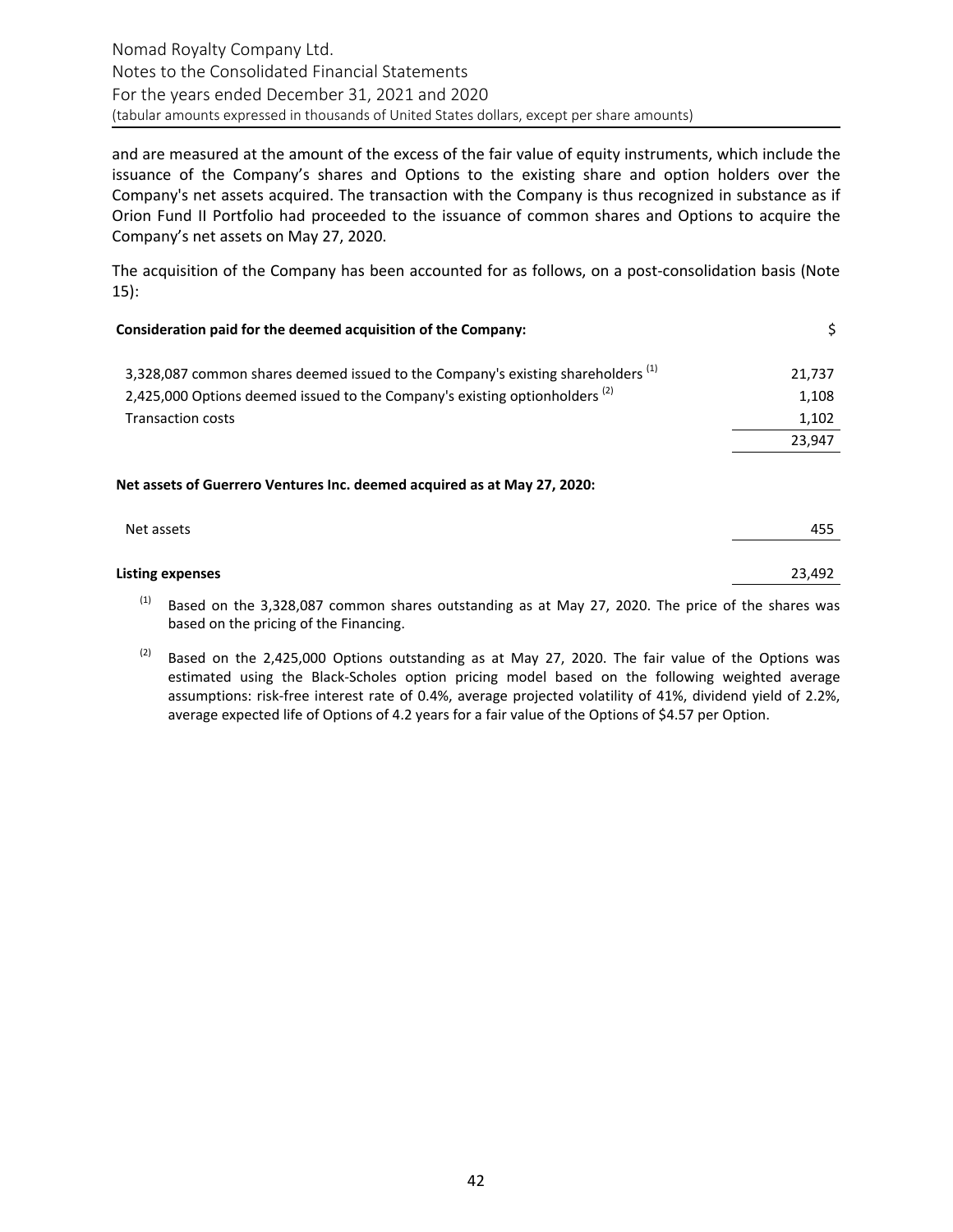and are measured at the amount of the excess of the fair value of equity instruments, which include the issuance of the Company's shares and Options to the existing share and option holders over the Company's net assets acquired. The transaction with the Company is thus recognized in substance as if Orion Fund II Portfolio had proceeded to the issuance of common shares and Options to acquire the Company's net assets on May 27, 2020.

The acquisition of the Company has been accounted for as follows, on a post-consolidation basis (Note 15):

| **Consideration paid for the deemed acquisition of the Company:** | $ |
|---|---|
| 3,328,087 common shares deemed issued to the Company's existing shareholders [(1)] | 21,737 |
| 2,425,000 Options deemed issued to the Company's existing optionholders [(2)] | 1,108 |
| Transaction costs | 1,102 |
| | 23,947 |
| **Net assets of Guerrero Ventures Inc. deemed acquired as at May 27, 2020:** | |
| Net assets | 455 |
| **Listing expenses** | 23,492 |

(1) Based on the 3,328,087 common shares outstanding as at May 27, 2020. The price of the shares was based on the pricing of the Financing.

(2) Based on the 2,425,000 Options outstanding as at May 27, 2020. The fair value of the Options was estimated using the Black-Scholes option pricing model based on the following weighted average assumptions: risk-free interest rate of 0.4%, average projected volatility of 41%, dividend yield of 2.2%, average expected life of Options of 4.2 years for a fair value of the Options of $4.57 per Option.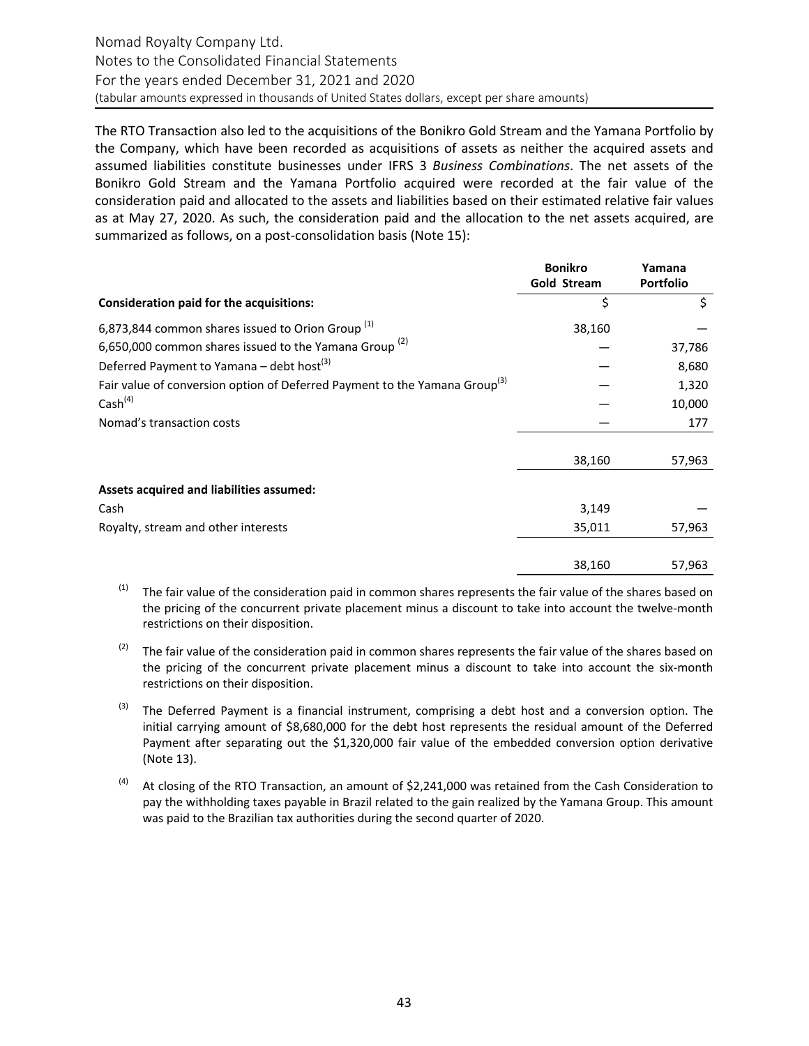The RTO Transaction also led to the acquisitions of the Bonikro Gold Stream and the Yamana Portfolio by the Company, which have been recorded as acquisitions of assets as neither the acquired assets and assumed liabilities constitute businesses under IFRS 3 *Business Combinations*. The net assets of the Bonikro Gold Stream and the Yamana Portfolio acquired were recorded at the fair value of the consideration paid and allocated to the assets and liabilities based on their estimated relative fair values as at May 27, 2020. As such, the consideration paid and the allocation to the net assets acquired, are summarized as follows, on a post-consolidation basis (Note 15):

| | Bonikro Gold Stream | Yamana Portfolio |
|---|---|---|
| **Consideration paid for the acquisitions:** | $ | $ |
| 6,873,844 common shares issued to Orion Group [1] | 38,160 | — |
| 6,650,000 common shares issued to the Yamana Group [2] | — | 37,786 |
| Deferred Payment to Yamana – debt host[3] | — | 8,680 |
| Fair value of conversion option of Deferred Payment to the Yamana Group[3] | — | 1,320 |
| Cash[4] | — | 10,000 |
| Nomad's transaction costs | — | 177 |
| | 38,160 | 57,963 |
| **Assets acquired and liabilities assumed:** | | |
| Cash | 3,149 | — |
| Royalty, stream and other interests | 35,011 | 57,963 |
| | 38,160 | 57,963 |

(1) The fair value of the consideration paid in common shares represents the fair value of the shares based on the pricing of the concurrent private placement minus a discount to take into account the twelve-month restrictions on their disposition.

(2) The fair value of the consideration paid in common shares represents the fair value of the shares based on the pricing of the concurrent private placement minus a discount to take into account the six-month restrictions on their disposition.

(3) The Deferred Payment is a financial instrument, comprising a debt host and a conversion option. The initial carrying amount of $8,680,000 for the debt host represents the residual amount of the Deferred Payment after separating out the $1,320,000 fair value of the embedded conversion option derivative (Note 13).

(4) At closing of the RTO Transaction, an amount of $2,241,000 was retained from the Cash Consideration to pay the withholding taxes payable in Brazil related to the gain realized by the Yamana Group. This amount was paid to the Brazilian tax authorities during the second quarter of 2020.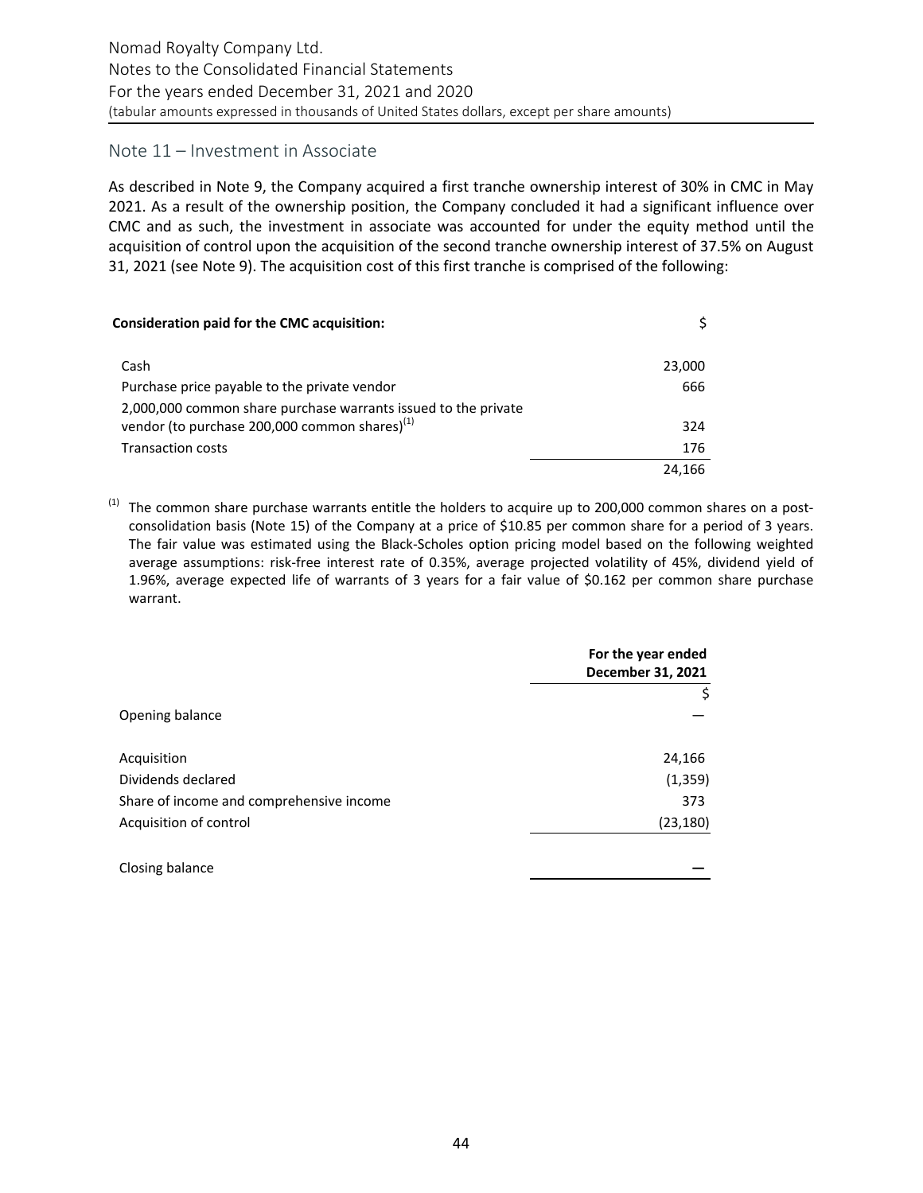## Note 11 – Investment in Associate

As described in Note 9, the Company acquired a first tranche ownership interest of 30% in CMC in May 2021. As a result of the ownership position, the Company concluded it had a significant influence over CMC and as such, the investment in associate was accounted for under the equity method until the acquisition of control upon the acquisition of the second tranche ownership interest of 37.5% on August 31, 2021 (see Note 9). The acquisition cost of this first tranche is comprised of the following:

| **Consideration paid for the CMC acquisition:** | $ |
|---|---|
| Cash | 23,000 |
| Purchase price payable to the private vendor | 666 |
| 2,000,000 common share purchase warrants issued to the private vendor (to purchase 200,000 common shares)[1] | 324 |
| Transaction costs | 176 |
| | 24,166 |

[1] The common share purchase warrants entitle the holders to acquire up to 200,000 common shares on a post-consolidation basis (Note 15) of the Company at a price of $10.85 per common share for a period of 3 years. The fair value was estimated using the Black-Scholes option pricing model based on the following weighted average assumptions: risk-free interest rate of 0.35%, average projected volatility of 45%, dividend yield of 1.96%, average expected life of warrants of 3 years for a fair value of $0.162 per common share purchase warrant.

| | **For the year ended December 31, 2021** |
|---|---|
| | $ |
| Opening balance | — |
| Acquisition | 24,166 |
| Dividends declared | (1,359) |
| Share of income and comprehensive income | 373 |
| Acquisition of control | (23,180) |
| Closing balance | — |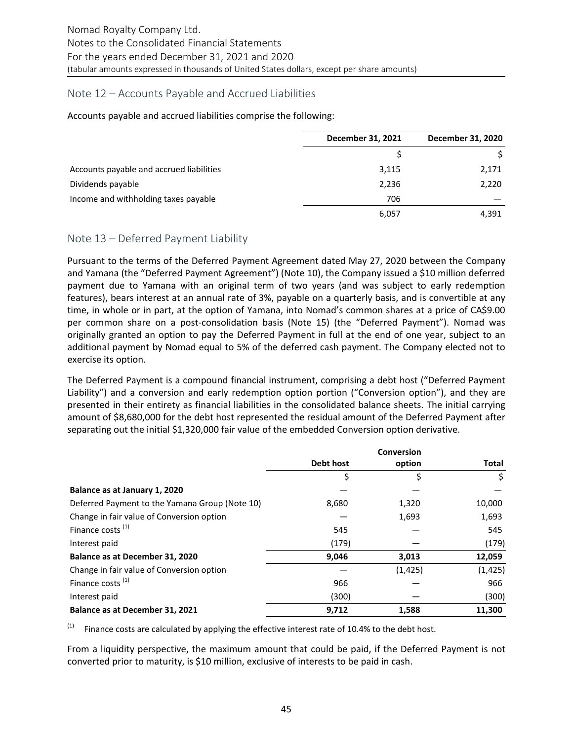## Note 12 – Accounts Payable and Accrued Liabilities

Accounts payable and accrued liabilities comprise the following:

| | December 31, 2021 | December 31, 2020 |
|---|---|---|
| | $ | $ |
| Accounts payable and accrued liabilities | 3,115 | 2,171 |
| Dividends payable | 2,236 | 2,220 |
| Income and withholding taxes payable | 706 | — |
| | 6,057 | 4,391 |

## Note 13 – Deferred Payment Liability

Pursuant to the terms of the Deferred Payment Agreement dated May 27, 2020 between the Company and Yamana (the "Deferred Payment Agreement") (Note 10), the Company issued a $10 million deferred payment due to Yamana with an original term of two years (and was subject to early redemption features), bears interest at an annual rate of 3%, payable on a quarterly basis, and is convertible at any time, in whole or in part, at the option of Yamana, into Nomad's common shares at a price of CA$9.00 per common share on a post-consolidation basis (Note 15) (the "Deferred Payment"). Nomad was originally granted an option to pay the Deferred Payment in full at the end of one year, subject to an additional payment by Nomad equal to 5% of the deferred cash payment. The Company elected not to exercise its option.

The Deferred Payment is a compound financial instrument, comprising a debt host ("Deferred Payment Liability") and a conversion and early redemption option portion ("Conversion option"), and they are presented in their entirety as financial liabilities in the consolidated balance sheets. The initial carrying amount of $8,680,000 for the debt host represented the residual amount of the Deferred Payment after separating out the initial $1,320,000 fair value of the embedded Conversion option derivative.

| | Debt host | Conversion option | Total |
|---|---|---|---|
| | $ | $ | $ |
| **Balance as at January 1, 2020** | — | — | — |
| Deferred Payment to the Yamana Group (Note 10) | 8,680 | 1,320 | 10,000 |
| Change in fair value of Conversion option | — | 1,693 | 1,693 |
| Finance costs [1] | 545 | — | 545 |
| Interest paid | (179) | — | (179) |
| **Balance as at December 31, 2020** | **9,046** | **3,013** | **12,059** |
| Change in fair value of Conversion option | — | (1,425) | (1,425) |
| Finance costs [1] | 966 | — | 966 |
| Interest paid | (300) | — | (300) |
| **Balance as at December 31, 2021** | **9,712** | **1,588** | **11,300** |

[1] Finance costs are calculated by applying the effective interest rate of 10.4% to the debt host.

From a liquidity perspective, the maximum amount that could be paid, if the Deferred Payment is not converted prior to maturity, is $10 million, exclusive of interests to be paid in cash.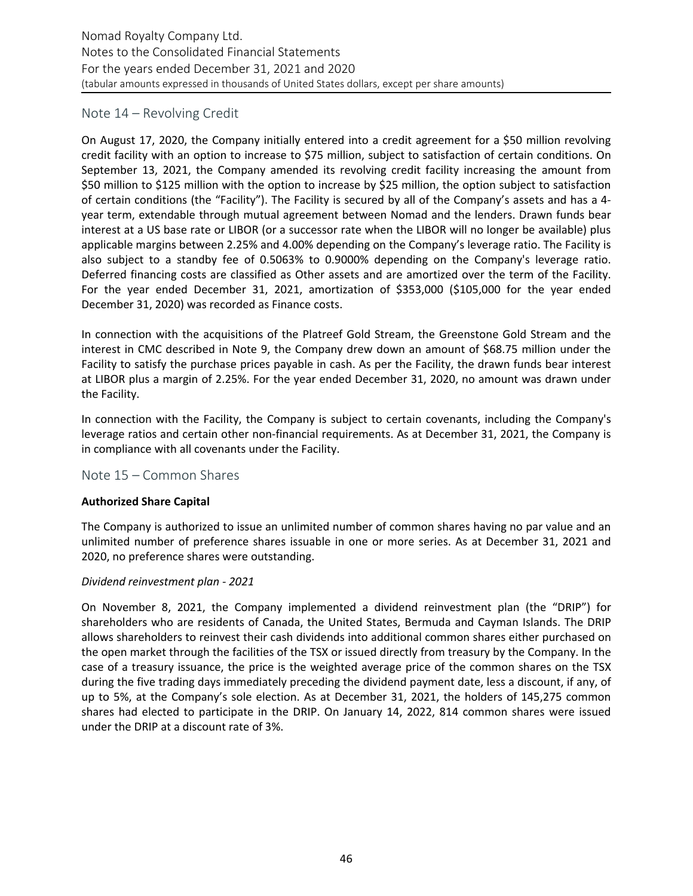## Note 14 – Revolving Credit

On August 17, 2020, the Company initially entered into a credit agreement for a $50 million revolving credit facility with an option to increase to $75 million, subject to satisfaction of certain conditions. On September 13, 2021, the Company amended its revolving credit facility increasing the amount from $50 million to $125 million with the option to increase by $25 million, the option subject to satisfaction of certain conditions (the "Facility"). The Facility is secured by all of the Company's assets and has a 4-year term, extendable through mutual agreement between Nomad and the lenders. Drawn funds bear interest at a US base rate or LIBOR (or a successor rate when the LIBOR will no longer be available) plus applicable margins between 2.25% and 4.00% depending on the Company's leverage ratio. The Facility is also subject to a standby fee of 0.5063% to 0.9000% depending on the Company's leverage ratio. Deferred financing costs are classified as Other assets and are amortized over the term of the Facility. For the year ended December 31, 2021, amortization of $353,000 ($105,000 for the year ended December 31, 2020) was recorded as Finance costs.

In connection with the acquisitions of the Platreef Gold Stream, the Greenstone Gold Stream and the interest in CMC described in Note 9, the Company drew down an amount of $68.75 million under the Facility to satisfy the purchase prices payable in cash. As per the Facility, the drawn funds bear interest at LIBOR plus a margin of 2.25%. For the year ended December 31, 2020, no amount was drawn under the Facility.

In connection with the Facility, the Company is subject to certain covenants, including the Company's leverage ratios and certain other non-financial requirements. As at December 31, 2021, the Company is in compliance with all covenants under the Facility.

## Note 15 – Common Shares

**Authorized Share Capital**

The Company is authorized to issue an unlimited number of common shares having no par value and an unlimited number of preference shares issuable in one or more series. As at December 31, 2021 and 2020, no preference shares were outstanding.

*Dividend reinvestment plan - 2021*

On November 8, 2021, the Company implemented a dividend reinvestment plan (the "DRIP") for shareholders who are residents of Canada, the United States, Bermuda and Cayman Islands. The DRIP allows shareholders to reinvest their cash dividends into additional common shares either purchased on the open market through the facilities of the TSX or issued directly from treasury by the Company. In the case of a treasury issuance, the price is the weighted average price of the common shares on the TSX during the five trading days immediately preceding the dividend payment date, less a discount, if any, of up to 5%, at the Company's sole election. As at December 31, 2021, the holders of 145,275 common shares had elected to participate in the DRIP. On January 14, 2022, 814 common shares were issued under the DRIP at a discount rate of 3%.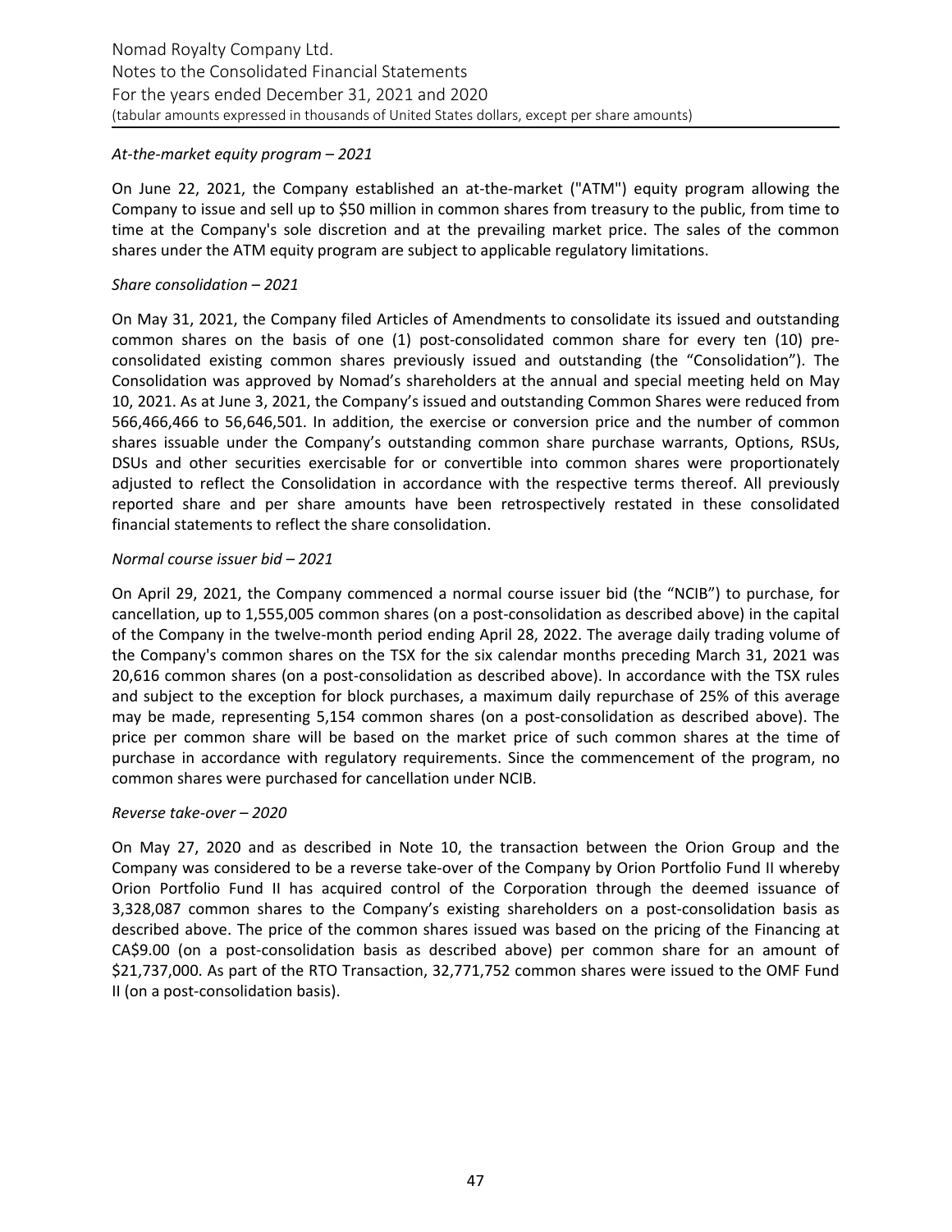*At-the-market equity program – 2021*

On June 22, 2021, the Company established an at-the-market ("ATM") equity program allowing the Company to issue and sell up to $50 million in common shares from treasury to the public, from time to time at the Company's sole discretion and at the prevailing market price. The sales of the common shares under the ATM equity program are subject to applicable regulatory limitations.

*Share consolidation – 2021*

On May 31, 2021, the Company filed Articles of Amendments to consolidate its issued and outstanding common shares on the basis of one (1) post-consolidated common share for every ten (10) pre-consolidated existing common shares previously issued and outstanding (the "Consolidation"). The Consolidation was approved by Nomad's shareholders at the annual and special meeting held on May 10, 2021. As at June 3, 2021, the Company's issued and outstanding Common Shares were reduced from 566,466,466 to 56,646,501. In addition, the exercise or conversion price and the number of common shares issuable under the Company's outstanding common share purchase warrants, Options, RSUs, DSUs and other securities exercisable for or convertible into common shares were proportionately adjusted to reflect the Consolidation in accordance with the respective terms thereof. All previously reported share and per share amounts have been retrospectively restated in these consolidated financial statements to reflect the share consolidation.

*Normal course issuer bid – 2021*

On April 29, 2021, the Company commenced a normal course issuer bid (the "NCIB") to purchase, for cancellation, up to 1,555,005 common shares (on a post-consolidation as described above) in the capital of the Company in the twelve-month period ending April 28, 2022. The average daily trading volume of the Company's common shares on the TSX for the six calendar months preceding March 31, 2021 was 20,616 common shares (on a post-consolidation as described above). In accordance with the TSX rules and subject to the exception for block purchases, a maximum daily repurchase of 25% of this average may be made, representing 5,154 common shares (on a post-consolidation as described above). The price per common share will be based on the market price of such common shares at the time of purchase in accordance with regulatory requirements. Since the commencement of the program, no common shares were purchased for cancellation under NCIB.

*Reverse take-over – 2020*

On May 27, 2020 and as described in Note 10, the transaction between the Orion Group and the Company was considered to be a reverse take-over of the Company by Orion Portfolio Fund II whereby Orion Portfolio Fund II has acquired control of the Corporation through the deemed issuance of 3,328,087 common shares to the Company's existing shareholders on a post-consolidation basis as described above. The price of the common shares issued was based on the pricing of the Financing at CA$9.00 (on a post-consolidation basis as described above) per common share for an amount of $21,737,000. As part of the RTO Transaction, 32,771,752 common shares were issued to the OMF Fund II (on a post-consolidation basis).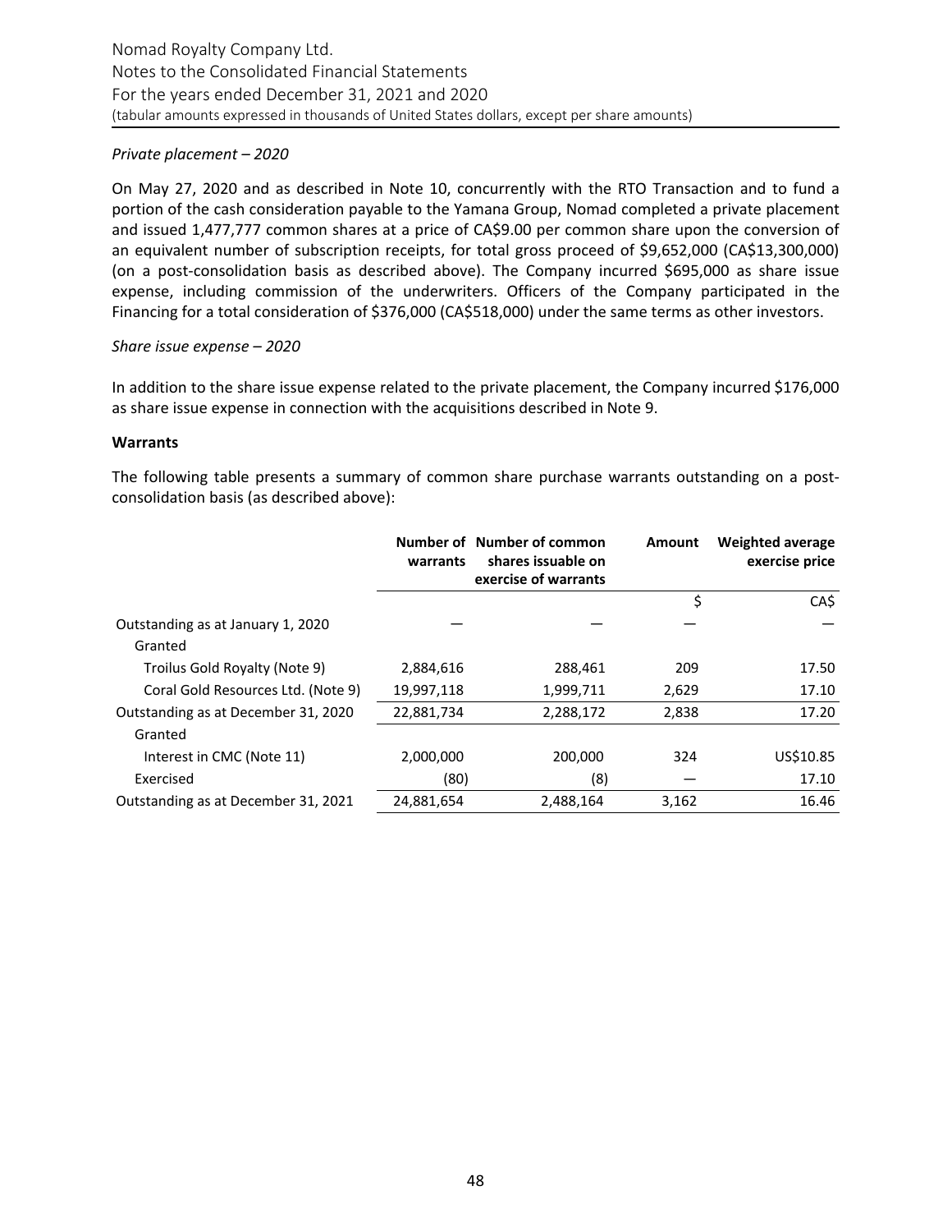*Private placement – 2020*

On May 27, 2020 and as described in Note 10, concurrently with the RTO Transaction and to fund a portion of the cash consideration payable to the Yamana Group, Nomad completed a private placement and issued 1,477,777 common shares at a price of CA$9.00 per common share upon the conversion of an equivalent number of subscription receipts, for total gross proceed of $9,652,000 (CA$13,300,000) (on a post-consolidation basis as described above). The Company incurred $695,000 as share issue expense, including commission of the underwriters. Officers of the Company participated in the Financing for a total consideration of $376,000 (CA$518,000) under the same terms as other investors.

*Share issue expense – 2020*

In addition to the share issue expense related to the private placement, the Company incurred $176,000 as share issue expense in connection with the acquisitions described in Note 9.

**Warrants**

The following table presents a summary of common share purchase warrants outstanding on a post-consolidation basis (as described above):

| | Number of warrants | Number of common shares issuable on exercise of warrants | Amount | Weighted average exercise price |
|---|---|---|---|---|
| | | | $ | CA$ |
| Outstanding as at January 1, 2020 | — | — | — | — |
| Granted | | | | |
| Troilus Gold Royalty (Note 9) | 2,884,616 | 288,461 | 209 | 17.50 |
| Coral Gold Resources Ltd. (Note 9) | 19,997,118 | 1,999,711 | 2,629 | 17.10 |
| Outstanding as at December 31, 2020 | 22,881,734 | 2,288,172 | 2,838 | 17.20 |
| Granted | | | | |
| Interest in CMC (Note 11) | 2,000,000 | 200,000 | 324 | US$10.85 |
| Exercised | (80) | (8) | — | 17.10 |
| Outstanding as at December 31, 2021 | 24,881,654 | 2,488,164 | 3,162 | 16.46 |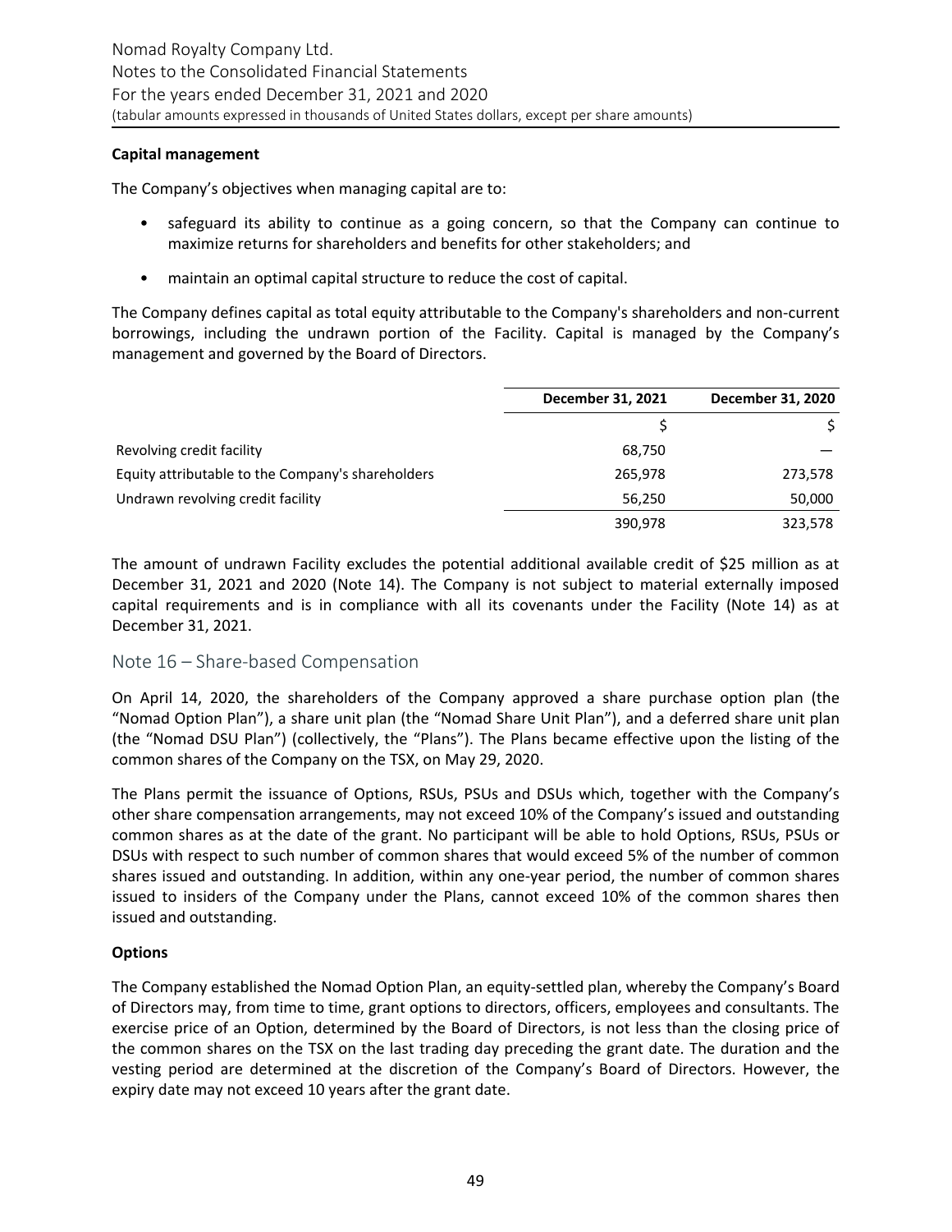**Capital management**

The Company's objectives when managing capital are to:

- safeguard its ability to continue as a going concern, so that the Company can continue to maximize returns for shareholders and benefits for other stakeholders; and
- maintain an optimal capital structure to reduce the cost of capital.

The Company defines capital as total equity attributable to the Company's shareholders and non-current borrowings, including the undrawn portion of the Facility. Capital is managed by the Company's management and governed by the Board of Directors.

| | December 31, 2021 | December 31, 2020 |
|---|---|---|
| | $ | $ |
| Revolving credit facility | 68,750 | — |
| Equity attributable to the Company's shareholders | 265,978 | 273,578 |
| Undrawn revolving credit facility | 56,250 | 50,000 |
| | 390,978 | 323,578 |

The amount of undrawn Facility excludes the potential additional available credit of $25 million as at December 31, 2021 and 2020 (Note 14). The Company is not subject to material externally imposed capital requirements and is in compliance with all its covenants under the Facility (Note 14) as at December 31, 2021.

## Note 16 – Share-based Compensation

On April 14, 2020, the shareholders of the Company approved a share purchase option plan (the "Nomad Option Plan"), a share unit plan (the "Nomad Share Unit Plan"), and a deferred share unit plan (the "Nomad DSU Plan") (collectively, the "Plans"). The Plans became effective upon the listing of the common shares of the Company on the TSX, on May 29, 2020.

The Plans permit the issuance of Options, RSUs, PSUs and DSUs which, together with the Company's other share compensation arrangements, may not exceed 10% of the Company's issued and outstanding common shares as at the date of the grant. No participant will be able to hold Options, RSUs, PSUs or DSUs with respect to such number of common shares that would exceed 5% of the number of common shares issued and outstanding. In addition, within any one-year period, the number of common shares issued to insiders of the Company under the Plans, cannot exceed 10% of the common shares then issued and outstanding.

**Options**

The Company established the Nomad Option Plan, an equity-settled plan, whereby the Company's Board of Directors may, from time to time, grant options to directors, officers, employees and consultants. The exercise price of an Option, determined by the Board of Directors, is not less than the closing price of the common shares on the TSX on the last trading day preceding the grant date. The duration and the vesting period are determined at the discretion of the Company's Board of Directors. However, the expiry date may not exceed 10 years after the grant date.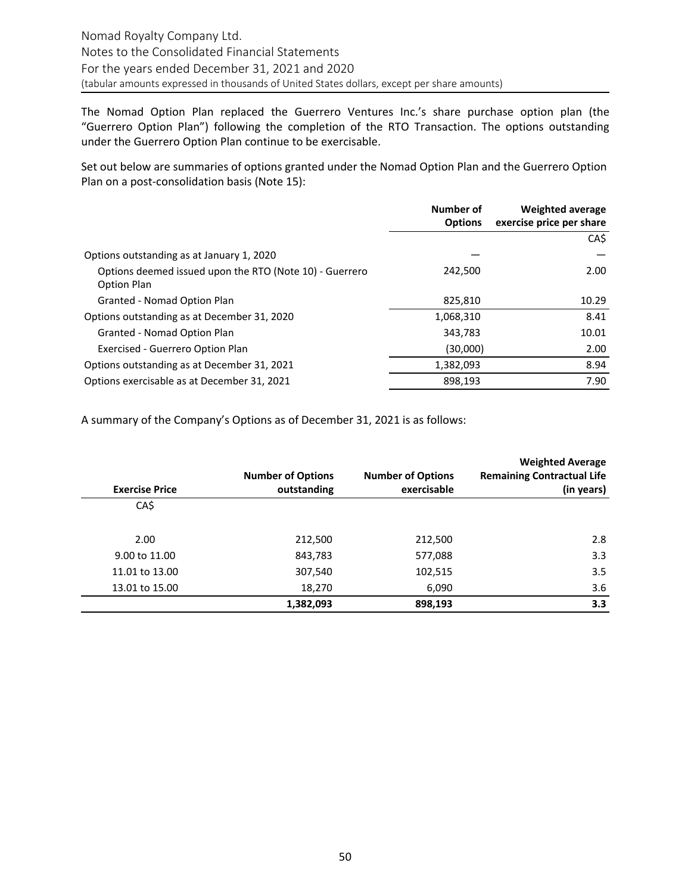The Nomad Option Plan replaced the Guerrero Ventures Inc.'s share purchase option plan (the "Guerrero Option Plan") following the completion of the RTO Transaction. The options outstanding under the Guerrero Option Plan continue to be exercisable.

Set out below are summaries of options granted under the Nomad Option Plan and the Guerrero Option Plan on a post-consolidation basis (Note 15):

| | **Number of Options** | **Weighted average exercise price per share** |
|---|---|---|
| | | CA$ |
| Options outstanding as at January 1, 2020 | — | — |
| Options deemed issued upon the RTO (Note 10) - Guerrero Option Plan | 242,500 | 2.00 |
| Granted - Nomad Option Plan | 825,810 | 10.29 |
| Options outstanding as at December 31, 2020 | 1,068,310 | 8.41 |
| Granted - Nomad Option Plan | 343,783 | 10.01 |
| Exercised - Guerrero Option Plan | (30,000) | 2.00 |
| Options outstanding as at December 31, 2021 | 1,382,093 | 8.94 |
| Options exercisable as at December 31, 2021 | 898,193 | 7.90 |

A summary of the Company's Options as of December 31, 2021 is as follows:

| **Exercise Price** | **Number of Options outstanding** | **Number of Options exercisable** | **Weighted Average Remaining Contractual Life (in years)** |
|---|---|---|---|
| CA$ | | | |
| 2.00 | 212,500 | 212,500 | 2.8 |
| 9.00 to 11.00 | 843,783 | 577,088 | 3.3 |
| 11.01 to 13.00 | 307,540 | 102,515 | 3.5 |
| 13.01 to 15.00 | 18,270 | 6,090 | 3.6 |
| | **1,382,093** | **898,193** | **3.3** |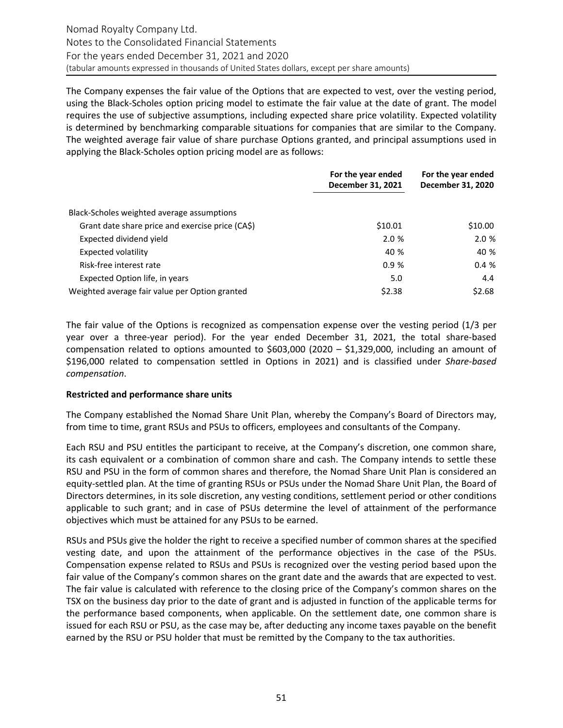The Company expenses the fair value of the Options that are expected to vest, over the vesting period, using the Black-Scholes option pricing model to estimate the fair value at the date of grant. The model requires the use of subjective assumptions, including expected share price volatility. Expected volatility is determined by benchmarking comparable situations for companies that are similar to the Company. The weighted average fair value of share purchase Options granted, and principal assumptions used in applying the Black-Scholes option pricing model are as follows:

| | For the year ended December 31, 2021 | For the year ended December 31, 2020 |
|---|---|---|
| Black-Scholes weighted average assumptions | | |
| Grant date share price and exercise price (CA$) | $10.01 | $10.00 |
| Expected dividend yield | 2.0 % | 2.0 % |
| Expected volatility | 40 % | 40 % |
| Risk-free interest rate | 0.9 % | 0.4 % |
| Expected Option life, in years | 5.0 | 4.4 |
| Weighted average fair value per Option granted | $2.38 | $2.68 |

The fair value of the Options is recognized as compensation expense over the vesting period (1/3 per year over a three-year period). For the year ended December 31, 2021, the total share-based compensation related to options amounted to $603,000 (2020 – $1,329,000, including an amount of $196,000 related to compensation settled in Options in 2021) and is classified under *Share-based compensation*.

**Restricted and performance share units**

The Company established the Nomad Share Unit Plan, whereby the Company's Board of Directors may, from time to time, grant RSUs and PSUs to officers, employees and consultants of the Company.

Each RSU and PSU entitles the participant to receive, at the Company's discretion, one common share, its cash equivalent or a combination of common share and cash. The Company intends to settle these RSU and PSU in the form of common shares and therefore, the Nomad Share Unit Plan is considered an equity-settled plan. At the time of granting RSUs or PSUs under the Nomad Share Unit Plan, the Board of Directors determines, in its sole discretion, any vesting conditions, settlement period or other conditions applicable to such grant; and in case of PSUs determine the level of attainment of the performance objectives which must be attained for any PSUs to be earned.

RSUs and PSUs give the holder the right to receive a specified number of common shares at the specified vesting date, and upon the attainment of the performance objectives in the case of the PSUs. Compensation expense related to RSUs and PSUs is recognized over the vesting period based upon the fair value of the Company's common shares on the grant date and the awards that are expected to vest. The fair value is calculated with reference to the closing price of the Company's common shares on the TSX on the business day prior to the date of grant and is adjusted in function of the applicable terms for the performance based components, when applicable. On the settlement date, one common share is issued for each RSU or PSU, as the case may be, after deducting any income taxes payable on the benefit earned by the RSU or PSU holder that must be remitted by the Company to the tax authorities.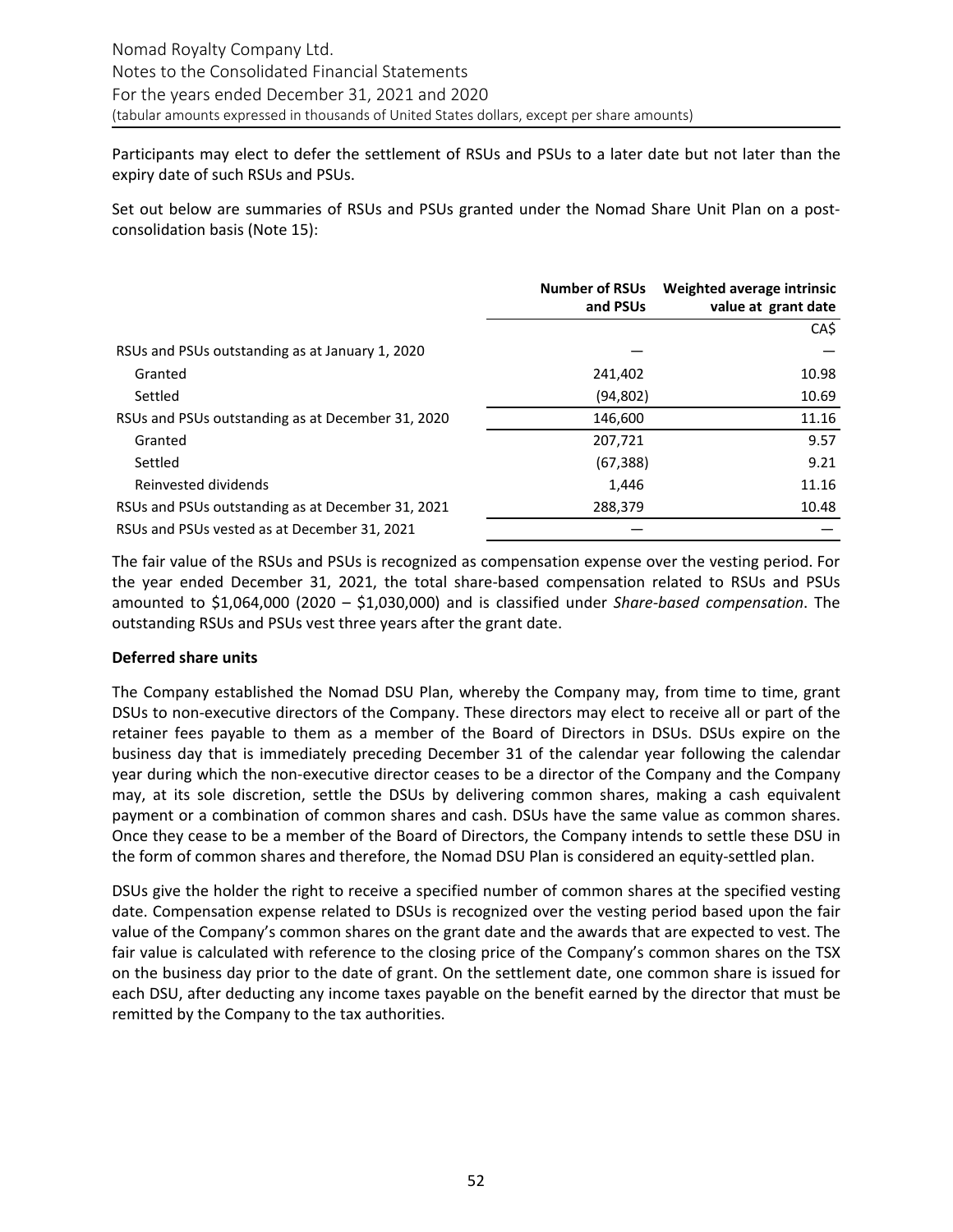Participants may elect to defer the settlement of RSUs and PSUs to a later date but not later than the expiry date of such RSUs and PSUs.

Set out below are summaries of RSUs and PSUs granted under the Nomad Share Unit Plan on a post-consolidation basis (Note 15):

| | Number of RSUs and PSUs | Weighted average intrinsic value at grant date |
|---|---|---|
| | | CA$ |
| RSUs and PSUs outstanding as at January 1, 2020 | — | — |
| Granted | 241,402 | 10.98 |
| Settled | (94,802) | 10.69 |
| RSUs and PSUs outstanding as at December 31, 2020 | 146,600 | 11.16 |
| Granted | 207,721 | 9.57 |
| Settled | (67,388) | 9.21 |
| Reinvested dividends | 1,446 | 11.16 |
| RSUs and PSUs outstanding as at December 31, 2021 | 288,379 | 10.48 |
| RSUs and PSUs vested as at December 31, 2021 | — | — |

The fair value of the RSUs and PSUs is recognized as compensation expense over the vesting period. For the year ended December 31, 2021, the total share-based compensation related to RSUs and PSUs amounted to $1,064,000 (2020 – $1,030,000) and is classified under *Share-based compensation*. The outstanding RSUs and PSUs vest three years after the grant date.

**Deferred share units**

The Company established the Nomad DSU Plan, whereby the Company may, from time to time, grant DSUs to non-executive directors of the Company. These directors may elect to receive all or part of the retainer fees payable to them as a member of the Board of Directors in DSUs. DSUs expire on the business day that is immediately preceding December 31 of the calendar year following the calendar year during which the non-executive director ceases to be a director of the Company and the Company may, at its sole discretion, settle the DSUs by delivering common shares, making a cash equivalent payment or a combination of common shares and cash. DSUs have the same value as common shares. Once they cease to be a member of the Board of Directors, the Company intends to settle these DSU in the form of common shares and therefore, the Nomad DSU Plan is considered an equity-settled plan.

DSUs give the holder the right to receive a specified number of common shares at the specified vesting date. Compensation expense related to DSUs is recognized over the vesting period based upon the fair value of the Company's common shares on the grant date and the awards that are expected to vest. The fair value is calculated with reference to the closing price of the Company's common shares on the TSX on the business day prior to the date of grant. On the settlement date, one common share is issued for each DSU, after deducting any income taxes payable on the benefit earned by the director that must be remitted by the Company to the tax authorities.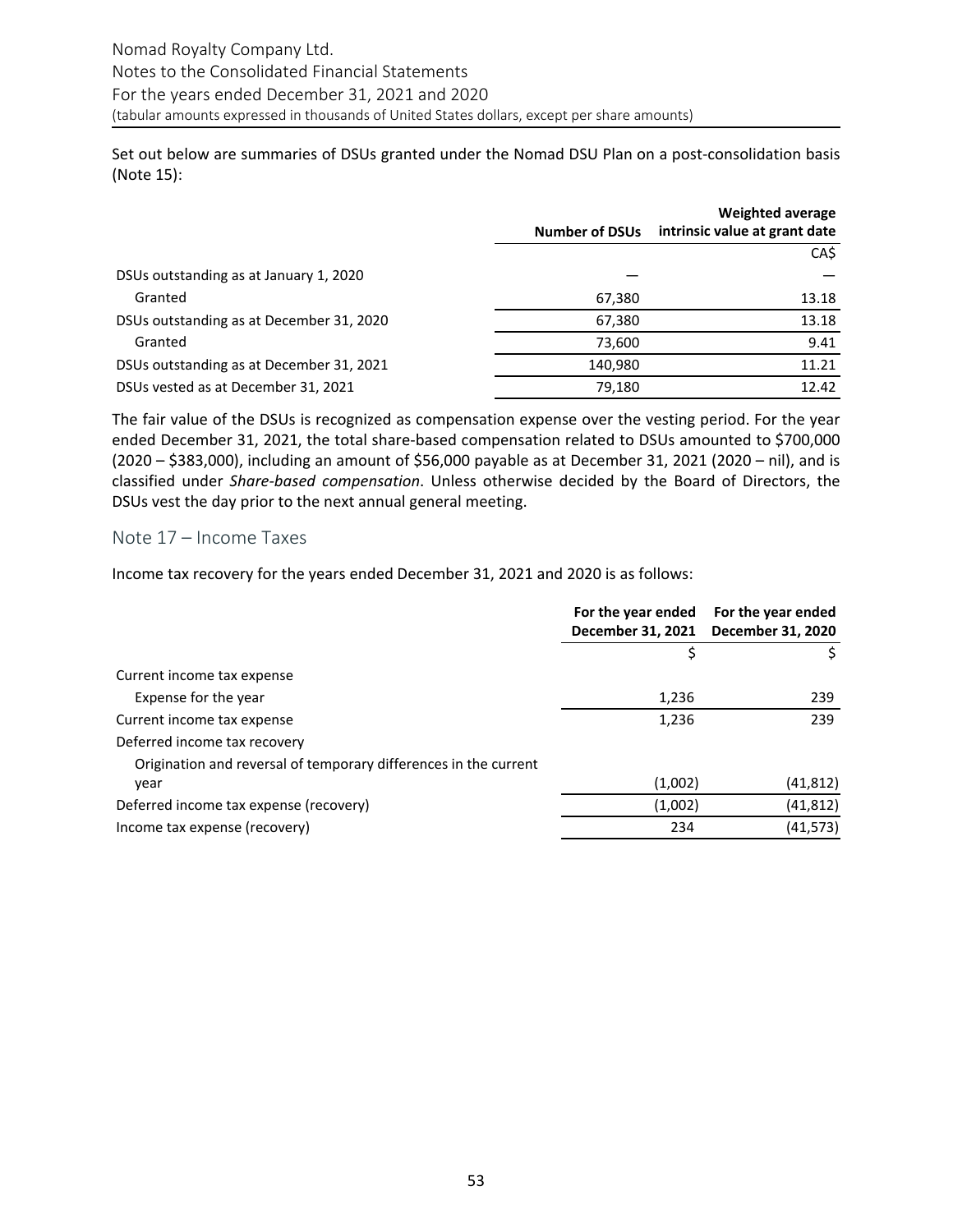Set out below are summaries of DSUs granted under the Nomad DSU Plan on a post-consolidation basis (Note 15):

| | Number of DSUs | Weighted average intrinsic value at grant date |
|---|---|---|
| | | CA$ |
| DSUs outstanding as at January 1, 2020 | — | — |
| Granted | 67,380 | 13.18 |
| DSUs outstanding as at December 31, 2020 | 67,380 | 13.18 |
| Granted | 73,600 | 9.41 |
| DSUs outstanding as at December 31, 2021 | 140,980 | 11.21 |
| DSUs vested as at December 31, 2021 | 79,180 | 12.42 |

The fair value of the DSUs is recognized as compensation expense over the vesting period. For the year ended December 31, 2021, the total share-based compensation related to DSUs amounted to $700,000 (2020 – $383,000), including an amount of $56,000 payable as at December 31, 2021 (2020 – nil), and is classified under *Share-based compensation*. Unless otherwise decided by the Board of Directors, the DSUs vest the day prior to the next annual general meeting.

## Note 17 – Income Taxes

Income tax recovery for the years ended December 31, 2021 and 2020 is as follows:

| | For the year ended December 31, 2021 | For the year ended December 31, 2020 |
|---|---|---|
| | $ | $ |
| Current income tax expense | | |
| Expense for the year | 1,236 | 239 |
| Current income tax expense | 1,236 | 239 |
| Deferred income tax recovery | | |
| Origination and reversal of temporary differences in the current year | (1,002) | (41,812) |
| Deferred income tax expense (recovery) | (1,002) | (41,812) |
| Income tax expense (recovery) | 234 | (41,573) |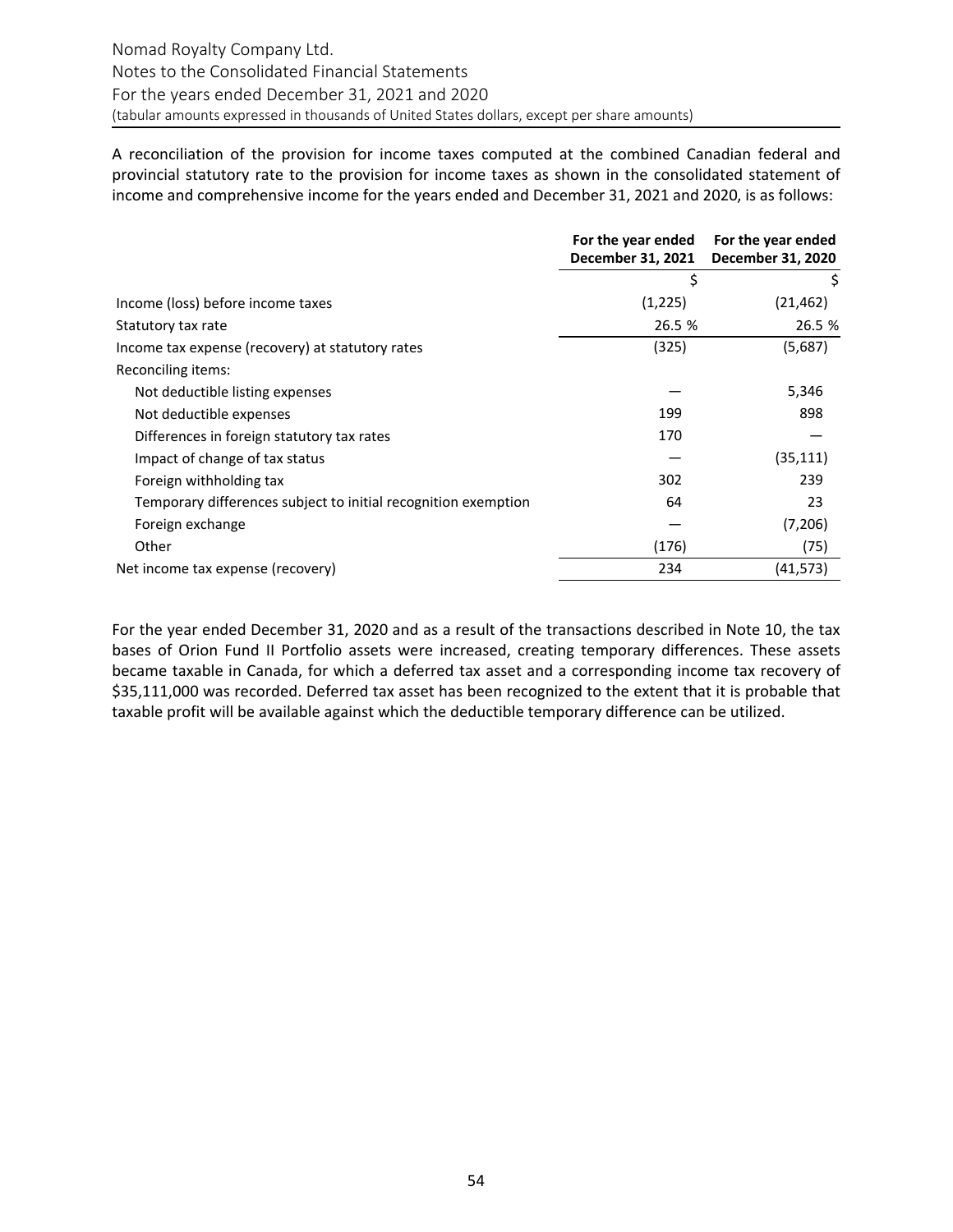A reconciliation of the provision for income taxes computed at the combined Canadian federal and provincial statutory rate to the provision for income taxes as shown in the consolidated statement of income and comprehensive income for the years ended and December 31, 2021 and 2020, is as follows:

| | For the year ended December 31, 2021 | For the year ended December 31, 2020 |
|---|---|---|
| | $ | $ |
| Income (loss) before income taxes | (1,225) | (21,462) |
| Statutory tax rate | 26.5 % | 26.5 % |
| Income tax expense (recovery) at statutory rates | (325) | (5,687) |
| Reconciling items: | | |
| Not deductible listing expenses | — | 5,346 |
| Not deductible expenses | 199 | 898 |
| Differences in foreign statutory tax rates | 170 | — |
| Impact of change of tax status | — | (35,111) |
| Foreign withholding tax | 302 | 239 |
| Temporary differences subject to initial recognition exemption | 64 | 23 |
| Foreign exchange | — | (7,206) |
| Other | (176) | (75) |
| Net income tax expense (recovery) | 234 | (41,573) |

For the year ended December 31, 2020 and as a result of the transactions described in Note 10, the tax bases of Orion Fund II Portfolio assets were increased, creating temporary differences. These assets became taxable in Canada, for which a deferred tax asset and a corresponding income tax recovery of $35,111,000 was recorded. Deferred tax asset has been recognized to the extent that it is probable that taxable profit will be available against which the deductible temporary difference can be utilized.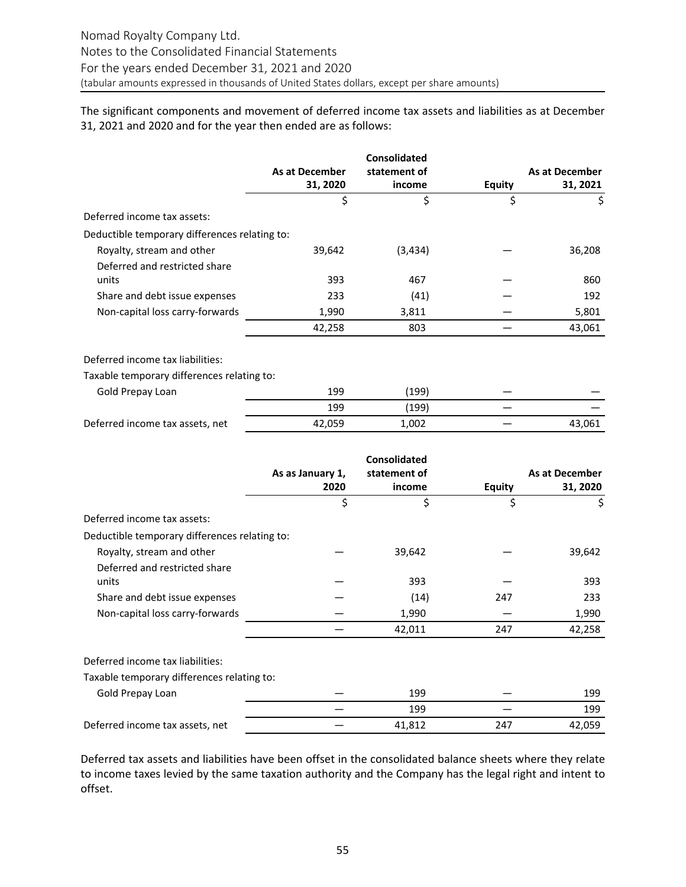The significant components and movement of deferred income tax assets and liabilities as at December 31, 2021 and 2020 and for the year then ended are as follows:

| | As at December 31, 2020 | Consolidated statement of income | Equity | As at December 31, 2021 |
|---|---|---|---|---|
| | $ | $ | $ | $ |
| Deferred income tax assets: | | | | |
| Deductible temporary differences relating to: | | | | |
| Royalty, stream and other | 39,642 | (3,434) | — | 36,208 |
| Deferred and restricted share units | 393 | 467 | — | 860 |
| Share and debt issue expenses | 233 | (41) | — | 192 |
| Non-capital loss carry-forwards | 1,990 | 3,811 | — | 5,801 |
| | 42,258 | 803 | — | 43,061 |
| Deferred income tax liabilities: | | | | |
| Taxable temporary differences relating to: | | | | |
| Gold Prepay Loan | 199 | (199) | — | — |
| | 199 | (199) | — | — |
| Deferred income tax assets, net | 42,059 | 1,002 | — | 43,061 |

| | As as January 1, 2020 | Consolidated statement of income | Equity | As at December 31, 2020 |
|---|---|---|---|---|
| | $ | $ | $ | $ |
| Deferred income tax assets: | | | | |
| Deductible temporary differences relating to: | | | | |
| Royalty, stream and other | — | 39,642 | — | 39,642 |
| Deferred and restricted share units | — | 393 | — | 393 |
| Share and debt issue expenses | — | (14) | 247 | 233 |
| Non-capital loss carry-forwards | — | 1,990 | — | 1,990 |
| | — | 42,011 | 247 | 42,258 |
| Deferred income tax liabilities: | | | | |
| Taxable temporary differences relating to: | | | | |
| Gold Prepay Loan | — | 199 | — | 199 |
| | — | 199 | — | 199 |
| Deferred income tax assets, net | — | 41,812 | 247 | 42,059 |

Deferred tax assets and liabilities have been offset in the consolidated balance sheets where they relate to income taxes levied by the same taxation authority and the Company has the legal right and intent to offset.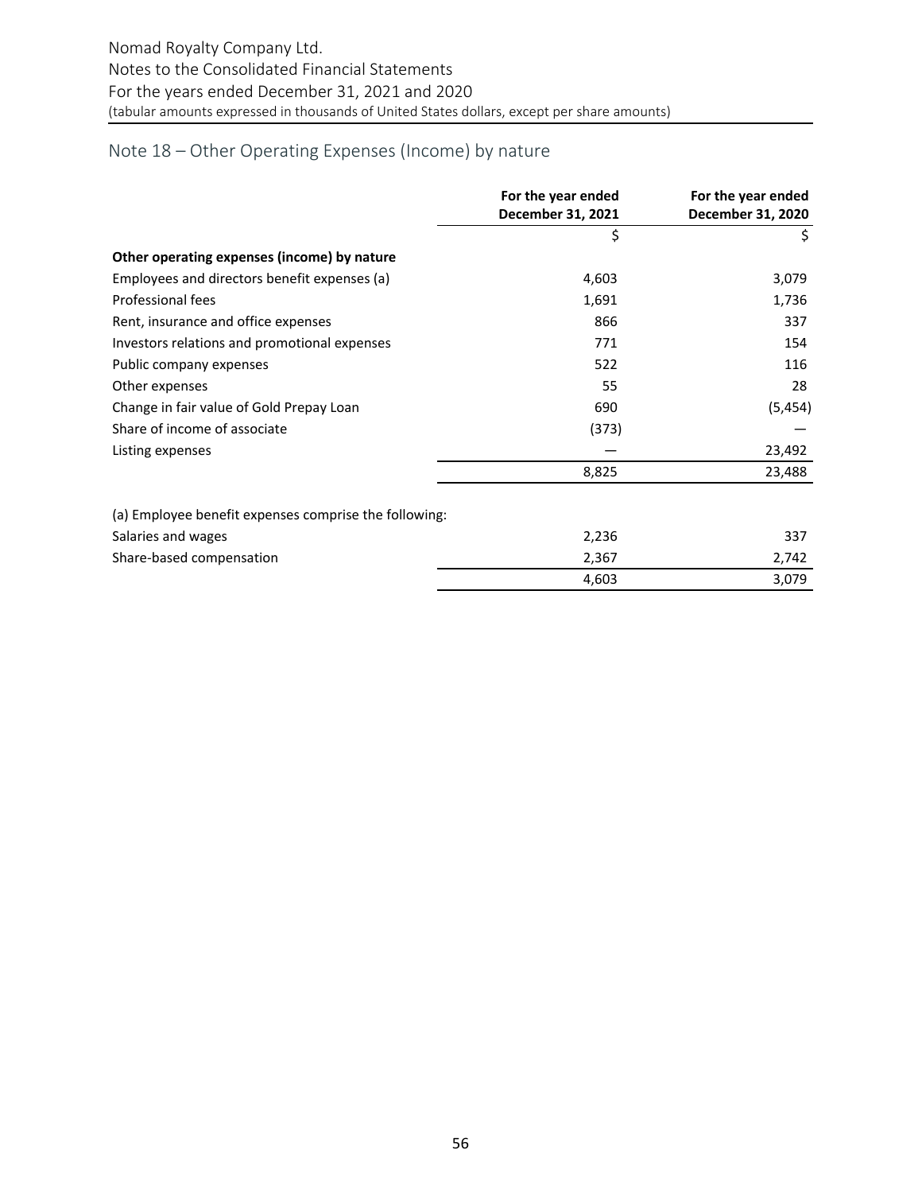## Note 18 – Other Operating Expenses (Income) by nature

| | For the year ended December 31, 2021 | For the year ended December 31, 2020 |
|---|---|---|
| | $ | $ |
| **Other operating expenses (income) by nature** | | |
| Employees and directors benefit expenses (a) | 4,603 | 3,079 |
| Professional fees | 1,691 | 1,736 |
| Rent, insurance and office expenses | 866 | 337 |
| Investors relations and promotional expenses | 771 | 154 |
| Public company expenses | 522 | 116 |
| Other expenses | 55 | 28 |
| Change in fair value of Gold Prepay Loan | 690 | (5,454) |
| Share of income of associate | (373) | — |
| Listing expenses | — | 23,492 |
| | 8,825 | 23,488 |

| (a) Employee benefit expenses comprise the following: | | |
|---|---|---|
| Salaries and wages | 2,236 | 337 |
| Share-based compensation | 2,367 | 2,742 |
| | 4,603 | 3,079 |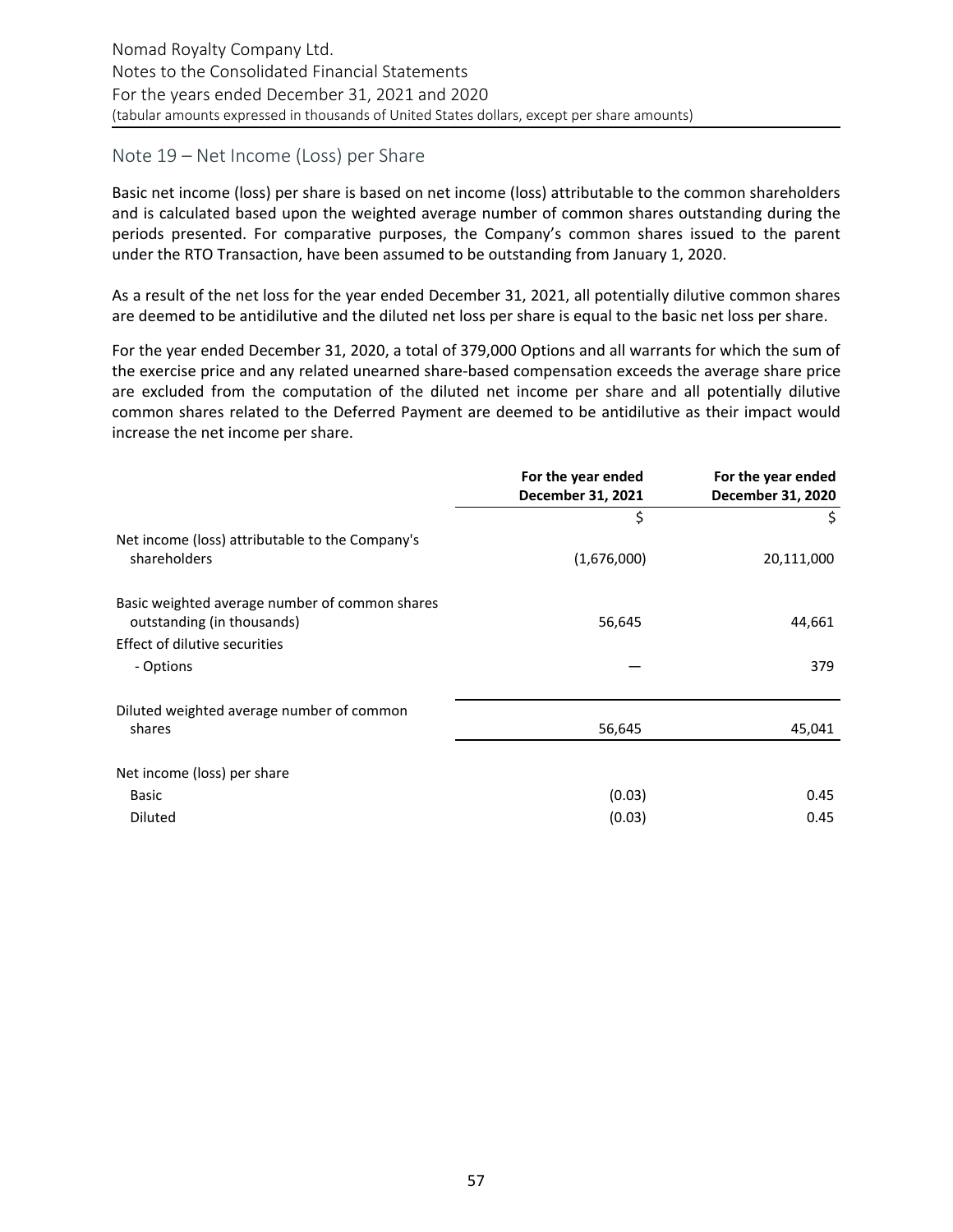## Note 19 – Net Income (Loss) per Share

Basic net income (loss) per share is based on net income (loss) attributable to the common shareholders and is calculated based upon the weighted average number of common shares outstanding during the periods presented. For comparative purposes, the Company's common shares issued to the parent under the RTO Transaction, have been assumed to be outstanding from January 1, 2020.

As a result of the net loss for the year ended December 31, 2021, all potentially dilutive common shares are deemed to be antidilutive and the diluted net loss per share is equal to the basic net loss per share.

For the year ended December 31, 2020, a total of 379,000 Options and all warrants for which the sum of the exercise price and any related unearned share-based compensation exceeds the average share price are excluded from the computation of the diluted net income per share and all potentially dilutive common shares related to the Deferred Payment are deemed to be antidilutive as their impact would increase the net income per share.

| | For the year ended December 31, 2021 | For the year ended December 31, 2020 |
|---|---|---|
| | $ | $ |
| Net income (loss) attributable to the Company's shareholders | (1,676,000) | 20,111,000 |
| Basic weighted average number of common shares outstanding (in thousands) | 56,645 | 44,661 |
| Effect of dilutive securities | | |
| - Options | — | 379 |
| Diluted weighted average number of common shares | 56,645 | 45,041 |
| Net income (loss) per share | | |
| Basic | (0.03) | 0.45 |
| Diluted | (0.03) | 0.45 |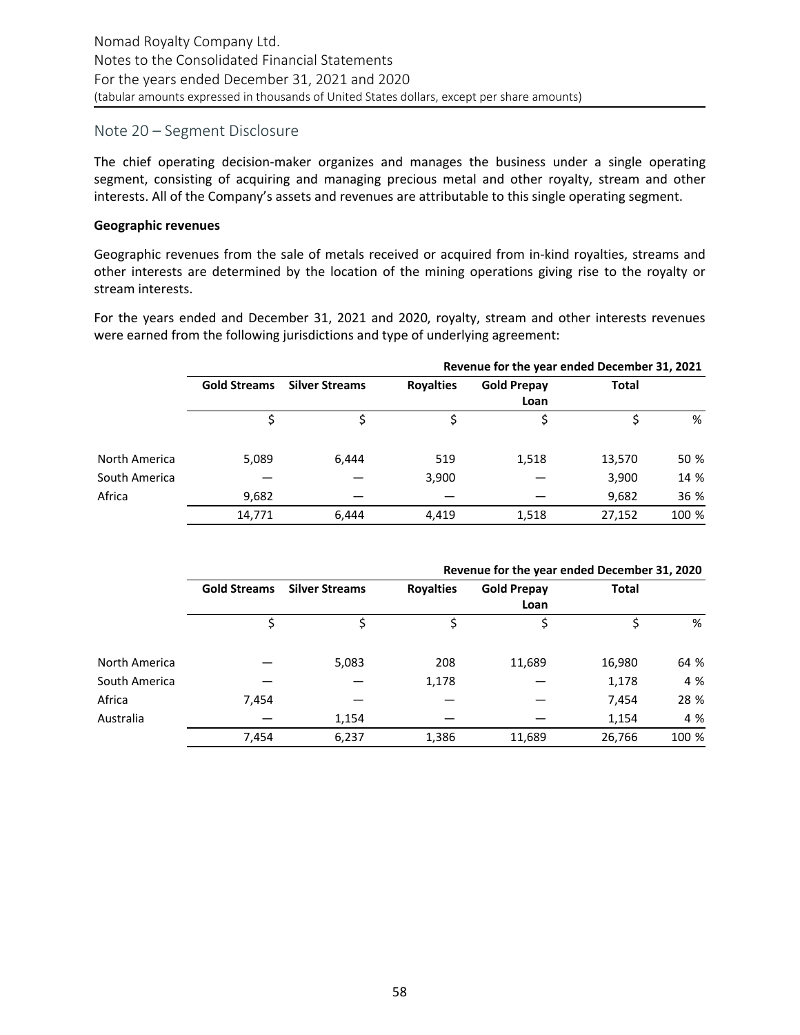## Note 20 – Segment Disclosure

The chief operating decision-maker organizes and manages the business under a single operating segment, consisting of acquiring and managing precious metal and other royalty, stream and other interests. All of the Company's assets and revenues are attributable to this single operating segment.

**Geographic revenues**

Geographic revenues from the sale of metals received or acquired from in-kind royalties, streams and other interests are determined by the location of the mining operations giving rise to the royalty or stream interests.

For the years ended and December 31, 2021 and 2020, royalty, stream and other interests revenues were earned from the following jurisdictions and type of underlying agreement:

| | Revenue for the year ended December 31, 2021 | | | | | |
|---|---|---|---|---|---|---|
| | **Gold Streams** | **Silver Streams** | **Royalties** | **Gold Prepay Loan** | **Total** | |
| | $ | $ | $ | $ | $ | % |
| North America | 5,089 | 6,444 | 519 | 1,518 | 13,570 | 50 % |
| South America | — | — | 3,900 | — | 3,900 | 14 % |
| Africa | 9,682 | — | — | — | 9,682 | 36 % |
| | 14,771 | 6,444 | 4,419 | 1,518 | 27,152 | 100 % |

| | Revenue for the year ended December 31, 2020 | | | | | |
|---|---|---|---|---|---|---|
| | **Gold Streams** | **Silver Streams** | **Royalties** | **Gold Prepay Loan** | **Total** | |
| | $ | $ | $ | $ | $ | % |
| North America | — | 5,083 | 208 | 11,689 | 16,980 | 64 % |
| South America | — | — | 1,178 | — | 1,178 | 4 % |
| Africa | 7,454 | — | — | — | 7,454 | 28 % |
| Australia | — | 1,154 | — | — | 1,154 | 4 % |
| | 7,454 | 6,237 | 1,386 | 11,689 | 26,766 | 100 % |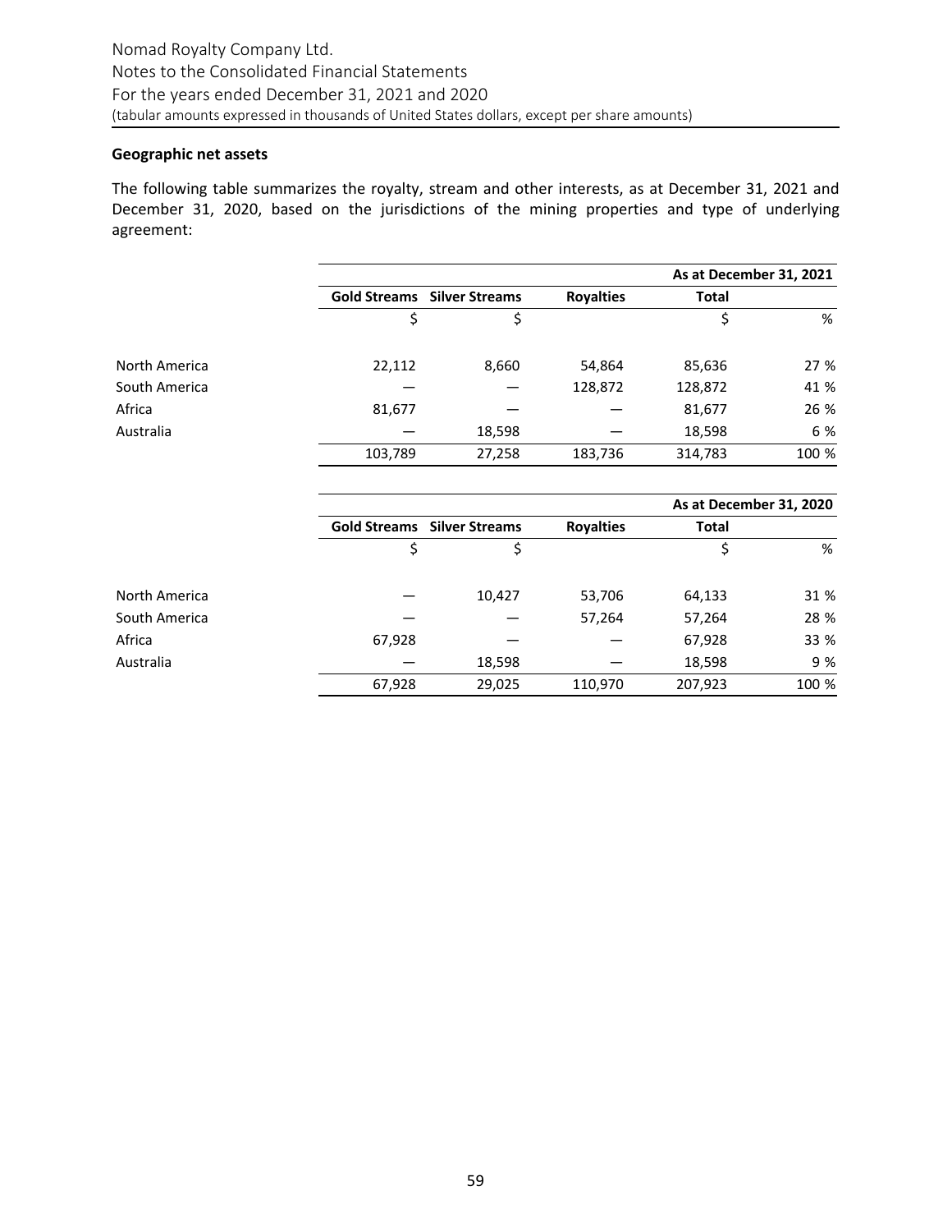### Geographic net assets

The following table summarizes the royalty, stream and other interests, as at December 31, 2021 and December 31, 2020, based on the jurisdictions of the mining properties and type of underlying agreement:

| | | | | As at December 31, 2021 | |
|---|---|---|---|---|---|
| | **Gold Streams** | **Silver Streams** | **Royalties** | **Total** | |
| | $ | $ | | $ | % |
| North America | 22,112 | 8,660 | 54,864 | 85,636 | 27 % |
| South America | — | — | 128,872 | 128,872 | 41 % |
| Africa | 81,677 | — | — | 81,677 | 26 % |
| Australia | — | 18,598 | — | 18,598 | 6 % |
| | 103,789 | 27,258 | 183,736 | 314,783 | 100 % |

| | | | | As at December 31, 2020 | |
|---|---|---|---|---|---|
| | **Gold Streams** | **Silver Streams** | **Royalties** | **Total** | |
| | $ | $ | | $ | % |
| North America | — | 10,427 | 53,706 | 64,133 | 31 % |
| South America | — | — | 57,264 | 57,264 | 28 % |
| Africa | 67,928 | — | — | 67,928 | 33 % |
| Australia | — | 18,598 | — | 18,598 | 9 % |
| | 67,928 | 29,025 | 110,970 | 207,923 | 100 % |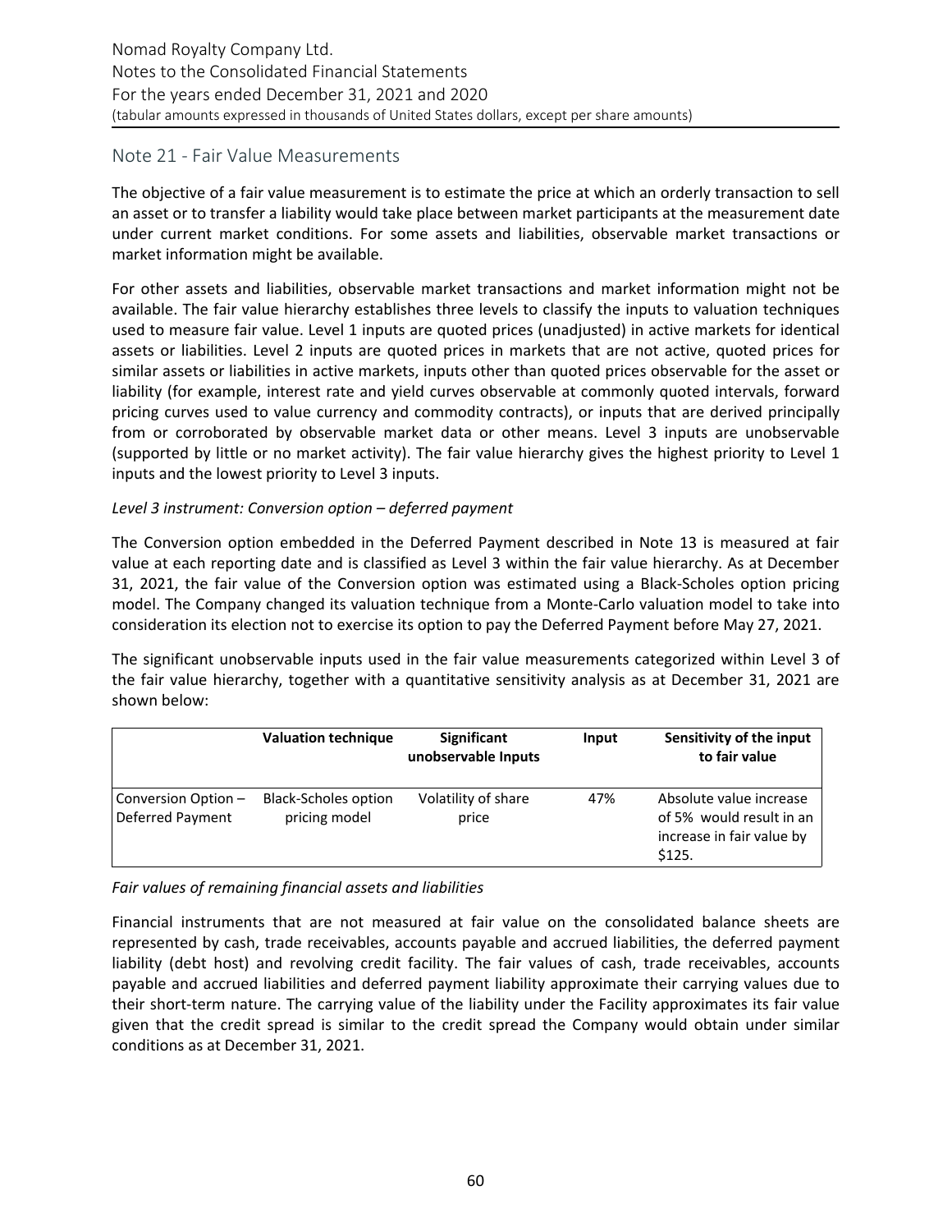## Note 21 - Fair Value Measurements

The objective of a fair value measurement is to estimate the price at which an orderly transaction to sell an asset or to transfer a liability would take place between market participants at the measurement date under current market conditions. For some assets and liabilities, observable market transactions or market information might be available.

For other assets and liabilities, observable market transactions and market information might not be available. The fair value hierarchy establishes three levels to classify the inputs to valuation techniques used to measure fair value. Level 1 inputs are quoted prices (unadjusted) in active markets for identical assets or liabilities. Level 2 inputs are quoted prices in markets that are not active, quoted prices for similar assets or liabilities in active markets, inputs other than quoted prices observable for the asset or liability (for example, interest rate and yield curves observable at commonly quoted intervals, forward pricing curves used to value currency and commodity contracts), or inputs that are derived principally from or corroborated by observable market data or other means. Level 3 inputs are unobservable (supported by little or no market activity). The fair value hierarchy gives the highest priority to Level 1 inputs and the lowest priority to Level 3 inputs.

*Level 3 instrument: Conversion option – deferred payment*

The Conversion option embedded in the Deferred Payment described in Note 13 is measured at fair value at each reporting date and is classified as Level 3 within the fair value hierarchy. As at December 31, 2021, the fair value of the Conversion option was estimated using a Black-Scholes option pricing model. The Company changed its valuation technique from a Monte-Carlo valuation model to take into consideration its election not to exercise its option to pay the Deferred Payment before May 27, 2021.

The significant unobservable inputs used in the fair value measurements categorized within Level 3 of the fair value hierarchy, together with a quantitative sensitivity analysis as at December 31, 2021 are shown below:

| | **Valuation technique** | **Significant unobservable Inputs** | **Input** | **Sensitivity of the input to fair value** |
|---|---|---|---|---|
| Conversion Option – Deferred Payment | Black-Scholes option pricing model | Volatility of share price | 47% | Absolute value increase of 5% would result in an increase in fair value by $125. |

*Fair values of remaining financial assets and liabilities*

Financial instruments that are not measured at fair value on the consolidated balance sheets are represented by cash, trade receivables, accounts payable and accrued liabilities, the deferred payment liability (debt host) and revolving credit facility. The fair values of cash, trade receivables, accounts payable and accrued liabilities and deferred payment liability approximate their carrying values due to their short-term nature. The carrying value of the liability under the Facility approximates its fair value given that the credit spread is similar to the credit spread the Company would obtain under similar conditions as at December 31, 2021.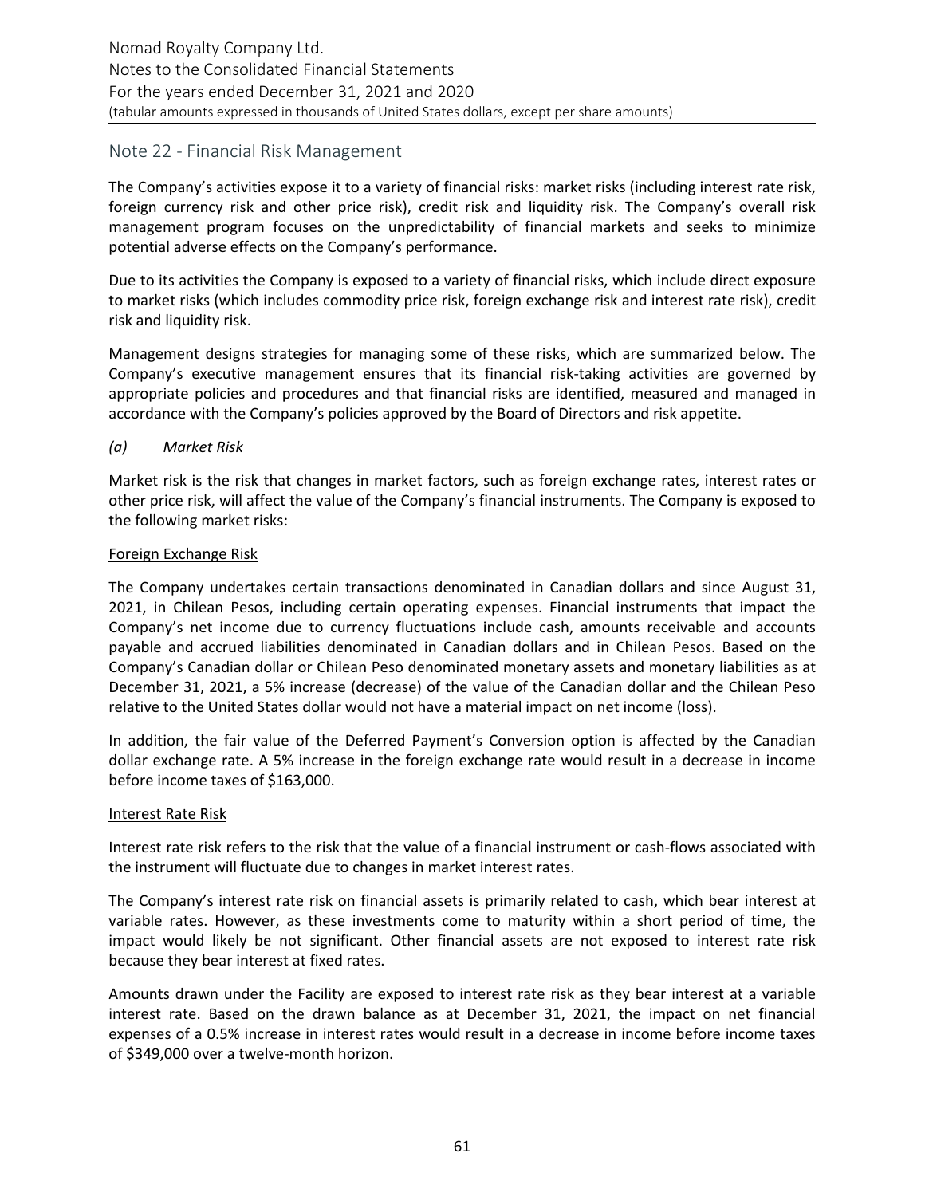## Note 22 - Financial Risk Management

The Company's activities expose it to a variety of financial risks: market risks (including interest rate risk, foreign currency risk and other price risk), credit risk and liquidity risk. The Company's overall risk management program focuses on the unpredictability of financial markets and seeks to minimize potential adverse effects on the Company's performance.

Due to its activities the Company is exposed to a variety of financial risks, which include direct exposure to market risks (which includes commodity price risk, foreign exchange risk and interest rate risk), credit risk and liquidity risk.

Management designs strategies for managing some of these risks, which are summarized below. The Company's executive management ensures that its financial risk-taking activities are governed by appropriate policies and procedures and that financial risks are identified, measured and managed in accordance with the Company's policies approved by the Board of Directors and risk appetite.

*(a) Market Risk*

Market risk is the risk that changes in market factors, such as foreign exchange rates, interest rates or other price risk, will affect the value of the Company's financial instruments. The Company is exposed to the following market risks:

<u>Foreign Exchange Risk</u>

The Company undertakes certain transactions denominated in Canadian dollars and since August 31, 2021, in Chilean Pesos, including certain operating expenses. Financial instruments that impact the Company's net income due to currency fluctuations include cash, amounts receivable and accounts payable and accrued liabilities denominated in Canadian dollars and in Chilean Pesos. Based on the Company's Canadian dollar or Chilean Peso denominated monetary assets and monetary liabilities as at December 31, 2021, a 5% increase (decrease) of the value of the Canadian dollar and the Chilean Peso relative to the United States dollar would not have a material impact on net income (loss).

In addition, the fair value of the Deferred Payment's Conversion option is affected by the Canadian dollar exchange rate. A 5% increase in the foreign exchange rate would result in a decrease in income before income taxes of $163,000.

<u>Interest Rate Risk</u>

Interest rate risk refers to the risk that the value of a financial instrument or cash-flows associated with the instrument will fluctuate due to changes in market interest rates.

The Company's interest rate risk on financial assets is primarily related to cash, which bear interest at variable rates. However, as these investments come to maturity within a short period of time, the impact would likely be not significant. Other financial assets are not exposed to interest rate risk because they bear interest at fixed rates.

Amounts drawn under the Facility are exposed to interest rate risk as they bear interest at a variable interest rate. Based on the drawn balance as at December 31, 2021, the impact on net financial expenses of a 0.5% increase in interest rates would result in a decrease in income before income taxes of $349,000 over a twelve-month horizon.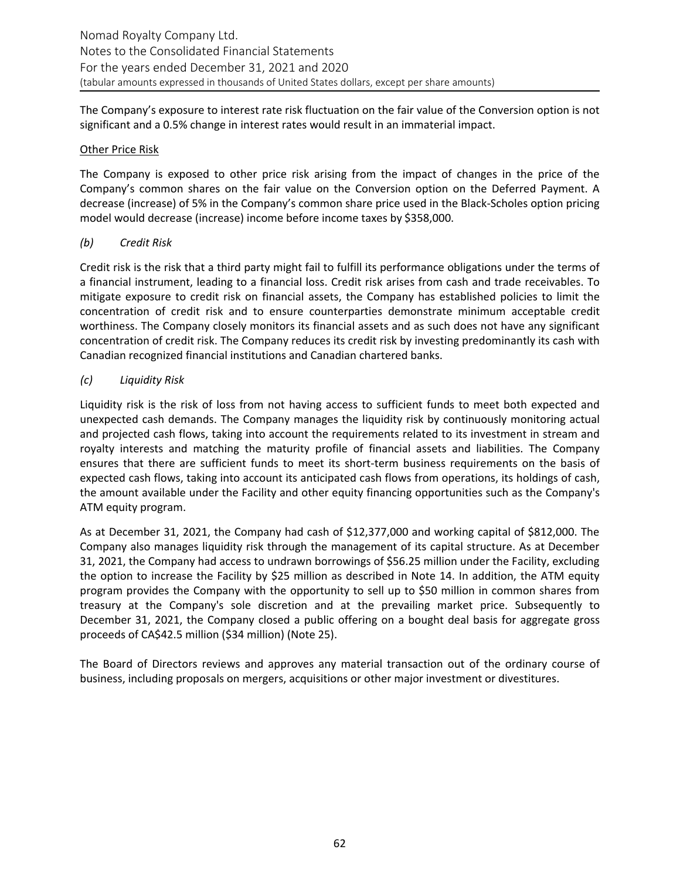The Company's exposure to interest rate risk fluctuation on the fair value of the Conversion option is not significant and a 0.5% change in interest rates would result in an immaterial impact.

Other Price Risk

The Company is exposed to other price risk arising from the impact of changes in the price of the Company's common shares on the fair value on the Conversion option on the Deferred Payment. A decrease (increase) of 5% in the Company's common share price used in the Black-Scholes option pricing model would decrease (increase) income before income taxes by $358,000.

*(b) Credit Risk*

Credit risk is the risk that a third party might fail to fulfill its performance obligations under the terms of a financial instrument, leading to a financial loss. Credit risk arises from cash and trade receivables. To mitigate exposure to credit risk on financial assets, the Company has established policies to limit the concentration of credit risk and to ensure counterparties demonstrate minimum acceptable credit worthiness. The Company closely monitors its financial assets and as such does not have any significant concentration of credit risk. The Company reduces its credit risk by investing predominantly its cash with Canadian recognized financial institutions and Canadian chartered banks.

*(c) Liquidity Risk*

Liquidity risk is the risk of loss from not having access to sufficient funds to meet both expected and unexpected cash demands. The Company manages the liquidity risk by continuously monitoring actual and projected cash flows, taking into account the requirements related to its investment in stream and royalty interests and matching the maturity profile of financial assets and liabilities. The Company ensures that there are sufficient funds to meet its short-term business requirements on the basis of expected cash flows, taking into account its anticipated cash flows from operations, its holdings of cash, the amount available under the Facility and other equity financing opportunities such as the Company's ATM equity program.

As at December 31, 2021, the Company had cash of $12,377,000 and working capital of $812,000. The Company also manages liquidity risk through the management of its capital structure. As at December 31, 2021, the Company had access to undrawn borrowings of $56.25 million under the Facility, excluding the option to increase the Facility by $25 million as described in Note 14. In addition, the ATM equity program provides the Company with the opportunity to sell up to $50 million in common shares from treasury at the Company's sole discretion and at the prevailing market price. Subsequently to December 31, 2021, the Company closed a public offering on a bought deal basis for aggregate gross proceeds of CA$42.5 million ($34 million) (Note 25).

The Board of Directors reviews and approves any material transaction out of the ordinary course of business, including proposals on mergers, acquisitions or other major investment or divestitures.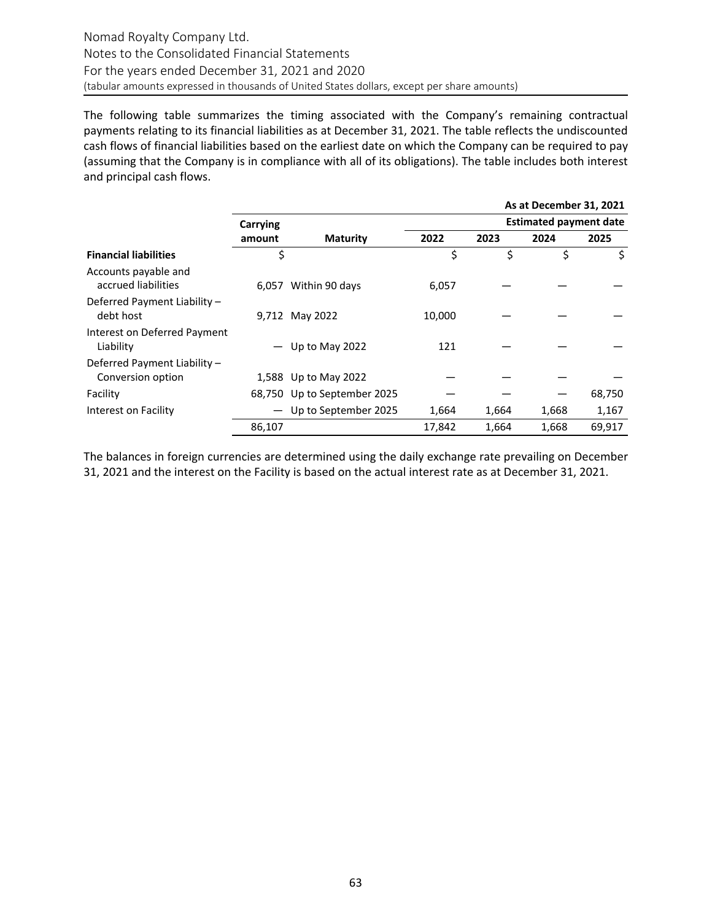The following table summarizes the timing associated with the Company's remaining contractual payments relating to its financial liabilities as at December 31, 2021. The table reflects the undiscounted cash flows of financial liabilities based on the earliest date on which the Company can be required to pay (assuming that the Company is in compliance with all of its obligations). The table includes both interest and principal cash flows.

| | | | **As at December 31, 2021** | | | |
|---|---|---|---|---|---|---|
| | **Carrying** | | **Estimated payment date** | | | |
| | **amount** | **Maturity** | **2022** | **2023** | **2024** | **2025** |
| **Financial liabilities** | $ | | $ | $ | $ | $ |
| Accounts payable and accrued liabilities | 6,057 | Within 90 days | 6,057 | — | — | — |
| Deferred Payment Liability – debt host | 9,712 | May 2022 | 10,000 | — | — | — |
| Interest on Deferred Payment Liability | — | Up to May 2022 | 121 | — | — | — |
| Deferred Payment Liability – Conversion option | 1,588 | Up to May 2022 | — | — | — | — |
| Facility | 68,750 | Up to September 2025 | — | — | — | 68,750 |
| Interest on Facility | — | Up to September 2025 | 1,664 | 1,664 | 1,668 | 1,167 |
| | 86,107 | | 17,842 | 1,664 | 1,668 | 69,917 |

The balances in foreign currencies are determined using the daily exchange rate prevailing on December 31, 2021 and the interest on the Facility is based on the actual interest rate as at December 31, 2021.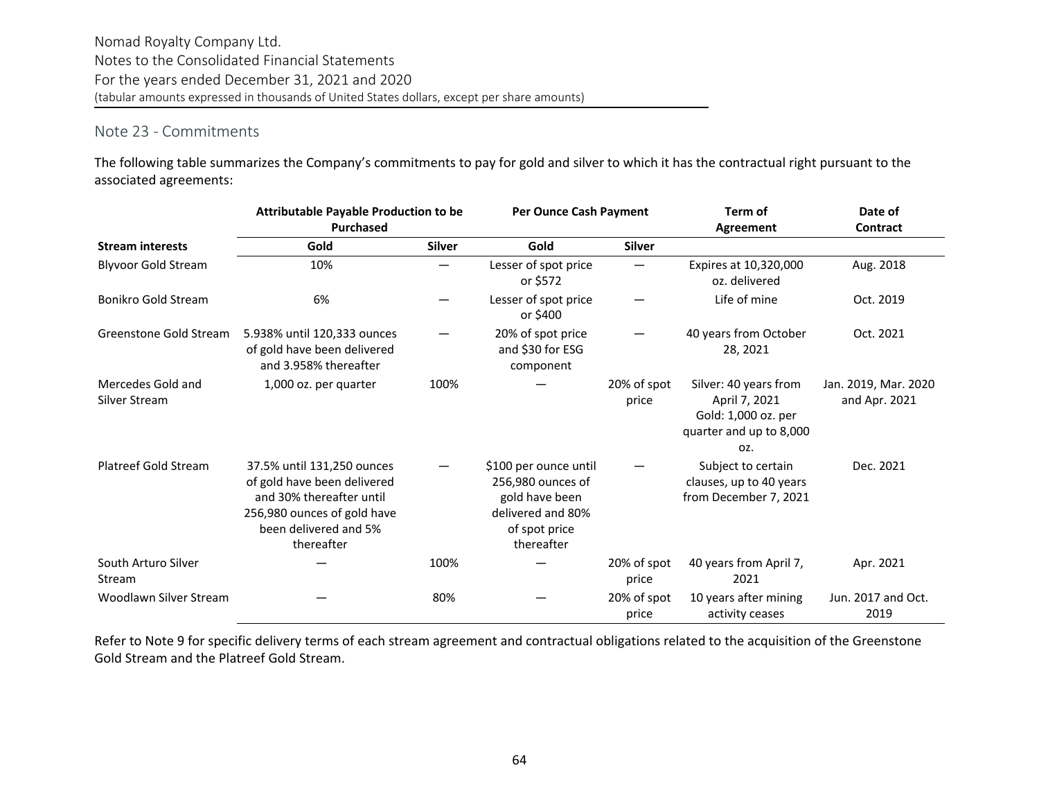Nomad Royalty Company Ltd.
Notes to the Consolidated Financial Statements
For the years ended December 31, 2021 and 2020
(tabular amounts expressed in thousands of United States dollars, except per share amounts)

## Note 23 - Commitments

The following table summarizes the Company's commitments to pay for gold and silver to which it has the contractual right pursuant to the associated agreements:

| | Attributable Payable Production to be Purchased | | Per Ounce Cash Payment | | Term of Agreement | Date of Contract |
|---|---|---|---|---|---|---|
| **Stream interests** | **Gold** | **Silver** | **Gold** | **Silver** | | |
| Blyvoor Gold Stream | 10% | — | Lesser of spot price or $572 | — | Expires at 10,320,000 oz. delivered | Aug. 2018 |
| Bonikro Gold Stream | 6% | — | Lesser of spot price or $400 | — | Life of mine | Oct. 2019 |
| Greenstone Gold Stream | 5.938% until 120,333 ounces of gold have been delivered and 3.958% thereafter | — | 20% of spot price and $30 for ESG component | — | 40 years from October 28, 2021 | Oct. 2021 |
| Mercedes Gold and Silver Stream | 1,000 oz. per quarter | 100% | — | 20% of spot price | Silver: 40 years from April 7, 2021 Gold: 1,000 oz. per quarter and up to 8,000 oz. | Jan. 2019, Mar. 2020 and Apr. 2021 |
| Platreef Gold Stream | 37.5% until 131,250 ounces of gold have been delivered and 30% thereafter until 256,980 ounces of gold have been delivered and 5% thereafter | — | $100 per ounce until 256,980 ounces of gold have been delivered and 80% of spot price thereafter | — | Subject to certain clauses, up to 40 years from December 7, 2021 | Dec. 2021 |
| South Arturo Silver Stream | — | 100% | — | 20% of spot price | 40 years from April 7, 2021 | Apr. 2021 |
| Woodlawn Silver Stream | — | 80% | — | 20% of spot price | 10 years after mining activity ceases | Jun. 2017 and Oct. 2019 |

Refer to Note 9 for specific delivery terms of each stream agreement and contractual obligations related to the acquisition of the Greenstone Gold Stream and the Platreef Gold Stream.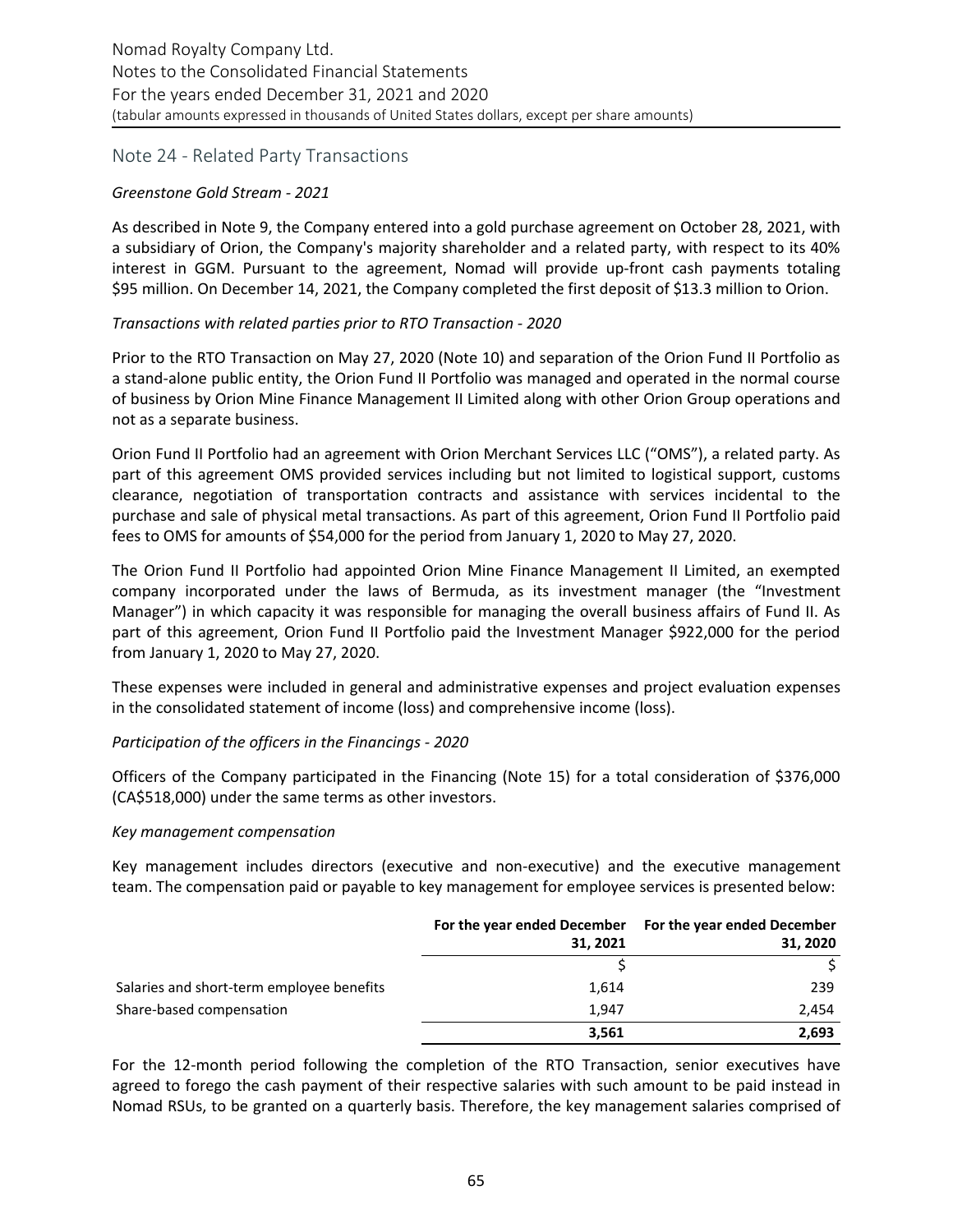## Note 24 - Related Party Transactions

*Greenstone Gold Stream - 2021*

As described in Note 9, the Company entered into a gold purchase agreement on October 28, 2021, with a subsidiary of Orion, the Company's majority shareholder and a related party, with respect to its 40% interest in GGM. Pursuant to the agreement, Nomad will provide up-front cash payments totaling $95 million. On December 14, 2021, the Company completed the first deposit of $13.3 million to Orion.

*Transactions with related parties prior to RTO Transaction - 2020*

Prior to the RTO Transaction on May 27, 2020 (Note 10) and separation of the Orion Fund II Portfolio as a stand-alone public entity, the Orion Fund II Portfolio was managed and operated in the normal course of business by Orion Mine Finance Management II Limited along with other Orion Group operations and not as a separate business.

Orion Fund II Portfolio had an agreement with Orion Merchant Services LLC ("OMS"), a related party. As part of this agreement OMS provided services including but not limited to logistical support, customs clearance, negotiation of transportation contracts and assistance with services incidental to the purchase and sale of physical metal transactions. As part of this agreement, Orion Fund II Portfolio paid fees to OMS for amounts of $54,000 for the period from January 1, 2020 to May 27, 2020.

The Orion Fund II Portfolio had appointed Orion Mine Finance Management II Limited, an exempted company incorporated under the laws of Bermuda, as its investment manager (the "Investment Manager") in which capacity it was responsible for managing the overall business affairs of Fund II. As part of this agreement, Orion Fund II Portfolio paid the Investment Manager $922,000 for the period from January 1, 2020 to May 27, 2020.

These expenses were included in general and administrative expenses and project evaluation expenses in the consolidated statement of income (loss) and comprehensive income (loss).

*Participation of the officers in the Financings - 2020*

Officers of the Company participated in the Financing (Note 15) for a total consideration of $376,000 (CA$518,000) under the same terms as other investors.

*Key management compensation*

Key management includes directors (executive and non-executive) and the executive management team. The compensation paid or payable to key management for employee services is presented below:

| | For the year ended December 31, 2021 | For the year ended December 31, 2020 |
|---|---|---|
| | $ | $ |
| Salaries and short-term employee benefits | 1,614 | 239 |
| Share-based compensation | 1,947 | 2,454 |
| | **3,561** | **2,693** |

For the 12-month period following the completion of the RTO Transaction, senior executives have agreed to forego the cash payment of their respective salaries with such amount to be paid instead in Nomad RSUs, to be granted on a quarterly basis. Therefore, the key management salaries comprised of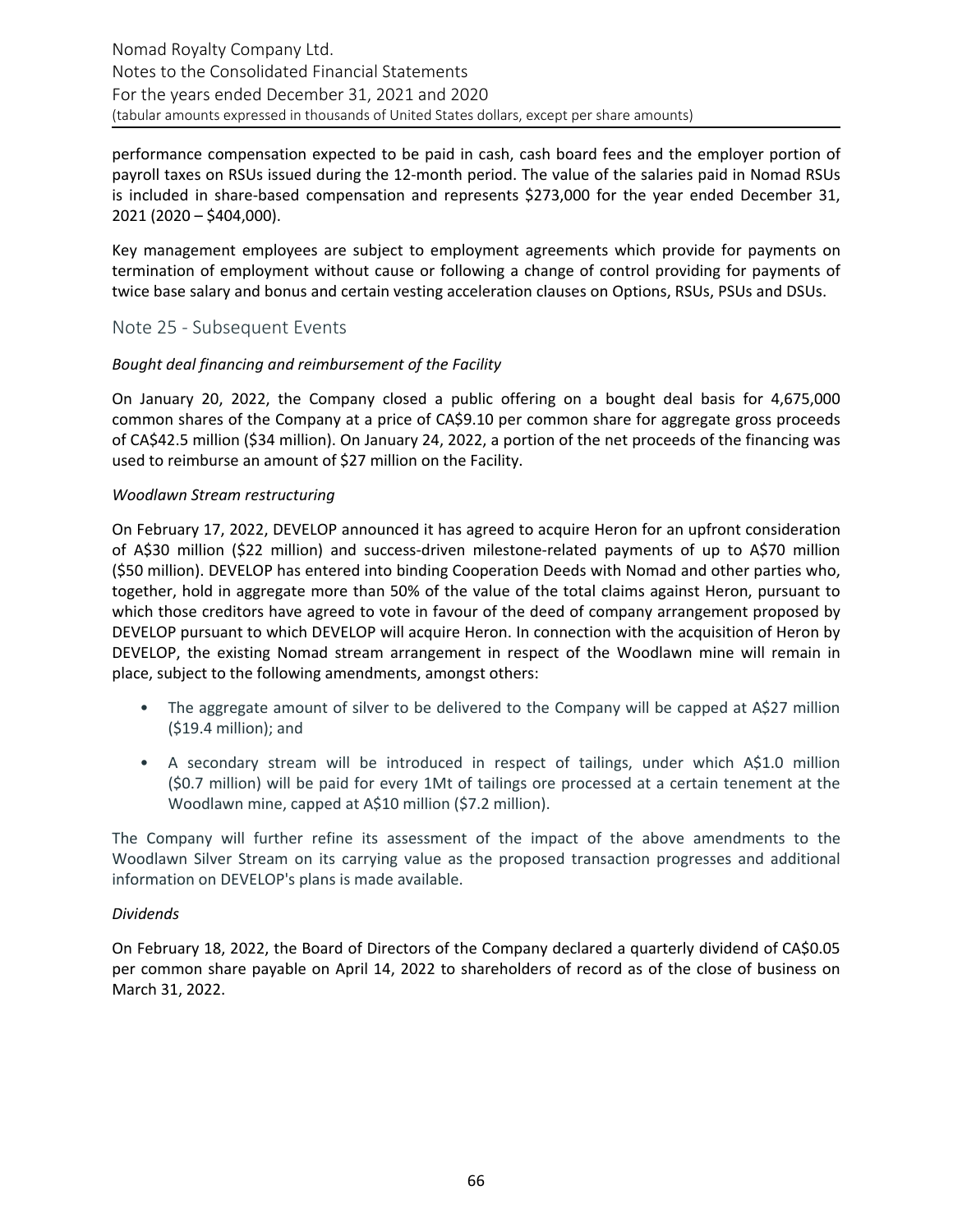performance compensation expected to be paid in cash, cash board fees and the employer portion of payroll taxes on RSUs issued during the 12-month period. The value of the salaries paid in Nomad RSUs is included in share-based compensation and represents $273,000 for the year ended December 31, 2021 (2020 – $404,000).

Key management employees are subject to employment agreements which provide for payments on termination of employment without cause or following a change of control providing for payments of twice base salary and bonus and certain vesting acceleration clauses on Options, RSUs, PSUs and DSUs.

## Note 25 - Subsequent Events

*Bought deal financing and reimbursement of the Facility*

On January 20, 2022, the Company closed a public offering on a bought deal basis for 4,675,000 common shares of the Company at a price of CA$9.10 per common share for aggregate gross proceeds of CA$42.5 million ($34 million). On January 24, 2022, a portion of the net proceeds of the financing was used to reimburse an amount of $27 million on the Facility.

*Woodlawn Stream restructuring*

On February 17, 2022, DEVELOP announced it has agreed to acquire Heron for an upfront consideration of A$30 million ($22 million) and success-driven milestone-related payments of up to A$70 million ($50 million). DEVELOP has entered into binding Cooperation Deeds with Nomad and other parties who, together, hold in aggregate more than 50% of the value of the total claims against Heron, pursuant to which those creditors have agreed to vote in favour of the deed of company arrangement proposed by DEVELOP pursuant to which DEVELOP will acquire Heron. In connection with the acquisition of Heron by DEVELOP, the existing Nomad stream arrangement in respect of the Woodlawn mine will remain in place, subject to the following amendments, amongst others:

- The aggregate amount of silver to be delivered to the Company will be capped at A$27 million ($19.4 million); and
- A secondary stream will be introduced in respect of tailings, under which A$1.0 million ($0.7 million) will be paid for every 1Mt of tailings ore processed at a certain tenement at the Woodlawn mine, capped at A$10 million ($7.2 million).

The Company will further refine its assessment of the impact of the above amendments to the Woodlawn Silver Stream on its carrying value as the proposed transaction progresses and additional information on DEVELOP's plans is made available.

*Dividends*

On February 18, 2022, the Board of Directors of the Company declared a quarterly dividend of CA$0.05 per common share payable on April 14, 2022 to shareholders of record as of the close of business on March 31, 2022.